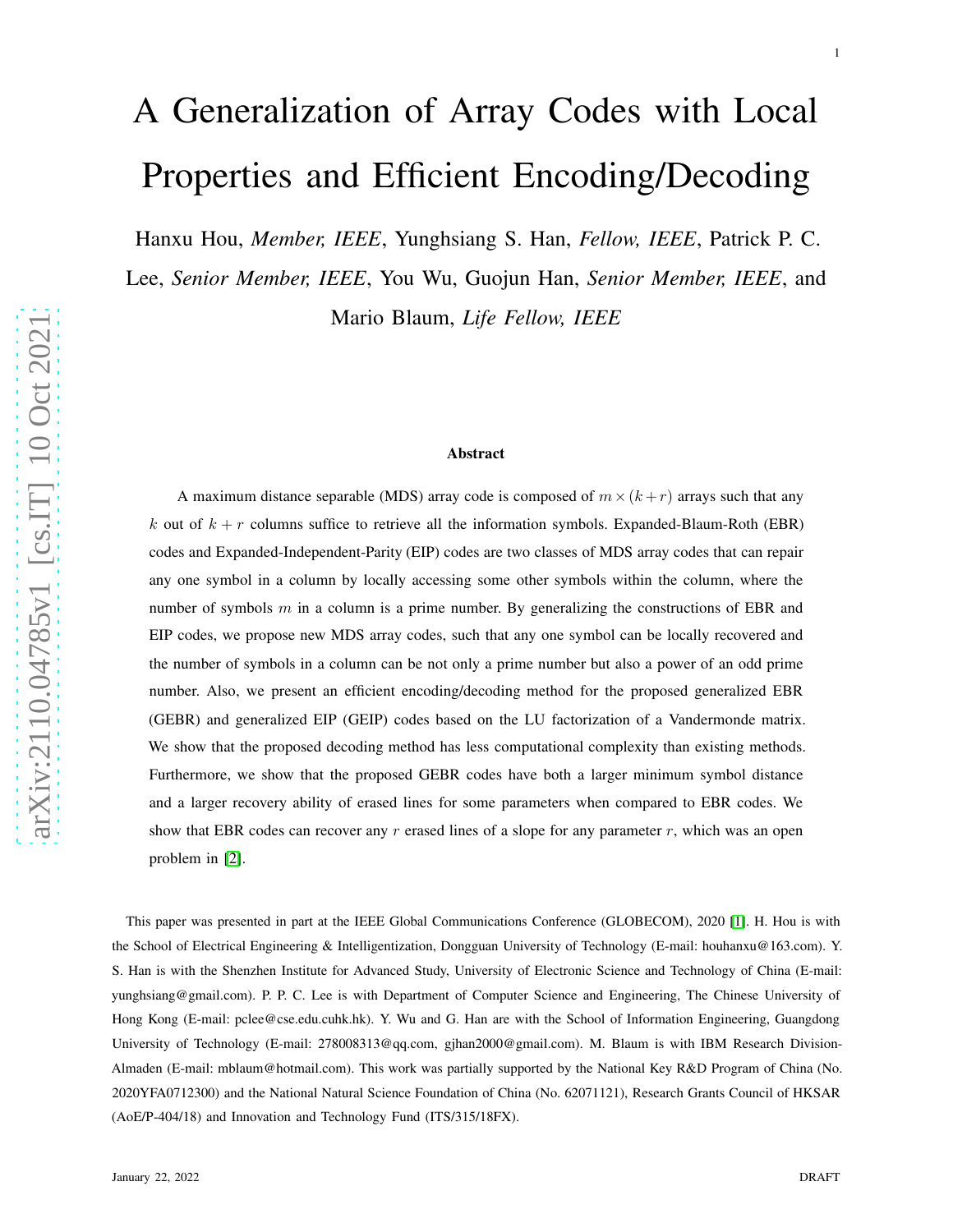# A Generalization of Array Codes with Local Properties and Efficient Encoding/Decoding

Hanxu Hou, *Member, IEEE*, Yunghsiang S. Han, *Fellow, IEEE*, Patrick P. C. Lee, *Senior Member, IEEE*, You Wu, Guojun Han, *Senior Member, IEEE*, and Mario Blaum, *Life Fellow, IEEE*

## Abstract

A maximum distance separable (MDS) array code is composed of $m \times (k+r)$ arrays such that any $k$ out of $k+r$ columns suffice to retrieve all the information symbols. Expanded-Blaum-Roth (EBR) codes and Expanded-Independent-Parity (EIP) codes are two classes of MDS array codes that can repair any one symbol in a column by locally accessing some other symbols within the column, where the number of symbols $m$ in a column is a prime number. By generalizing the constructions of EBR and EIP codes, we propose new MDS array codes, such that any one symbol can be locally recovered and the number of symbols in a column can be not only a prime number but also a power of an odd prime number. Also, we present an efficient encoding/decoding method for the proposed generalized EBR (GEBR) and generalized EIP (GEIP) codes based on the LU factorization of a Vandermonde matrix. We show that the proposed decoding method has less computational complexity than existing methods. Furthermore, we show that the proposed GEBR codes have both a larger minimum symbol distance and a larger recovery ability of erased lines for some parameters when compared to EBR codes. We show that EBR codes can recover any $r$ erased lines of a slope for any parameter $r$, which was an open problem in [2].

This paper was presented in part at the IEEE Global Communications Conference (GLOBECOM), 2020 [1]. H. Hou is with the School of Electrical Engineering & Intelligentization, Dongguan University of Technology (E-mail: houhanxu@163.com). Y. S. Han is with the Shenzhen Institute for Advanced Study, University of Electronic Science and Technology of China (E-mail: yunghsiang@gmail.com). P. P. C. Lee is with Department of Computer Science and Engineering, The Chinese University of Hong Kong (E-mail: pclee@cse.edu.cuhk.hk). Y. Wu and G. Han are with the School of Information Engineering, Guangdong University of Technology (E-mail: 278008313@qq.com, gjhan2000@gmail.com). M. Blaum is with IBM Research Division-Almaden (E-mail: mblaum@hotmail.com). This work was partially supported by the National Key R&D Program of China (No. 2020YFA0712300) and the National Natural Science Foundation of China (No. 62071121), Research Grants Council of HKSAR (AoE/P-404/18) and Innovation and Technology Fund (ITS/315/18FX).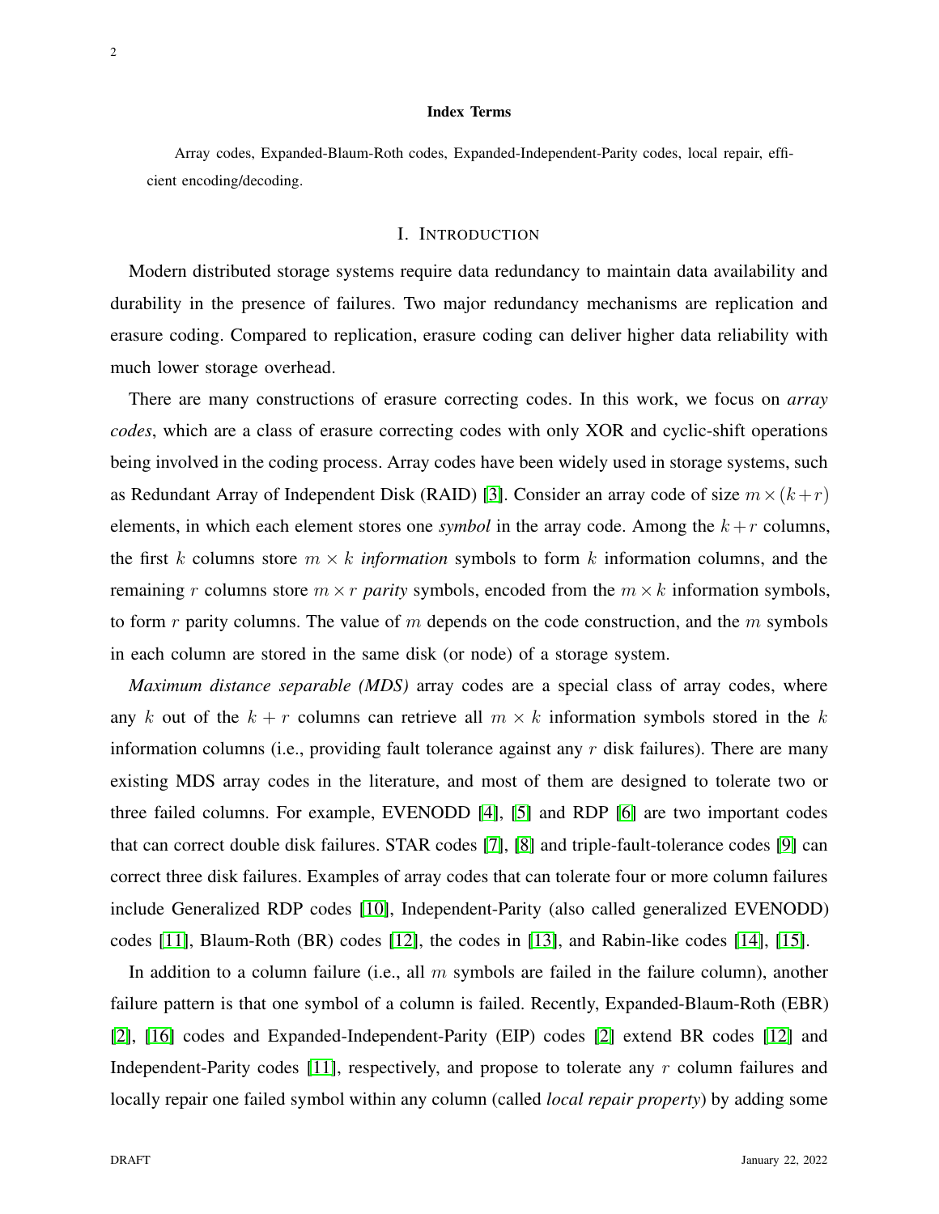**Index Terms**

Array codes, Expanded-Blaum-Roth codes, Expanded-Independent-Parity codes, local repair, efficient encoding/decoding.

# I. INTRODUCTION

Modern distributed storage systems require data redundancy to maintain data availability and durability in the presence of failures. Two major redundancy mechanisms are replication and erasure coding. Compared to replication, erasure coding can deliver higher data reliability with much lower storage overhead.

There are many constructions of erasure correcting codes. In this work, we focus on *array codes*, which are a class of erasure correcting codes with only XOR and cyclic-shift operations being involved in the coding process. Array codes have been widely used in storage systems, such as Redundant Array of Independent Disk (RAID) [3]. Consider an array code of size $m \times (k+r)$ elements, in which each element stores one *symbol* in the array code. Among the $k+r$ columns, the first $k$ columns store $m \times k$ *information* symbols to form $k$ information columns, and the remaining $r$ columns store $m \times r$ *parity* symbols, encoded from the $m \times k$ information symbols, to form $r$ parity columns. The value of $m$ depends on the code construction, and the $m$ symbols in each column are stored in the same disk (or node) of a storage system.

*Maximum distance separable (MDS)* array codes are a special class of array codes, where any $k$ out of the $k+r$ columns can retrieve all $m \times k$ information symbols stored in the $k$ information columns (i.e., providing fault tolerance against any $r$ disk failures). There are many existing MDS array codes in the literature, and most of them are designed to tolerate two or three failed columns. For example, EVENODD [4], [5] and RDP [6] are two important codes that can correct double disk failures. STAR codes [7], [8] and triple-fault-tolerance codes [9] can correct three disk failures. Examples of array codes that can tolerate four or more column failures include Generalized RDP codes [10], Independent-Parity (also called generalized EVENODD) codes [11], Blaum-Roth (BR) codes [12], the codes in [13], and Rabin-like codes [14], [15].

In addition to a column failure (i.e., all $m$ symbols are failed in the failure column), another failure pattern is that one symbol of a column is failed. Recently, Expanded-Blaum-Roth (EBR) [2], [16] codes and Expanded-Independent-Parity (EIP) codes [2] extend BR codes [12] and Independent-Parity codes [11], respectively, and propose to tolerate any $r$ column failures and locally repair one failed symbol within any column (called *local repair property*) by adding some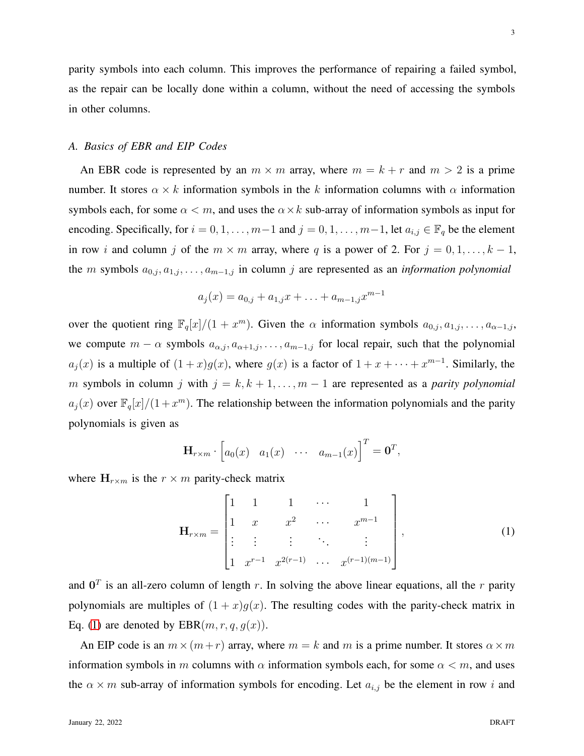parity symbols into each column. This improves the performance of repairing a failed symbol, as the repair can be locally done within a column, without the need of accessing the symbols in other columns.

### A. Basics of EBR and EIP Codes

An EBR code is represented by an $m \times m$ array, where $m = k + r$ and $m > 2$ is a prime number. It stores $\alpha \times k$ information symbols in the $k$ information columns with $\alpha$ information symbols each, for some $\alpha < m$, and uses the $\alpha \times k$ sub-array of information symbols as input for encoding. Specifically, for $i = 0, 1, \ldots, m-1$ and $j = 0, 1, \ldots, m-1$, let $a_{i,j} \in \mathbb{F}_q$ be the element in row $i$ and column $j$ of the $m \times m$ array, where $q$ is a power of 2. For $j = 0, 1, \ldots, k-1$, the $m$ symbols $a_{0,j}, a_{1,j}, \ldots, a_{m-1,j}$ in column $j$ are represented as an *information polynomial*

$$a_j(x) = a_{0,j} + a_{1,j}x + \ldots + a_{m-1,j}x^{m-1}$$

over the quotient ring $\mathbb{F}_q[x]/(1 + x^m)$. Given the $\alpha$ information symbols $a_{0,j}, a_{1,j}, \ldots, a_{\alpha-1,j}$, we compute $m - \alpha$ symbols $a_{\alpha,j}, a_{\alpha+1,j}, \ldots, a_{m-1,j}$ for local repair, such that the polynomial $a_j(x)$ is a multiple of $(1 + x)g(x)$, where $g(x)$ is a factor of $1 + x + \cdots + x^{m-1}$. Similarly, the $m$ symbols in column $j$ with $j = k, k+1, \ldots, m-1$ are represented as a *parity polynomial* $a_j(x)$ over $\mathbb{F}_q[x]/(1+x^m)$. The relationship between the information polynomials and the parity polynomials is given as

$$\mathbf{H}_{r\times m} \cdot \begin{bmatrix} a_0(x) & a_1(x) & \cdots & a_{m-1}(x) \end{bmatrix}^T = \mathbf{0}^T,$$

where $\mathbf{H}_{r\times m}$ is the $r \times m$ parity-check matrix

$$\mathbf{H}_{r\times m} = \begin{bmatrix} 1 & 1 & 1 & \cdots & 1 \\ 1 & x & x^2 & \cdots & x^{m-1} \\ \vdots & \vdots & \vdots & \ddots & \vdots \\ 1 & x^{r-1} & x^{2(r-1)} & \cdots & x^{(r-1)(m-1)} \end{bmatrix}, \tag{1}$$

and $\mathbf{0}^T$ is an all-zero column of length $r$. In solving the above linear equations, all the $r$ parity polynomials are multiples of $(1 + x)g(x)$. The resulting codes with the parity-check matrix in Eq. (1) are denoted by $\text{EBR}(m, r, q, g(x))$.

An EIP code is an $m \times (m+r)$ array, where $m = k$ and $m$ is a prime number. It stores $\alpha \times m$ information symbols in $m$ columns with $\alpha$ information symbols each, for some $\alpha < m$, and uses the $\alpha \times m$ sub-array of information symbols for encoding. Let $a_{i,j}$ be the element in row $i$ and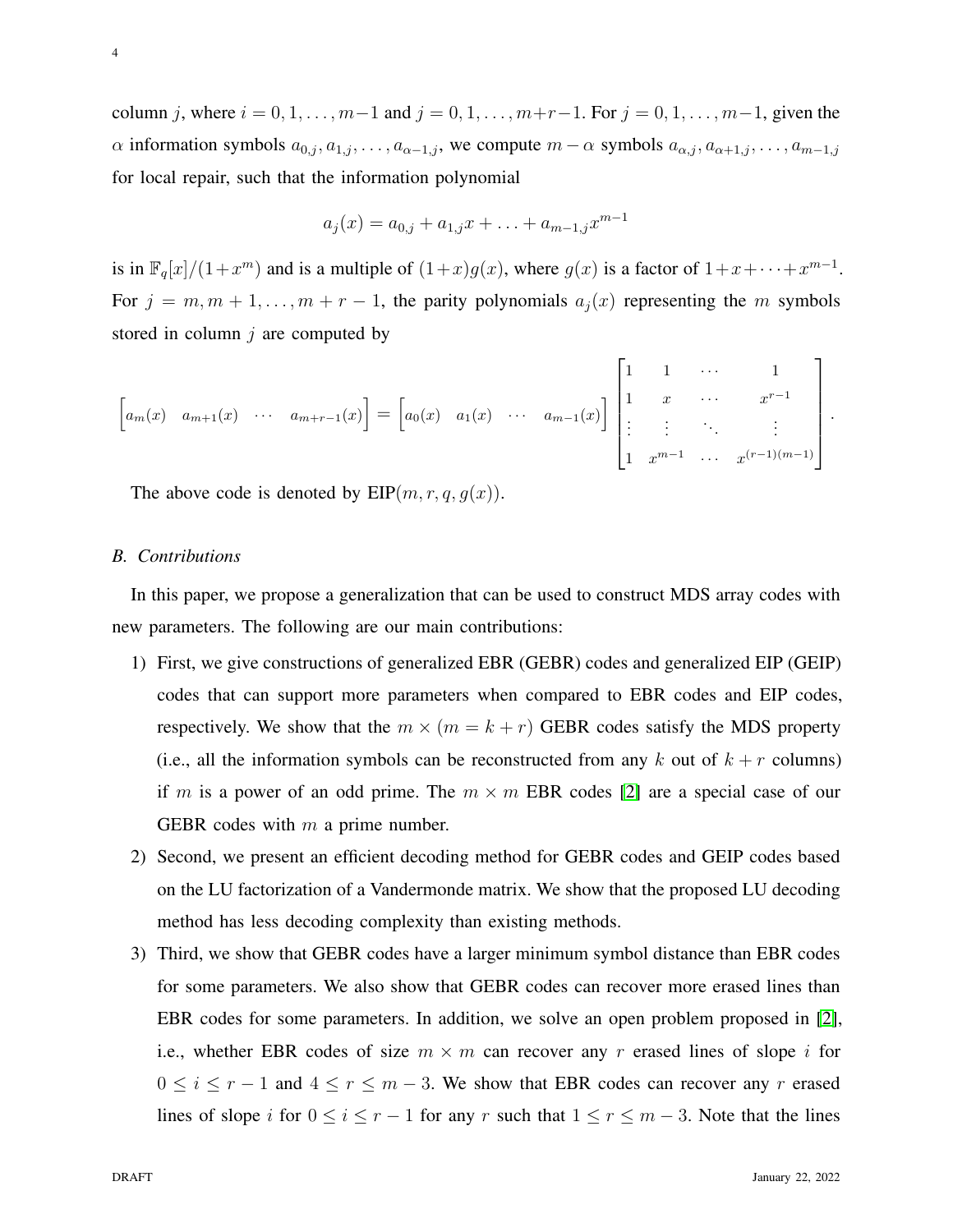column $j$, where $i = 0, 1, \ldots, m-1$ and $j = 0, 1, \ldots, m+r-1$. For $j = 0, 1, \ldots, m-1$, given the $\alpha$ information symbols $a_{0,j}, a_{1,j}, \ldots, a_{\alpha-1,j}$, we compute $m - \alpha$ symbols $a_{\alpha,j}, a_{\alpha+1,j}, \ldots, a_{m-1,j}$ for local repair, such that the information polynomial

$$a_j(x) = a_{0,j} + a_{1,j}x + \ldots + a_{m-1,j}x^{m-1}$$

is in $\mathbb{F}_q[x]/(1+x^m)$ and is a multiple of $(1+x)g(x)$, where $g(x)$ is a factor of $1+x+\cdots+x^{m-1}$. For $j = m, m+1, \ldots, m+r-1$, the parity polynomials $a_j(x)$ representing the $m$ symbols stored in column $j$ are computed by

$$\begin{bmatrix} a_m(x) & a_{m+1}(x) & \cdots & a_{m+r-1}(x) \end{bmatrix} = \begin{bmatrix} a_0(x) & a_1(x) & \cdots & a_{m-1}(x) \end{bmatrix} \begin{bmatrix} 1 & 1 & \cdots & 1 \\ 1 & x & \cdots & x^{r-1} \\ \vdots & \vdots & \ddots & \vdots \\ 1 & x^{m-1} & \cdots & x^{(r-1)(m-1)} \end{bmatrix}.$$

The above code is denoted by EIP$(m, r, q, g(x))$.

### B. Contributions

In this paper, we propose a generalization that can be used to construct MDS array codes with new parameters. The following are our main contributions:

1) First, we give constructions of generalized EBR (GEBR) codes and generalized EIP (GEIP) codes that can support more parameters when compared to EBR codes and EIP codes, respectively. We show that the $m \times (m = k + r)$ GEBR codes satisfy the MDS property (i.e., all the information symbols can be reconstructed from any $k$ out of $k + r$ columns) if $m$ is a power of an odd prime. The $m \times m$ EBR codes [2] are a special case of our GEBR codes with $m$ a prime number.
2) Second, we present an efficient decoding method for GEBR codes and GEIP codes based on the LU factorization of a Vandermonde matrix. We show that the proposed LU decoding method has less decoding complexity than existing methods.
3) Third, we show that GEBR codes have a larger minimum symbol distance than EBR codes for some parameters. We also show that GEBR codes can recover more erased lines than EBR codes for some parameters. In addition, we solve an open problem proposed in [2], i.e., whether EBR codes of size $m \times m$ can recover any $r$ erased lines of slope $i$ for $0 \leq i \leq r-1$ and $4 \leq r \leq m-3$. We show that EBR codes can recover any $r$ erased lines of slope $i$ for $0 \leq i \leq r-1$ for any $r$ such that $1 \leq r \leq m-3$. Note that the lines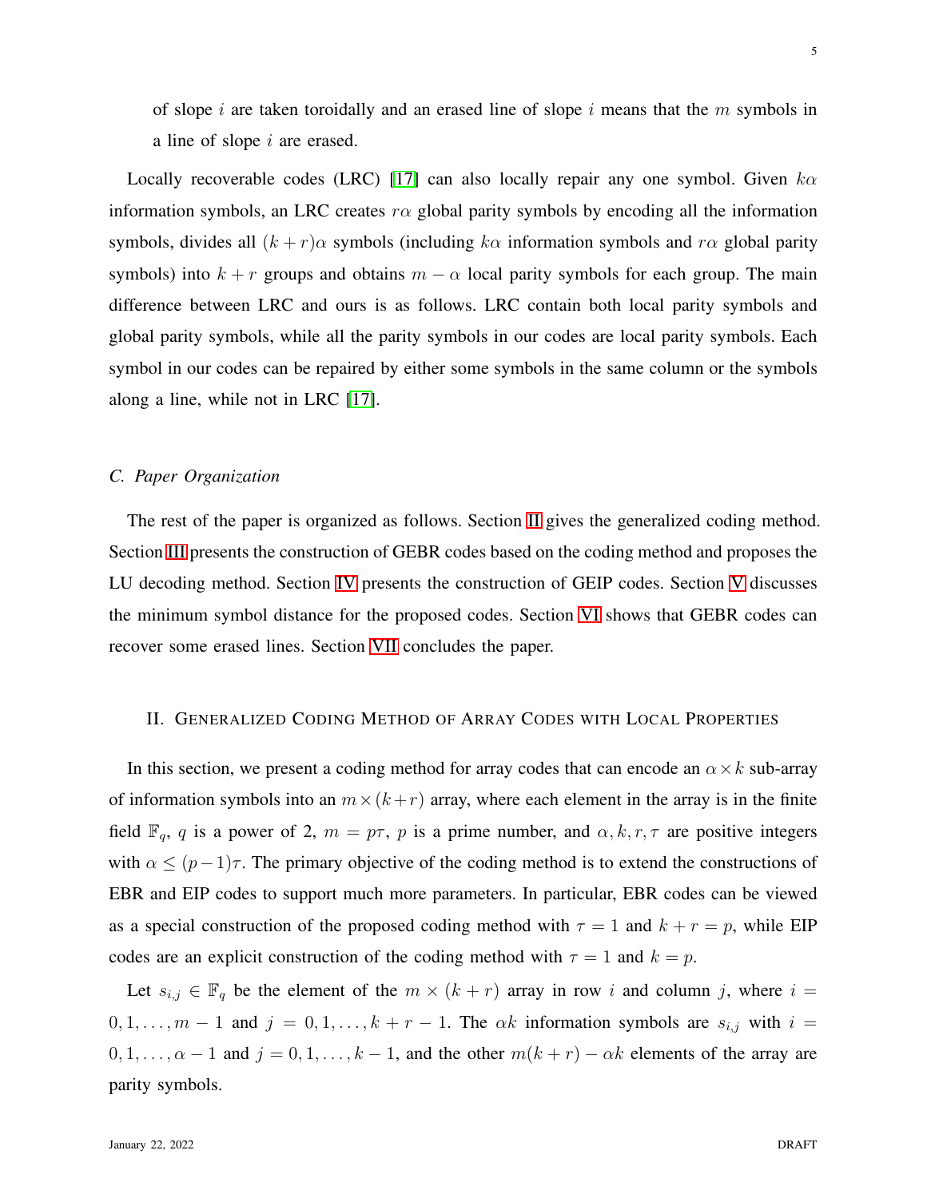of slope $i$ are taken toroidally and an erased line of slope $i$ means that the $m$ symbols in a line of slope $i$ are erased.

Locally recoverable codes (LRC) [17] can also locally repair any one symbol. Given $k\alpha$ information symbols, an LRC creates $r\alpha$ global parity symbols by encoding all the information symbols, divides all $(k+r)\alpha$ symbols (including $k\alpha$ information symbols and $r\alpha$ global parity symbols) into $k+r$ groups and obtains $m-\alpha$ local parity symbols for each group. The main difference between LRC and ours is as follows. LRC contain both local parity symbols and global parity symbols, while all the parity symbols in our codes are local parity symbols. Each symbol in our codes can be repaired by either some symbols in the same column or the symbols along a line, while not in LRC [17].

### C. Paper Organization

The rest of the paper is organized as follows. Section II gives the generalized coding method. Section III presents the construction of GEBR codes based on the coding method and proposes the LU decoding method. Section IV presents the construction of GEIP codes. Section V discusses the minimum symbol distance for the proposed codes. Section VI shows that GEBR codes can recover some erased lines. Section VII concludes the paper.

## II. Generalized Coding Method of Array Codes with Local Properties

In this section, we present a coding method for array codes that can encode an $\alpha \times k$ sub-array of information symbols into an $m \times (k+r)$ array, where each element in the array is in the finite field $\mathbb{F}_q$, $q$ is a power of 2, $m = p\tau$, $p$ is a prime number, and $\alpha, k, r, \tau$ are positive integers with $\alpha \leq (p-1)\tau$. The primary objective of the coding method is to extend the constructions of EBR and EIP codes to support much more parameters. In particular, EBR codes can be viewed as a special construction of the proposed coding method with $\tau = 1$ and $k + r = p$, while EIP codes are an explicit construction of the coding method with $\tau = 1$ and $k = p$.

Let $s_{i,j} \in \mathbb{F}_q$ be the element of the $m \times (k+r)$ array in row $i$ and column $j$, where $i = 0, 1, \ldots, m-1$ and $j = 0, 1, \ldots, k+r-1$. The $\alpha k$ information symbols are $s_{i,j}$ with $i = 0, 1, \ldots, \alpha - 1$ and $j = 0, 1, \ldots, k-1$, and the other $m(k+r) - \alpha k$ elements of the array are parity symbols.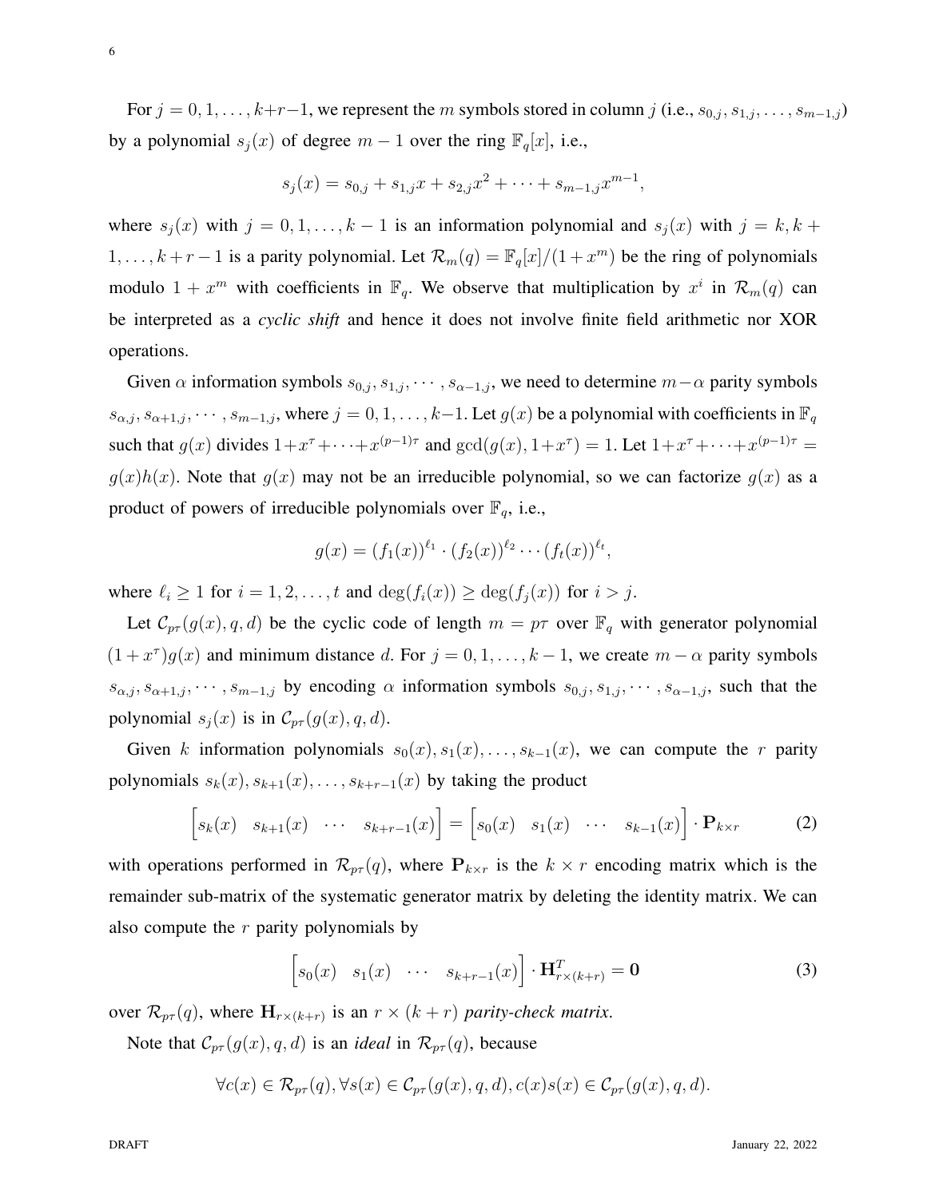For $j = 0, 1, \ldots, k+r-1$, we represent the $m$ symbols stored in column $j$ (i.e., $s_{0,j}, s_{1,j}, \ldots, s_{m-1,j}$) by a polynomial $s_j(x)$ of degree $m-1$ over the ring $\mathbb{F}_q[x]$, i.e.,

$$s_j(x) = s_{0,j} + s_{1,j}x + s_{2,j}x^2 + \cdots + s_{m-1,j}x^{m-1},$$

where $s_j(x)$ with $j = 0, 1, \ldots, k-1$ is an information polynomial and $s_j(x)$ with $j = k, k+1, \ldots, k+r-1$ is a parity polynomial. Let $\mathcal{R}_m(q) = \mathbb{F}_q[x]/(1+x^m)$ be the ring of polynomials modulo $1+x^m$ with coefficients in $\mathbb{F}_q$. We observe that multiplication by $x^i$ in $\mathcal{R}_m(q)$ can be interpreted as a *cyclic shift* and hence it does not involve finite field arithmetic nor XOR operations.

Given $\alpha$ information symbols $s_{0,j}, s_{1,j}, \cdots, s_{\alpha-1,j}$, we need to determine $m-\alpha$ parity symbols $s_{\alpha,j}, s_{\alpha+1,j}, \cdots, s_{m-1,j}$, where $j = 0, 1, \ldots, k-1$. Let $g(x)$ be a polynomial with coefficients in $\mathbb{F}_q$ such that $g(x)$ divides $1+x^\tau+\cdots+x^{(p-1)\tau}$ and $\gcd(g(x), 1+x^\tau) = 1$. Let $1+x^\tau+\cdots+x^{(p-1)\tau} = g(x)h(x)$. Note that $g(x)$ may not be an irreducible polynomial, so we can factorize $g(x)$ as a product of powers of irreducible polynomials over $\mathbb{F}_q$, i.e.,

$$g(x) = (f_1(x))^{\ell_1} \cdot (f_2(x))^{\ell_2} \cdots (f_t(x))^{\ell_t},$$

where $\ell_i \geq 1$ for $i = 1, 2, \ldots, t$ and $\deg(f_i(x)) \geq \deg(f_j(x))$ for $i > j$.

Let $\mathcal{C}_{p\tau}(g(x), q, d)$ be the cyclic code of length $m = p\tau$ over $\mathbb{F}_q$ with generator polynomial $(1+x^\tau)g(x)$ and minimum distance $d$. For $j = 0, 1, \ldots, k-1$, we create $m-\alpha$ parity symbols $s_{\alpha,j}, s_{\alpha+1,j}, \cdots, s_{m-1,j}$ by encoding $\alpha$ information symbols $s_{0,j}, s_{1,j}, \cdots, s_{\alpha-1,j}$, such that the polynomial $s_j(x)$ is in $\mathcal{C}_{p\tau}(g(x), q, d)$.

Given $k$ information polynomials $s_0(x), s_1(x), \ldots, s_{k-1}(x)$, we can compute the $r$ parity polynomials $s_k(x), s_{k+1}(x), \ldots, s_{k+r-1}(x)$ by taking the product

$$\begin{bmatrix} s_k(x) & s_{k+1}(x) & \cdots & s_{k+r-1}(x) \end{bmatrix} = \begin{bmatrix} s_0(x) & s_1(x) & \cdots & s_{k-1}(x) \end{bmatrix} \cdot \mathbf{P}_{k\times r} \tag{2}$$

with operations performed in $\mathcal{R}_{p\tau}(q)$, where $\mathbf{P}_{k\times r}$ is the $k \times r$ encoding matrix which is the remainder sub-matrix of the systematic generator matrix by deleting the identity matrix. We can also compute the $r$ parity polynomials by

$$\begin{bmatrix} s_0(x) & s_1(x) & \cdots & s_{k+r-1}(x) \end{bmatrix} \cdot \mathbf{H}^T_{r\times(k+r)} = \mathbf{0} \tag{3}$$

over $\mathcal{R}_{p\tau}(q)$, where $\mathbf{H}_{r\times(k+r)}$ is an $r \times (k+r)$ *parity-check matrix*.

Note that $\mathcal{C}_{p\tau}(g(x), q, d)$ is an *ideal* in $\mathcal{R}_{p\tau}(q)$, because

$$\forall c(x) \in \mathcal{R}_{p\tau}(q), \forall s(x) \in \mathcal{C}_{p\tau}(g(x), q, d), c(x)s(x) \in \mathcal{C}_{p\tau}(g(x), q, d).$$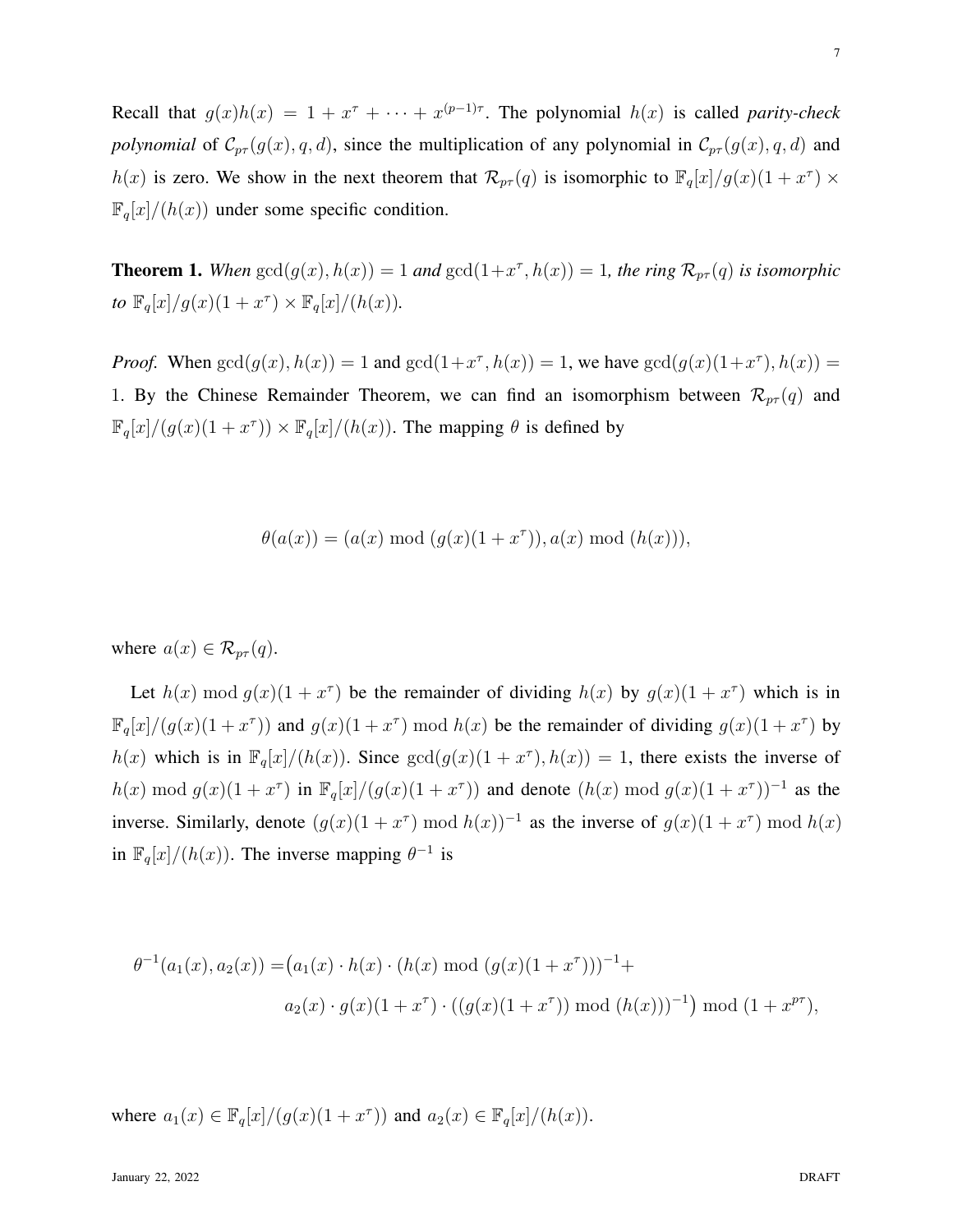Recall that $g(x)h(x) = 1 + x^{\tau} + \cdots + x^{(p-1)\tau}$. The polynomial $h(x)$ is called *parity-check polynomial* of $\mathcal{C}_{p\tau}(g(x), q, d)$, since the multiplication of any polynomial in $\mathcal{C}_{p\tau}(g(x), q, d)$ and $h(x)$ is zero. We show in the next theorem that $\mathcal{R}_{p\tau}(q)$ is isomorphic to $\mathbb{F}_q[x]/g(x)(1+x^{\tau}) \times \mathbb{F}_q[x]/(h(x))$ under some specific condition.

**Theorem 1.** *When* $\gcd(g(x), h(x)) = 1$ *and* $\gcd(1+x^{\tau}, h(x)) = 1$*, the ring* $\mathcal{R}_{p\tau}(q)$ *is isomorphic to* $\mathbb{F}_q[x]/g(x)(1+x^{\tau}) \times \mathbb{F}_q[x]/(h(x))$*.*

*Proof.* When $\gcd(g(x), h(x)) = 1$ and $\gcd(1+x^{\tau}, h(x)) = 1$, we have $\gcd(g(x)(1+x^{\tau}), h(x)) = 1$. By the Chinese Remainder Theorem, we can find an isomorphism between $\mathcal{R}_{p\tau}(q)$ and $\mathbb{F}_q[x]/(g(x)(1+x^{\tau})) \times \mathbb{F}_q[x]/(h(x))$. The mapping $\theta$ is defined by

$$\theta(a(x)) = (a(x) \bmod (g(x)(1+x^{\tau})), a(x) \bmod (h(x))),$$

where $a(x) \in \mathcal{R}_{p\tau}(q)$.

Let $h(x) \bmod g(x)(1+x^{\tau})$ be the remainder of dividing $h(x)$ by $g(x)(1+x^{\tau})$ which is in $\mathbb{F}_q[x]/(g(x)(1+x^{\tau}))$ and $g(x)(1+x^{\tau}) \bmod h(x)$ be the remainder of dividing $g(x)(1+x^{\tau})$ by $h(x)$ which is in $\mathbb{F}_q[x]/(h(x))$. Since $\gcd(g(x)(1+x^{\tau}), h(x)) = 1$, there exists the inverse of $h(x) \bmod g(x)(1+x^{\tau})$ in $\mathbb{F}_q[x]/(g(x)(1+x^{\tau}))$ and denote $(h(x) \bmod g(x)(1+x^{\tau}))^{-1}$ as the inverse. Similarly, denote $(g(x)(1+x^{\tau}) \bmod h(x))^{-1}$ as the inverse of $g(x)(1+x^{\tau}) \bmod h(x)$ in $\mathbb{F}_q[x]/(h(x))$. The inverse mapping $\theta^{-1}$ is

$$\begin{aligned}\theta^{-1}(a_1(x), a_2(x)) = \big(& a_1(x) \cdot h(x) \cdot (h(x) \bmod (g(x)(1+x^{\tau})))^{-1} + \\ & a_2(x) \cdot g(x)(1+x^{\tau}) \cdot ((g(x)(1+x^{\tau})) \bmod (h(x)))^{-1}\big) \bmod (1+x^{p\tau}),\end{aligned}$$

where $a_1(x) \in \mathbb{F}_q[x]/(g(x)(1+x^{\tau}))$ and $a_2(x) \in \mathbb{F}_q[x]/(h(x))$.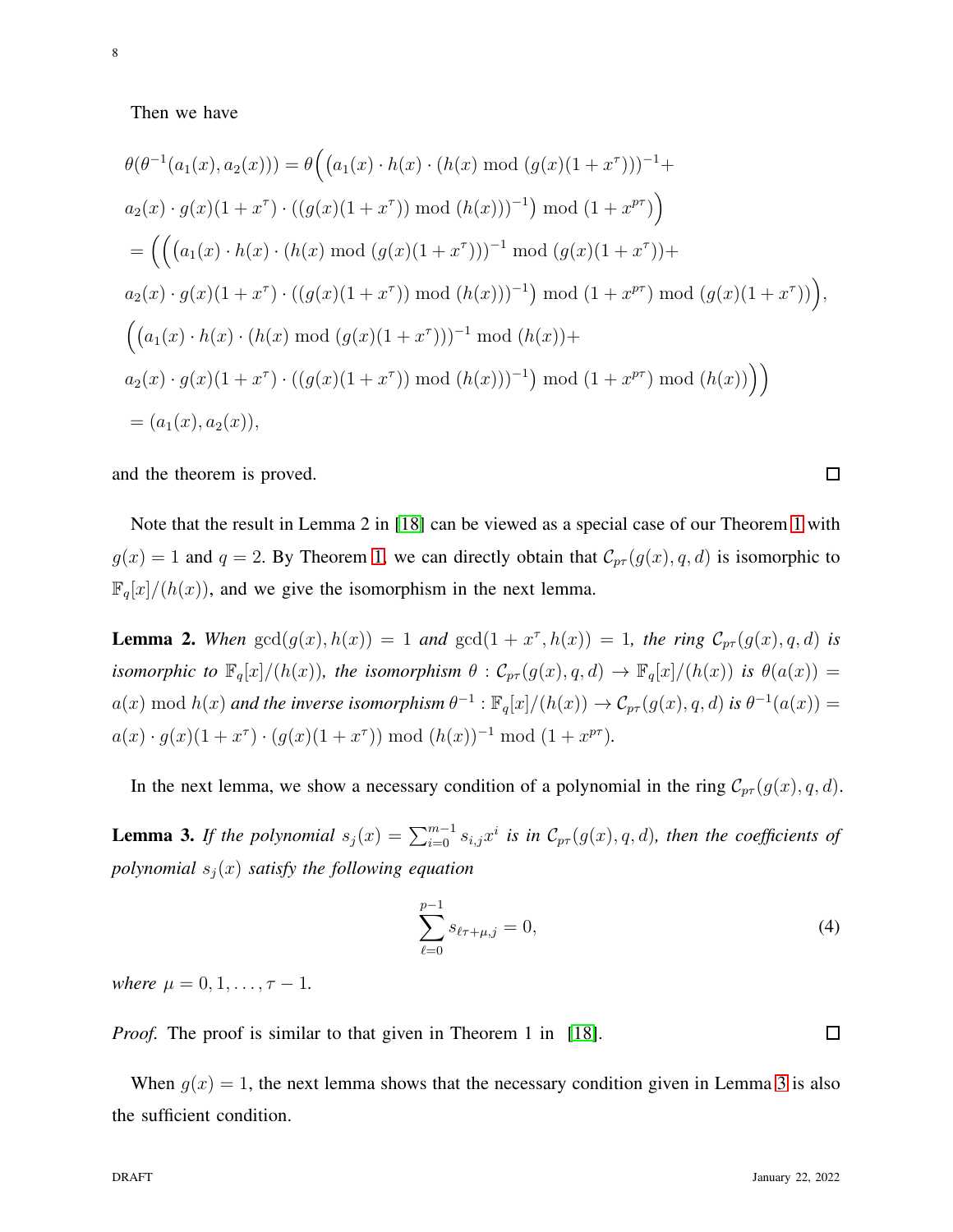Then we have

$$
\begin{aligned}
&\theta(\theta^{-1}(a_1(x),a_2(x))) = \theta\Big(\big(a_1(x)\cdot h(x)\cdot (h(x) \bmod (g(x)(1+x^\tau)))^{-1} + \\
&a_2(x)\cdot g(x)(1+x^\tau)\cdot ((g(x)(1+x^\tau)) \bmod (h(x)))^{-1}\big) \bmod (1+x^{p\tau})\Big) \\
&= \Big(\Big(\big(a_1(x)\cdot h(x)\cdot (h(x) \bmod (g(x)(1+x^\tau)))^{-1} \bmod (g(x)(1+x^\tau)) + \\
&a_2(x)\cdot g(x)(1+x^\tau)\cdot ((g(x)(1+x^\tau)) \bmod (h(x)))^{-1}\big) \bmod (1+x^{p\tau}) \bmod (g(x)(1+x^\tau))\Big), \\
&\Big(\big(a_1(x)\cdot h(x)\cdot (h(x) \bmod (g(x)(1+x^\tau)))^{-1} \bmod (h(x)) + \\
&a_2(x)\cdot g(x)(1+x^\tau)\cdot ((g(x)(1+x^\tau)) \bmod (h(x)))^{-1}\big) \bmod (1+x^{p\tau}) \bmod (h(x))\Big)\Big) \\
&= (a_1(x),a_2(x)),
\end{aligned}
$$

and the theorem is proved. □

Note that the result in Lemma 2 in [18] can be viewed as a special case of our Theorem 1 with $g(x)=1$ and $q=2$. By Theorem 1, we can directly obtain that $\mathcal{C}_{p\tau}(g(x),q,d)$ is isomorphic to $\mathbb{F}_q[x]/(h(x))$, and we give the isomorphism in the next lemma.

**Lemma 2.** *When $\gcd(g(x),h(x))=1$ and $\gcd(1+x^\tau,h(x))=1$, the ring $\mathcal{C}_{p\tau}(g(x),q,d)$ is isomorphic to $\mathbb{F}_q[x]/(h(x))$, the isomorphism $\theta:\mathcal{C}_{p\tau}(g(x),q,d)\to\mathbb{F}_q[x]/(h(x))$ is $\theta(a(x)) = a(x) \bmod h(x)$ and the inverse isomorphism $\theta^{-1}:\mathbb{F}_q[x]/(h(x))\to\mathcal{C}_{p\tau}(g(x),q,d)$ is $\theta^{-1}(a(x)) = a(x)\cdot g(x)(1+x^\tau)\cdot(g(x)(1+x^\tau)) \bmod (h(x))^{-1} \bmod (1+x^{p\tau})$.*

In the next lemma, we show a necessary condition of a polynomial in the ring $\mathcal{C}_{p\tau}(g(x),q,d)$.

**Lemma 3.** *If the polynomial $s_j(x)=\sum_{i=0}^{m-1}s_{i,j}x^i$ is in $\mathcal{C}_{p\tau}(g(x),q,d)$, then the coefficients of polynomial $s_j(x)$ satisfy the following equation*

$$
\sum_{\ell=0}^{p-1} s_{\ell\tau+\mu,j} = 0, \tag{4}
$$

*where $\mu=0,1,\ldots,\tau-1$.*

*Proof.* The proof is similar to that given in Theorem 1 in [18]. □

When $g(x)=1$, the next lemma shows that the necessary condition given in Lemma 3 is also the sufficient condition.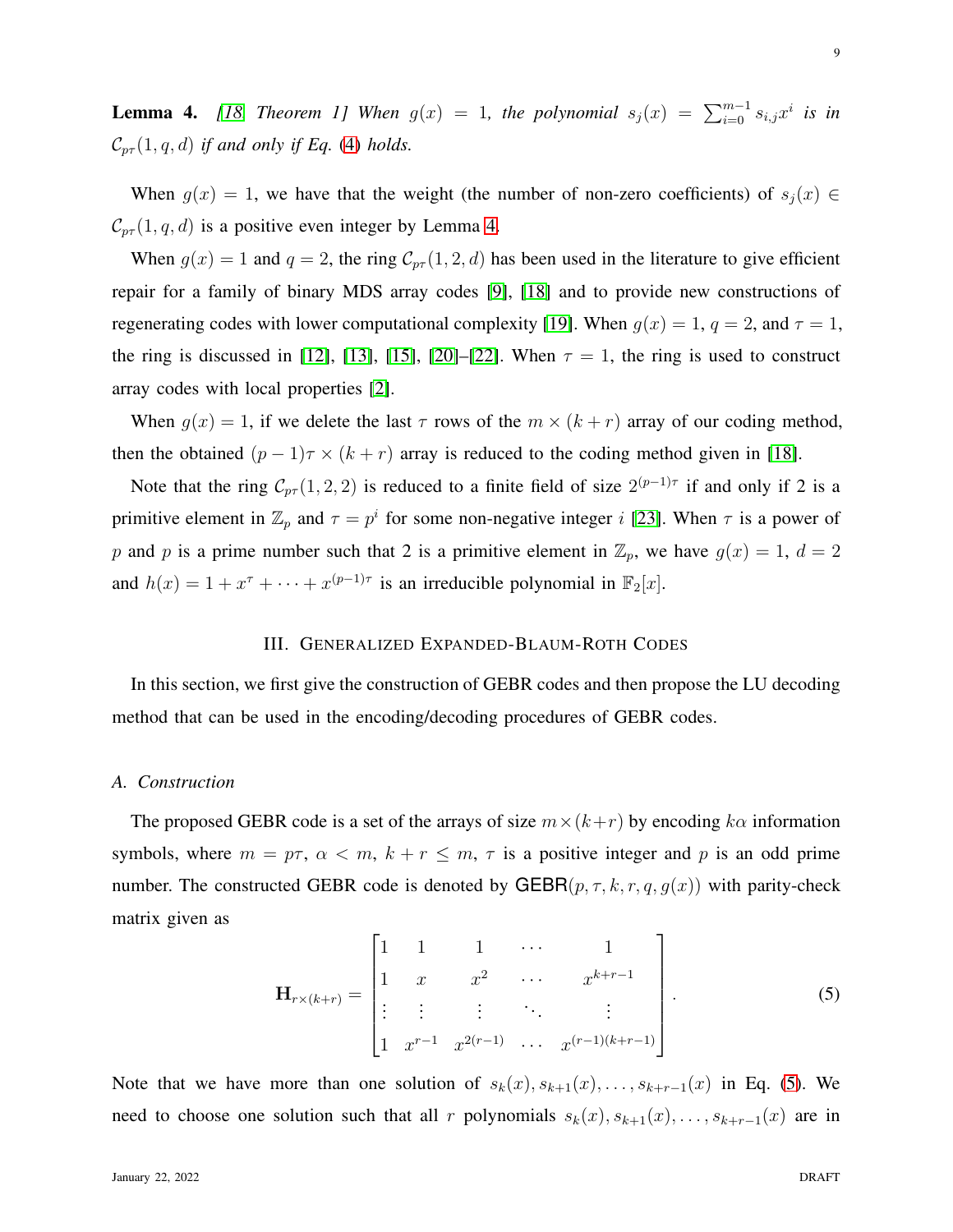**Lemma 4.** *[18, Theorem 1] When $g(x) = 1$, the polynomial $s_j(x) = \sum_{i=0}^{m-1} s_{i,j}x^i$ is in $\mathcal{C}_{p\tau}(1, q, d)$ if and only if Eq. (4) holds.*

When $g(x) = 1$, we have that the weight (the number of non-zero coefficients) of $s_j(x) \in \mathcal{C}_{p\tau}(1, q, d)$ is a positive even integer by Lemma 4.

When $g(x) = 1$ and $q = 2$, the ring $\mathcal{C}_{p\tau}(1, 2, d)$ has been used in the literature to give efficient repair for a family of binary MDS array codes [9], [18] and to provide new constructions of regenerating codes with lower computational complexity [19]. When $g(x) = 1$, $q = 2$, and $\tau = 1$, the ring is discussed in [12], [13], [15], [20]–[22]. When $\tau = 1$, the ring is used to construct array codes with local properties [2].

When $g(x) = 1$, if we delete the last $\tau$ rows of the $m \times (k + r)$ array of our coding method, then the obtained $(p - 1)\tau \times (k + r)$ array is reduced to the coding method given in [18].

Note that the ring $\mathcal{C}_{p\tau}(1, 2, 2)$ is reduced to a finite field of size $2^{(p-1)\tau}$ if and only if 2 is a primitive element in $\mathbb{Z}_p$ and $\tau = p^i$ for some non-negative integer $i$ [23]. When $\tau$ is a power of $p$ and $p$ is a prime number such that 2 is a primitive element in $\mathbb{Z}_p$, we have $g(x) = 1$, $d = 2$ and $h(x) = 1 + x^\tau + \cdots + x^{(p-1)\tau}$ is an irreducible polynomial in $\mathbb{F}_2[x]$.

## III. Generalized Expanded-Blaum-Roth Codes

In this section, we first give the construction of GEBR codes and then propose the LU decoding method that can be used in the encoding/decoding procedures of GEBR codes.

### A. Construction

The proposed GEBR code is a set of the arrays of size $m \times (k+r)$ by encoding $k\alpha$ information symbols, where $m = p\tau$, $\alpha < m$, $k + r \leq m$, $\tau$ is a positive integer and $p$ is an odd prime number. The constructed GEBR code is denoted by $\mathsf{GEBR}(p, \tau, k, r, q, g(x))$ with parity-check matrix given as

$$\mathbf{H}_{r\times(k+r)} = \begin{bmatrix} 1 & 1 & 1 & \cdots & 1 \\ 1 & x & x^2 & \cdots & x^{k+r-1} \\ \vdots & \vdots & \vdots & \ddots & \vdots \\ 1 & x^{r-1} & x^{2(r-1)} & \cdots & x^{(r-1)(k+r-1)} \end{bmatrix}. \tag{5}$$

Note that we have more than one solution of $s_k(x), s_{k+1}(x), \ldots, s_{k+r-1}(x)$ in Eq. (5). We need to choose one solution such that all $r$ polynomials $s_k(x), s_{k+1}(x), \ldots, s_{k+r-1}(x)$ are in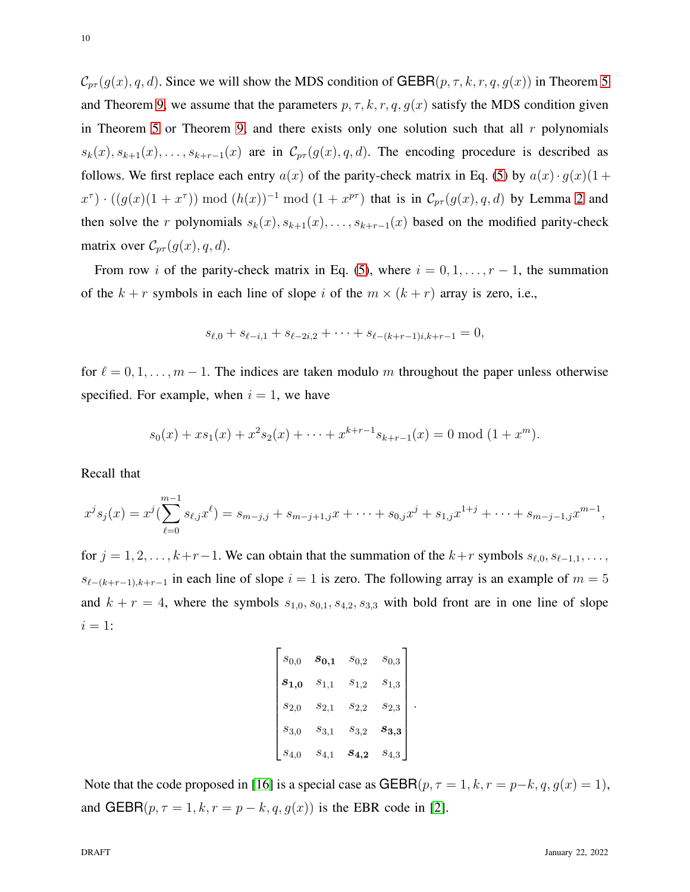$\mathcal{C}_{p\tau}(g(x), q, d)$. Since we will show the MDS condition of $\mathsf{GEBR}(p, \tau, k, r, q, g(x))$ in Theorem 5 and Theorem 9, we assume that the parameters $p, \tau, k, r, q, g(x)$ satisfy the MDS condition given in Theorem 5 or Theorem 9, and there exists only one solution such that all $r$ polynomials $s_k(x), s_{k+1}(x), \ldots, s_{k+r-1}(x)$ are in $\mathcal{C}_{p\tau}(g(x), q, d)$. The encoding procedure is described as follows. We first replace each entry $a(x)$ of the parity-check matrix in Eq. (5) by $a(x) \cdot g(x)(1 + x^{\tau}) \cdot ((g(x)(1 + x^{\tau})) \bmod (h(x))^{-1} \bmod (1 + x^{p\tau})$ that is in $\mathcal{C}_{p\tau}(g(x), q, d)$ by Lemma 2 and then solve the $r$ polynomials $s_k(x), s_{k+1}(x), \ldots, s_{k+r-1}(x)$ based on the modified parity-check matrix over $\mathcal{C}_{p\tau}(g(x), q, d)$.

From row $i$ of the parity-check matrix in Eq. (5), where $i = 0, 1, \ldots, r-1$, the summation of the $k+r$ symbols in each line of slope $i$ of the $m \times (k+r)$ array is zero, i.e.,

$$s_{\ell,0} + s_{\ell-i,1} + s_{\ell-2i,2} + \cdots + s_{\ell-(k+r-1)i,k+r-1} = 0,$$

for $\ell = 0, 1, \ldots, m-1$. The indices are taken modulo $m$ throughout the paper unless otherwise specified. For example, when $i = 1$, we have

$$s_0(x) + xs_1(x) + x^2 s_2(x) + \cdots + x^{k+r-1}s_{k+r-1}(x) = 0 \bmod (1 + x^m).$$

Recall that

$$x^j s_j(x) = x^j (\sum_{\ell=0}^{m-1} s_{\ell,j} x^{\ell}) = s_{m-j,j} + s_{m-j+1,j}x + \cdots + s_{0,j}x^j + s_{1,j}x^{1+j} + \cdots + s_{m-j-1,j}x^{m-1},$$

for $j = 1, 2, \ldots, k+r-1$. We can obtain that the summation of the $k+r$ symbols $s_{\ell,0}, s_{\ell-1,1}, \ldots, s_{\ell-(k+r-1),k+r-1}$ in each line of slope $i = 1$ is zero. The following array is an example of $m = 5$ and $k + r = 4$, where the symbols $s_{1,0}, s_{0,1}, s_{4,2}, s_{3,3}$ with bold front are in one line of slope $i = 1$:

$$\begin{bmatrix} s_{0,0} & \boldsymbol{s_{0,1}} & s_{0,2} & s_{0,3} \\ \boldsymbol{s_{1,0}} & s_{1,1} & s_{1,2} & s_{1,3} \\ s_{2,0} & s_{2,1} & s_{2,2} & s_{2,3} \\ s_{3,0} & s_{3,1} & s_{3,2} & \boldsymbol{s_{3,3}} \\ s_{4,0} & s_{4,1} & \boldsymbol{s_{4,2}} & s_{4,3} \end{bmatrix}.$$

Note that the code proposed in [16] is a special case as $\mathsf{GEBR}(p, \tau = 1, k, r = p-k, q, g(x) = 1)$, and $\mathsf{GEBR}(p, \tau = 1, k, r = p-k, q, g(x))$ is the EBR code in [2].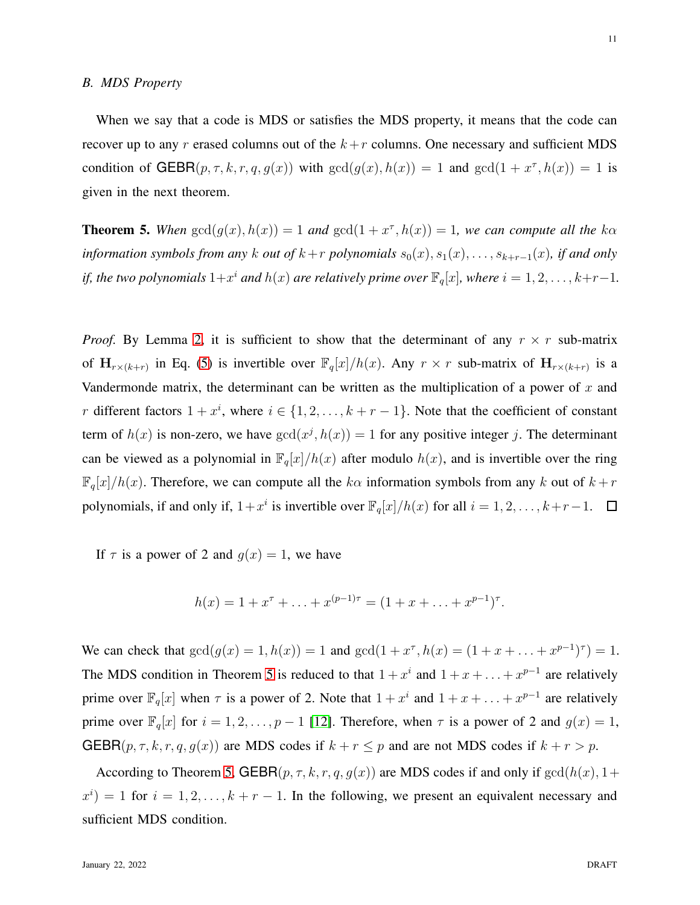### *B. MDS Property*

When we say that a code is MDS or satisfies the MDS property, it means that the code can recover up to any $r$ erased columns out of the $k+r$ columns. One necessary and sufficient MDS condition of $\mathsf{GEBR}(p,\tau,k,r,q,g(x))$ with $\gcd(g(x),h(x))=1$ and $\gcd(1+x^{\tau},h(x))=1$ is given in the next theorem.

**Theorem 5.** *When $\gcd(g(x),h(x))=1$ and $\gcd(1+x^{\tau},h(x))=1$, we can compute all the $k\alpha$ information symbols from any $k$ out of $k+r$ polynomials $s_0(x),s_1(x),\ldots,s_{k+r-1}(x)$, if and only if, the two polynomials $1+x^i$ and $h(x)$ are relatively prime over $\mathbb{F}_q[x]$, where $i=1,2,\ldots,k+r-1$.*

*Proof.* By Lemma 2, it is sufficient to show that the determinant of any $r\times r$ sub-matrix of $\mathbf{H}_{r\times(k+r)}$ in Eq. (5) is invertible over $\mathbb{F}_q[x]/h(x)$. Any $r\times r$ sub-matrix of $\mathbf{H}_{r\times(k+r)}$ is a Vandermonde matrix, the determinant can be written as the multiplication of a power of $x$ and $r$ different factors $1+x^i$, where $i\in\{1,2,\ldots,k+r-1\}$. Note that the coefficient of constant term of $h(x)$ is non-zero, we have $\gcd(x^j,h(x))=1$ for any positive integer $j$. The determinant can be viewed as a polynomial in $\mathbb{F}_q[x]/h(x)$ after modulo $h(x)$, and is invertible over the ring $\mathbb{F}_q[x]/h(x)$. Therefore, we can compute all the $k\alpha$ information symbols from any $k$ out of $k+r$ polynomials, if and only if, $1+x^i$ is invertible over $\mathbb{F}_q[x]/h(x)$ for all $i=1,2,\ldots,k+r-1$. □

If $\tau$ is a power of 2 and $g(x)=1$, we have

$$h(x)=1+x^{\tau}+\ldots+x^{(p-1)\tau}=(1+x+\ldots+x^{p-1})^{\tau}.$$

We can check that $\gcd(g(x)=1,h(x))=1$ and $\gcd(1+x^{\tau},h(x)=(1+x+\ldots+x^{p-1})^{\tau})=1$. The MDS condition in Theorem 5 is reduced to that $1+x^i$ and $1+x+\ldots+x^{p-1}$ are relatively prime over $\mathbb{F}_q[x]$ when $\tau$ is a power of 2. Note that $1+x^i$ and $1+x+\ldots+x^{p-1}$ are relatively prime over $\mathbb{F}_q[x]$ for $i=1,2,\ldots,p-1$ [12]. Therefore, when $\tau$ is a power of 2 and $g(x)=1$, $\mathsf{GEBR}(p,\tau,k,r,q,g(x))$ are MDS codes if $k+r\leq p$ and are not MDS codes if $k+r>p$.

According to Theorem 5, $\mathsf{GEBR}(p,\tau,k,r,q,g(x))$ are MDS codes if and only if $\gcd(h(x),1+x^i)=1$ for $i=1,2,\ldots,k+r-1$. In the following, we present an equivalent necessary and sufficient MDS condition.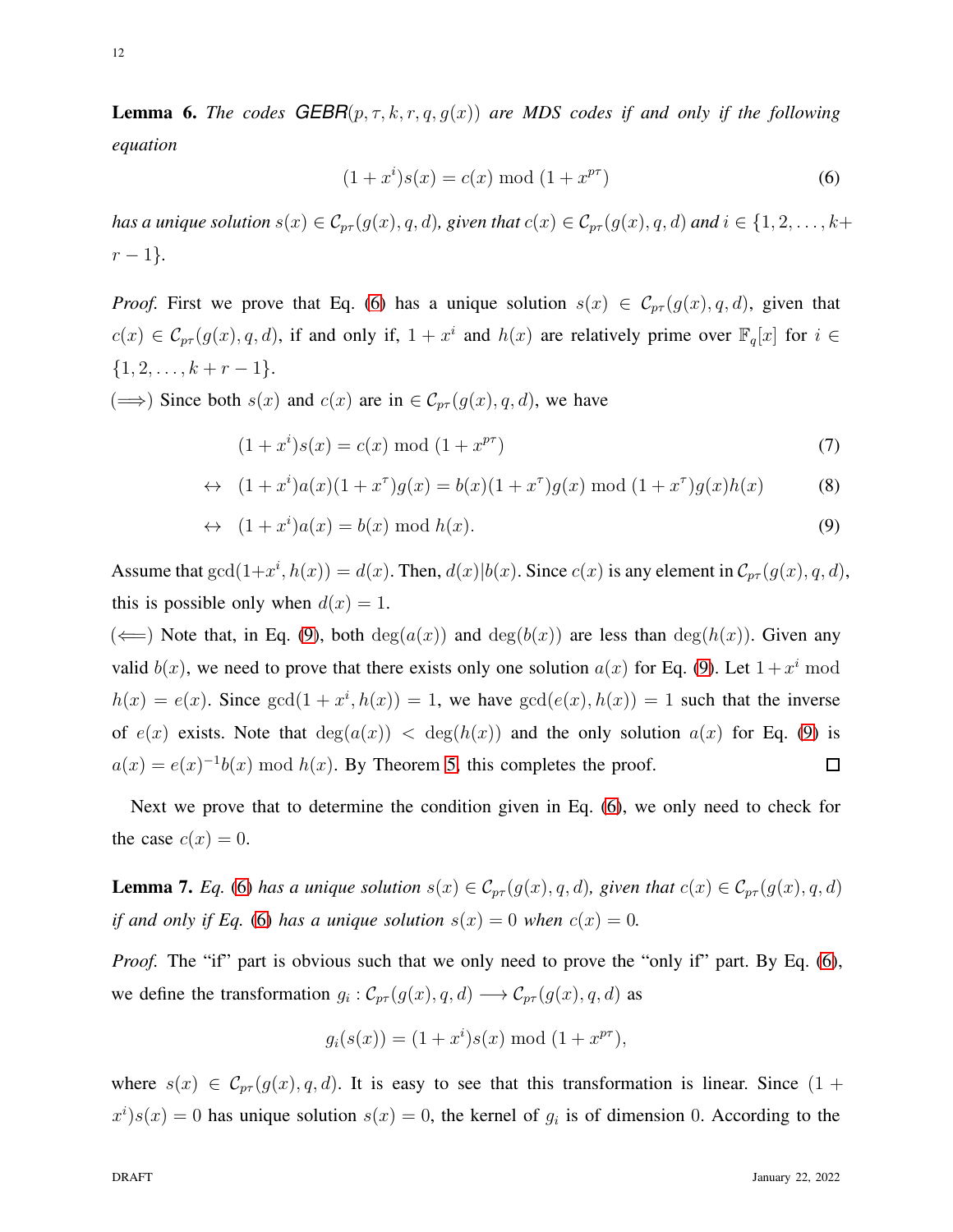**Lemma 6.** *The codes* *GEBR*$(p,\tau,k,r,q,g(x))$ *are MDS codes if and only if the following equation*

$$(1+x^i)s(x) = c(x) \bmod (1+x^{p\tau}) \tag{6}$$

*has a unique solution* $s(x) \in \mathcal{C}_{p\tau}(g(x),q,d)$*, given that* $c(x) \in \mathcal{C}_{p\tau}(g(x),q,d)$ *and* $i \in \{1,2,\ldots,k+r-1\}$.

*Proof.* First we prove that Eq. (6) has a unique solution $s(x) \in \mathcal{C}_{p\tau}(g(x),q,d)$, given that $c(x) \in \mathcal{C}_{p\tau}(g(x),q,d)$, if and only if, $1+x^i$ and $h(x)$ are relatively prime over $\mathbb{F}_q[x]$ for $i \in \{1,2,\ldots,k+r-1\}$.

($\Longrightarrow$) Since both $s(x)$ and $c(x)$ are in $\in \mathcal{C}_{p\tau}(g(x),q,d)$, we have

$$(1+x^i)s(x) = c(x) \bmod (1+x^{p\tau}) \tag{7}$$

$$\leftrightarrow \quad (1+x^i)a(x)(1+x^\tau)g(x) = b(x)(1+x^\tau)g(x) \bmod (1+x^\tau)g(x)h(x) \tag{8}$$

$$\leftrightarrow \quad (1+x^i)a(x) = b(x) \bmod h(x). \tag{9}$$

Assume that $\gcd(1+x^i, h(x)) = d(x)$. Then, $d(x)|b(x)$. Since $c(x)$ is any element in $\mathcal{C}_{p\tau}(g(x),q,d)$, this is possible only when $d(x)=1$.

($\Longleftarrow$) Note that, in Eq. (9), both $\deg(a(x))$ and $\deg(b(x))$ are less than $\deg(h(x))$. Given any valid $b(x)$, we need to prove that there exists only one solution $a(x)$ for Eq. (9). Let $1+x^i \bmod h(x) = e(x)$. Since $\gcd(1+x^i, h(x)) = 1$, we have $\gcd(e(x), h(x)) = 1$ such that the inverse of $e(x)$ exists. Note that $\deg(a(x)) < \deg(h(x))$ and the only solution $a(x)$ for Eq. (9) is $a(x) = e(x)^{-1}b(x) \bmod h(x)$. By Theorem 5, this completes the proof. □

Next we prove that to determine the condition given in Eq. (6), we only need to check for the case $c(x)=0$.

**Lemma 7.** *Eq.* (6) *has a unique solution* $s(x) \in \mathcal{C}_{p\tau}(g(x),q,d)$*, given that* $c(x) \in \mathcal{C}_{p\tau}(g(x),q,d)$ *if and only if Eq.* (6) *has a unique solution* $s(x)=0$ *when* $c(x)=0$.

*Proof.* The "if" part is obvious such that we only need to prove the "only if" part. By Eq. (6), we define the transformation $g_i : \mathcal{C}_{p\tau}(g(x),q,d) \longrightarrow \mathcal{C}_{p\tau}(g(x),q,d)$ as

$$g_i(s(x)) = (1+x^i)s(x) \bmod (1+x^{p\tau}),$$

where $s(x) \in \mathcal{C}_{p\tau}(g(x),q,d)$. It is easy to see that this transformation is linear. Since $(1+x^i)s(x) = 0$ has unique solution $s(x)=0$, the kernel of $g_i$ is of dimension $0$. According to the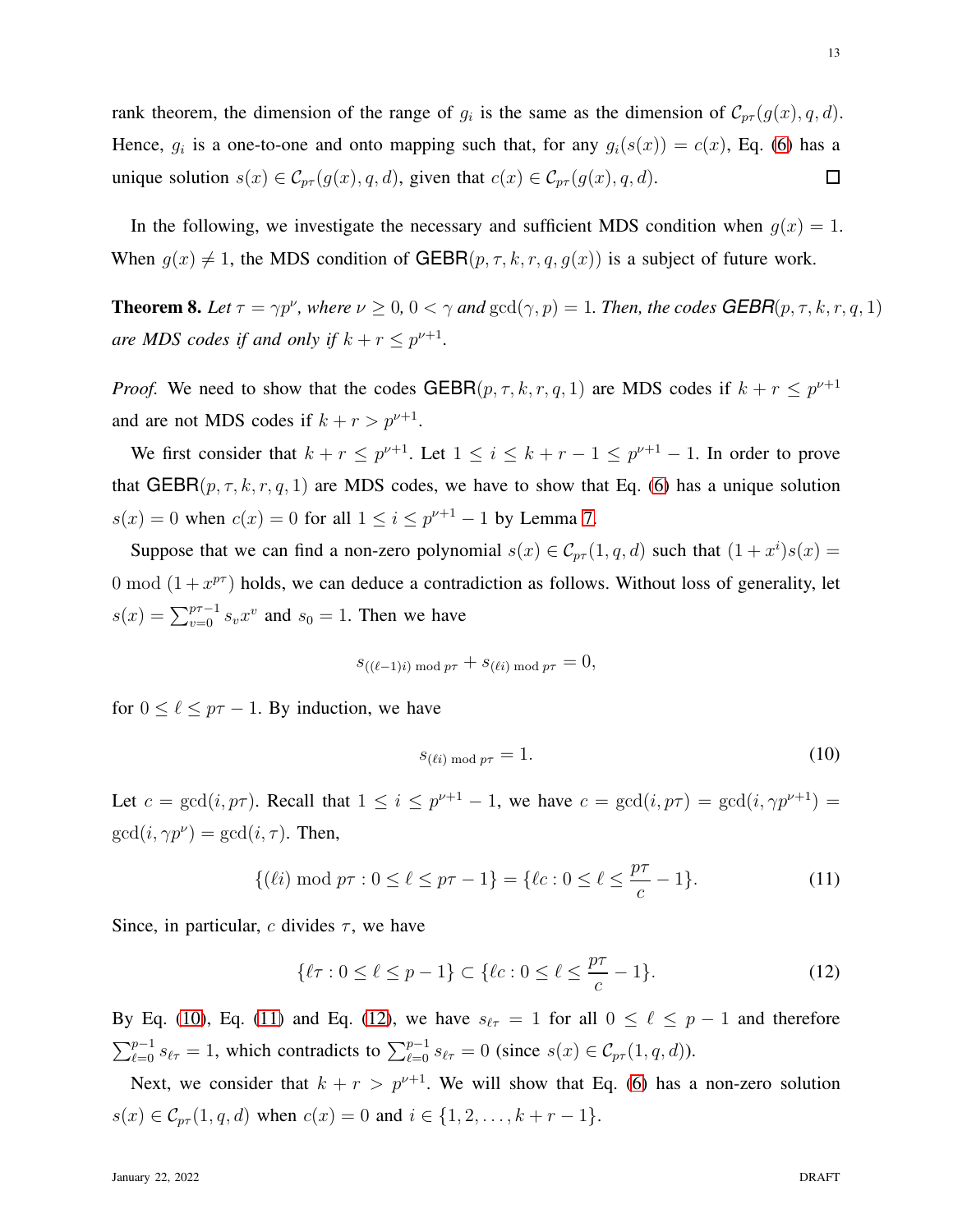rank theorem, the dimension of the range of $g_i$ is the same as the dimension of $\mathcal{C}_{p\tau}(g(x), q, d)$. Hence, $g_i$ is a one-to-one and onto mapping such that, for any $g_i(s(x)) = c(x)$, Eq. (6) has a unique solution $s(x) \in \mathcal{C}_{p\tau}(g(x), q, d)$, given that $c(x) \in \mathcal{C}_{p\tau}(g(x), q, d)$. $\square$

In the following, we investigate the necessary and sufficient MDS condition when $g(x) = 1$. When $g(x) \neq 1$, the MDS condition of $\mathsf{GEBR}(p, \tau, k, r, q, g(x))$ is a subject of future work.

**Theorem 8.** *Let $\tau = \gamma p^{\nu}$, where $\nu \geq 0$, $0 < \gamma$ and $\gcd(\gamma, p) = 1$. Then, the codes $\mathsf{GEBR}(p, \tau, k, r, q, 1)$ are MDS codes if and only if $k + r \leq p^{\nu+1}$.*

*Proof.* We need to show that the codes $\mathsf{GEBR}(p, \tau, k, r, q, 1)$ are MDS codes if $k + r \leq p^{\nu+1}$ and are not MDS codes if $k + r > p^{\nu+1}$.

We first consider that $k + r \leq p^{\nu+1}$. Let $1 \leq i \leq k + r - 1 \leq p^{\nu+1} - 1$. In order to prove that $\mathsf{GEBR}(p, \tau, k, r, q, 1)$ are MDS codes, we have to show that Eq. (6) has a unique solution $s(x) = 0$ when $c(x) = 0$ for all $1 \leq i \leq p^{\nu+1} - 1$ by Lemma 7.

Suppose that we can find a non-zero polynomial $s(x) \in \mathcal{C}_{p\tau}(1, q, d)$ such that $(1 + x^i)s(x) = 0 \bmod (1 + x^{p\tau})$ holds, we can deduce a contradiction as follows. Without loss of generality, let $s(x) = \sum_{v=0}^{p\tau-1} s_v x^v$ and $s_0 = 1$. Then we have

$$s_{((\ell-1)i) \bmod p\tau} + s_{(\ell i) \bmod p\tau} = 0,$$

for $0 \leq \ell \leq p\tau - 1$. By induction, we have

$$s_{(\ell i) \bmod p\tau} = 1. \tag{10}$$

Let $c = \gcd(i, p\tau)$. Recall that $1 \leq i \leq p^{\nu+1} - 1$, we have $c = \gcd(i, p\tau) = \gcd(i, \gamma p^{\nu+1}) = \gcd(i, \gamma p^{\nu}) = \gcd(i, \tau)$. Then,

$$\{(\ell i) \bmod p\tau : 0 \leq \ell \leq p\tau - 1\} = \{\ell c : 0 \leq \ell \leq \frac{p\tau}{c} - 1\}. \tag{11}$$

Since, in particular, $c$ divides $\tau$, we have

$$\{\ell\tau : 0 \leq \ell \leq p - 1\} \subset \{\ell c : 0 \leq \ell \leq \frac{p\tau}{c} - 1\}. \tag{12}$$

By Eq. (10), Eq. (11) and Eq. (12), we have $s_{\ell\tau} = 1$ for all $0 \leq \ell \leq p - 1$ and therefore $\sum_{\ell=0}^{p-1} s_{\ell\tau} = 1$, which contradicts to $\sum_{\ell=0}^{p-1} s_{\ell\tau} = 0$ (since $s(x) \in \mathcal{C}_{p\tau}(1, q, d)$).

Next, we consider that $k + r > p^{\nu+1}$. We will show that Eq. (6) has a non-zero solution $s(x) \in \mathcal{C}_{p\tau}(1, q, d)$ when $c(x) = 0$ and $i \in \{1, 2, \ldots, k + r - 1\}$.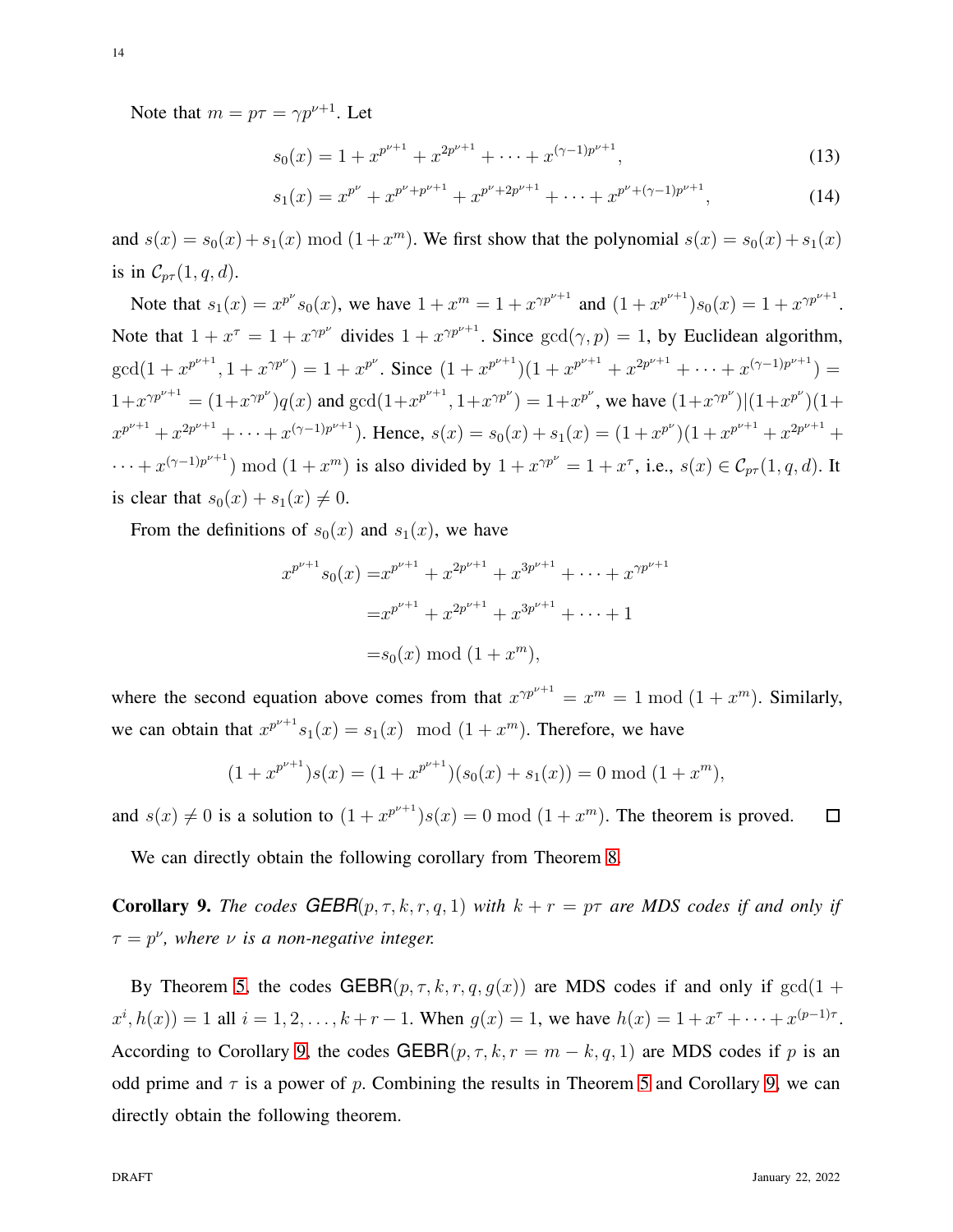Note that $m = p\tau = \gamma p^{\nu+1}$. Let

$$s_0(x) = 1 + x^{p^{\nu+1}} + x^{2p^{\nu+1}} + \cdots + x^{(\gamma-1)p^{\nu+1}}, \tag{13}$$

$$s_1(x) = x^{p^{\nu}} + x^{p^{\nu}+p^{\nu+1}} + x^{p^{\nu}+2p^{\nu+1}} + \cdots + x^{p^{\nu}+(\gamma-1)p^{\nu+1}}, \tag{14}$$

and $s(x) = s_0(x) + s_1(x) \bmod (1+x^m)$. We first show that the polynomial $s(x) = s_0(x) + s_1(x)$ is in $\mathcal{C}_{p\tau}(1, q, d)$.

Note that $s_1(x) = x^{p^{\nu}} s_0(x)$, we have $1 + x^m = 1 + x^{\gamma p^{\nu+1}}$ and $(1 + x^{p^{\nu+1}})s_0(x) = 1 + x^{\gamma p^{\nu+1}}$. Note that $1 + x^{\tau} = 1 + x^{\gamma p^{\nu}}$ divides $1 + x^{\gamma p^{\nu+1}}$. Since $\gcd(\gamma, p) = 1$, by Euclidean algorithm, $\gcd(1 + x^{p^{\nu+1}}, 1 + x^{\gamma p^{\nu}}) = 1 + x^{p^{\nu}}$. Since $(1 + x^{p^{\nu+1}})(1 + x^{p^{\nu+1}} + x^{2p^{\nu+1}} + \cdots + x^{(\gamma-1)p^{\nu+1}}) = 1 + x^{\gamma p^{\nu+1}} = (1 + x^{\gamma p^{\nu}})q(x)$ and $\gcd(1 + x^{p^{\nu+1}}, 1 + x^{\gamma p^{\nu}}) = 1 + x^{p^{\nu}}$, we have $(1 + x^{\gamma p^{\nu}}) | (1 + x^{p^{\nu}})(1 + x^{p^{\nu+1}} + x^{2p^{\nu+1}} + \cdots + x^{(\gamma-1)p^{\nu+1}})$. Hence, $s(x) = s_0(x) + s_1(x) = (1 + x^{p^{\nu}})(1 + x^{p^{\nu+1}} + x^{2p^{\nu+1}} + \cdots + x^{(\gamma-1)p^{\nu+1}}) \bmod (1 + x^m)$ is also divided by $1 + x^{\gamma p^{\nu}} = 1 + x^{\tau}$, i.e., $s(x) \in \mathcal{C}_{p\tau}(1, q, d)$. It is clear that $s_0(x) + s_1(x) \neq 0$.

From the definitions of $s_0(x)$ and $s_1(x)$, we have

$$\begin{aligned}
x^{p^{\nu+1}} s_0(x) =& x^{p^{\nu+1}} + x^{2p^{\nu+1}} + x^{3p^{\nu+1}} + \cdots + x^{\gamma p^{\nu+1}} \\
=& x^{p^{\nu+1}} + x^{2p^{\nu+1}} + x^{3p^{\nu+1}} + \cdots + 1 \\
=& s_0(x) \bmod (1 + x^m),
\end{aligned}$$

where the second equation above comes from that $x^{\gamma p^{\nu+1}} = x^m = 1 \bmod (1 + x^m)$. Similarly, we can obtain that $x^{p^{\nu+1}} s_1(x) = s_1(x) \mod (1 + x^m)$. Therefore, we have

$$(1 + x^{p^{\nu+1}})s(x) = (1 + x^{p^{\nu+1}})(s_0(x) + s_1(x)) = 0 \bmod (1 + x^m),$$

and $s(x) \neq 0$ is a solution to $(1 + x^{p^{\nu+1}})s(x) = 0 \bmod (1 + x^m)$. The theorem is proved. $\square$

We can directly obtain the following corollary from Theorem 8.

**Corollary 9.** *The codes* $\mathsf{GEBR}(p, \tau, k, r, q, 1)$ *with* $k + r = p\tau$ *are MDS codes if and only if* $\tau = p^{\nu}$*, where* $\nu$ *is a non-negative integer.*

By Theorem 5, the codes $\mathsf{GEBR}(p, \tau, k, r, q, g(x))$ are MDS codes if and only if $\gcd(1 + x^i, h(x)) = 1$ all $i = 1, 2, \ldots, k + r - 1$. When $g(x) = 1$, we have $h(x) = 1 + x^{\tau} + \cdots + x^{(p-1)\tau}$. According to Corollary 9, the codes $\mathsf{GEBR}(p, \tau, k, r = m - k, q, 1)$ are MDS codes if $p$ is an odd prime and $\tau$ is a power of $p$. Combining the results in Theorem 5 and Corollary 9, we can directly obtain the following theorem.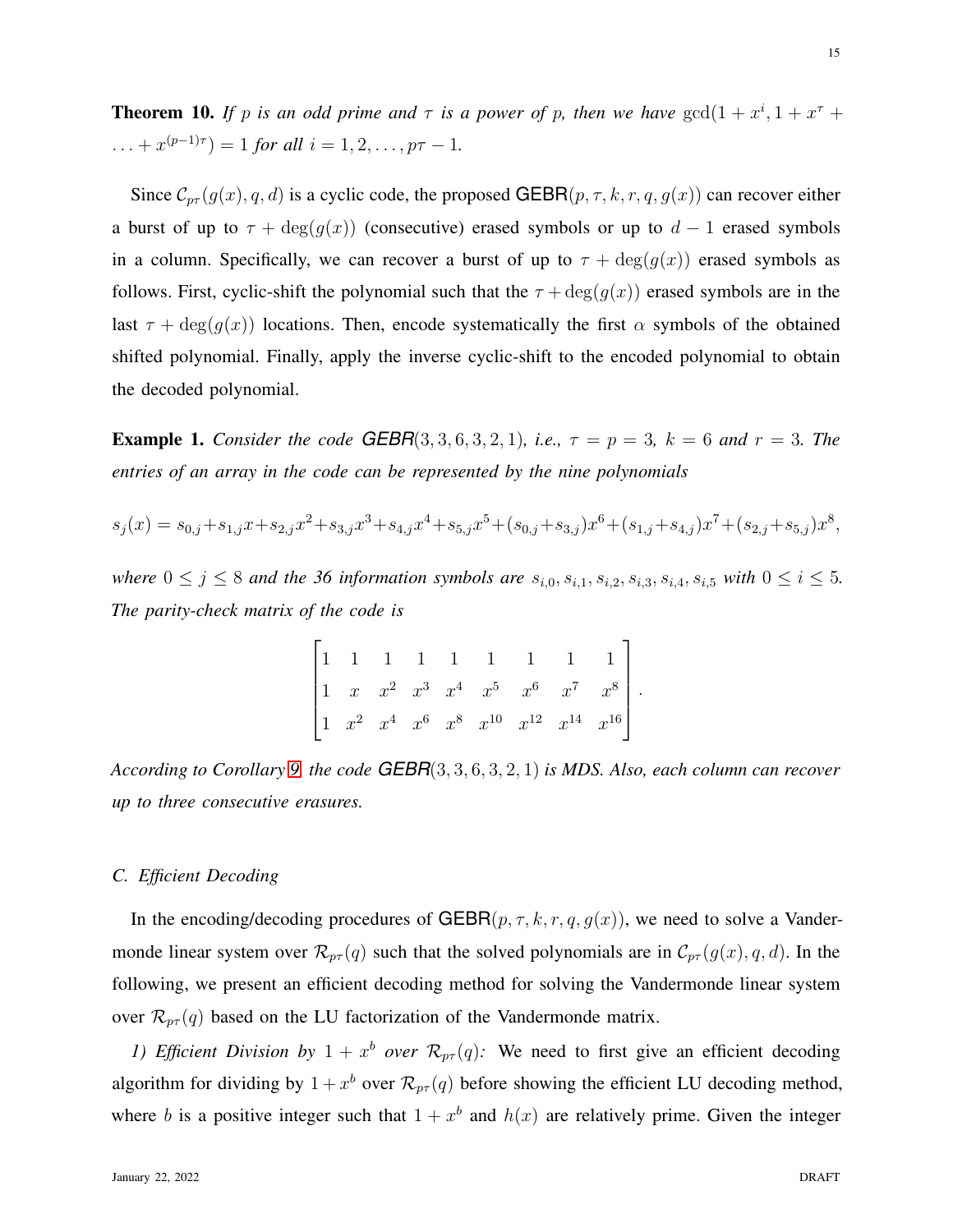**Theorem 10.** *If $p$ is an odd prime and $\tau$ is a power of $p$, then we have $\gcd(1+x^i, 1+x^{\tau}+\ldots+x^{(p-1)\tau}) = 1$ for all $i = 1, 2, \ldots, p\tau - 1$.*

Since $\mathcal{C}_{p\tau}(g(x), q, d)$ is a cyclic code, the proposed $\mathsf{GEBR}(p, \tau, k, r, q, g(x))$ can recover either a burst of up to $\tau + \deg(g(x))$ (consecutive) erased symbols or up to $d-1$ erased symbols in a column. Specifically, we can recover a burst of up to $\tau + \deg(g(x))$ erased symbols as follows. First, cyclic-shift the polynomial such that the $\tau + \deg(g(x))$ erased symbols are in the last $\tau + \deg(g(x))$ locations. Then, encode systematically the first $\alpha$ symbols of the obtained shifted polynomial. Finally, apply the inverse cyclic-shift to the encoded polynomial to obtain the decoded polynomial.

**Example 1.** *Consider the code $\mathsf{GEBR}(3, 3, 6, 3, 2, 1)$, i.e., $\tau = p = 3$, $k = 6$ and $r = 3$. The entries of an array in the code can be represented by the nine polynomials*

$$s_j(x) = s_{0,j} + s_{1,j}x + s_{2,j}x^2 + s_{3,j}x^3 + s_{4,j}x^4 + s_{5,j}x^5 + (s_{0,j}+s_{3,j})x^6 + (s_{1,j}+s_{4,j})x^7 + (s_{2,j}+s_{5,j})x^8,$$

*where $0 \leq j \leq 8$ and the 36 information symbols are $s_{i,0}, s_{i,1}, s_{i,2}, s_{i,3}, s_{i,4}, s_{i,5}$ with $0 \leq i \leq 5$. The parity-check matrix of the code is*

$$\begin{bmatrix} 1 & 1 & 1 & 1 & 1 & 1 & 1 & 1 & 1 \\ 1 & x & x^2 & x^3 & x^4 & x^5 & x^6 & x^7 & x^8 \\ 1 & x^2 & x^4 & x^6 & x^8 & x^{10} & x^{12} & x^{14} & x^{16} \end{bmatrix}.$$

*According to Corollary 9, the code $\mathsf{GEBR}(3, 3, 6, 3, 2, 1)$ is MDS. Also, each column can recover up to three consecutive erasures.*

### C. Efficient Decoding

In the encoding/decoding procedures of $\mathsf{GEBR}(p, \tau, k, r, q, g(x))$, we need to solve a Vandermonde linear system over $\mathcal{R}_{p\tau}(q)$ such that the solved polynomials are in $\mathcal{C}_{p\tau}(g(x), q, d)$. In the following, we present an efficient decoding method for solving the Vandermonde linear system over $\mathcal{R}_{p\tau}(q)$ based on the LU factorization of the Vandermonde matrix.

*1) Efficient Division by $1 + x^b$ over $\mathcal{R}_{p\tau}(q)$:* We need to first give an efficient decoding algorithm for dividing by $1 + x^b$ over $\mathcal{R}_{p\tau}(q)$ before showing the efficient LU decoding method, where $b$ is a positive integer such that $1 + x^b$ and $h(x)$ are relatively prime. Given the integer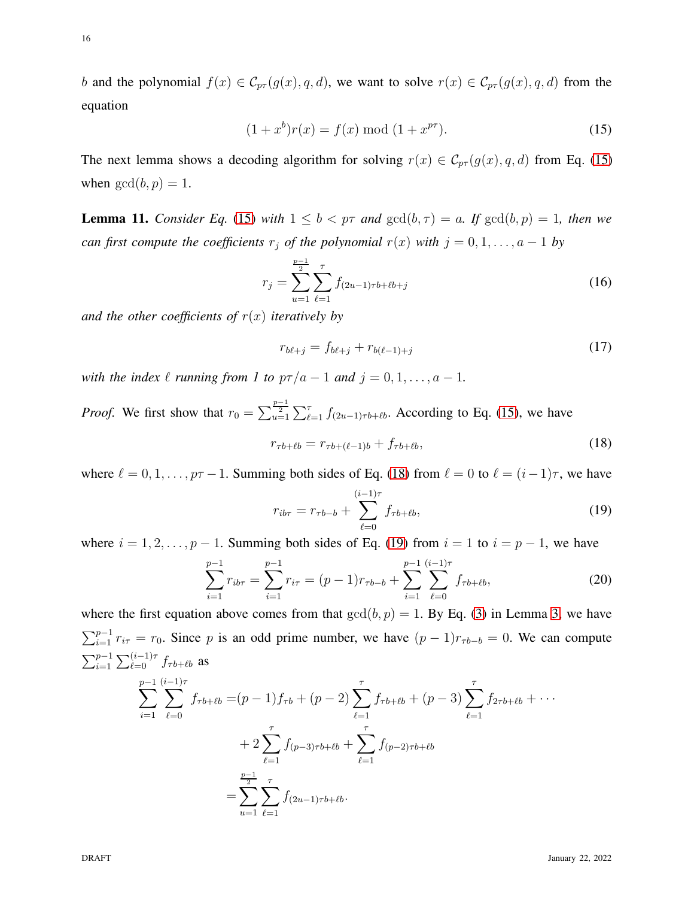$b$ and the polynomial $f(x) \in \mathcal{C}_{p\tau}(g(x), q, d)$, we want to solve $r(x) \in \mathcal{C}_{p\tau}(g(x), q, d)$ from the equation

$$(1 + x^b)r(x) = f(x) \bmod (1 + x^{p\tau}). \tag{15}$$

The next lemma shows a decoding algorithm for solving $r(x) \in \mathcal{C}_{p\tau}(g(x), q, d)$ from Eq. (15) when $\gcd(b, p) = 1$.

**Lemma 11.** *Consider Eq. (15) with $1 \leq b < p\tau$ and $\gcd(b, \tau) = a$. If $\gcd(b, p) = 1$, then we can first compute the coefficients $r_j$ of the polynomial $r(x)$ with $j = 0, 1, \ldots, a-1$ by*

$$r_j = \sum_{u=1}^{\frac{p-1}{2}} \sum_{\ell=1}^{\tau} f_{(2u-1)\tau b + \ell b + j} \tag{16}$$

*and the other coefficients of $r(x)$ iteratively by*

$$r_{b\ell+j} = f_{b\ell+j} + r_{b(\ell-1)+j} \tag{17}$$

*with the index $\ell$ running from 1 to $p\tau/a - 1$ and $j = 0, 1, \ldots, a-1$.*

*Proof.* We first show that $r_0 = \sum_{u=1}^{\frac{p-1}{2}} \sum_{\ell=1}^{\tau} f_{(2u-1)\tau b+\ell b}$. According to Eq. (15), we have

$$r_{\tau b + \ell b} = r_{\tau b + (\ell-1)b} + f_{\tau b + \ell b}, \tag{18}$$

where $\ell = 0, 1, \ldots, p\tau - 1$. Summing both sides of Eq. (18) from $\ell = 0$ to $\ell = (i-1)\tau$, we have

$$r_{ib\tau} = r_{\tau b - b} + \sum_{\ell=0}^{(i-1)\tau} f_{\tau b + \ell b}, \tag{19}$$

where $i = 1, 2, \ldots, p-1$. Summing both sides of Eq. (19) from $i = 1$ to $i = p-1$, we have

$$\sum_{i=1}^{p-1} r_{ib\tau} = \sum_{i=1}^{p-1} r_{i\tau} = (p-1)r_{\tau b - b} + \sum_{i=1}^{p-1} \sum_{\ell=0}^{(i-1)\tau} f_{\tau b + \ell b}, \tag{20}$$

where the first equation above comes from that $\gcd(b, p) = 1$. By Eq. (3) in Lemma 3, we have $\sum_{i=1}^{p-1} r_{i\tau} = r_0$. Since $p$ is an odd prime number, we have $(p-1)r_{\tau b - b} = 0$. We can compute $\sum_{i=1}^{p-1} \sum_{\ell=0}^{(i-1)\tau} f_{\tau b + \ell b}$ as

$$\begin{aligned}
\sum_{i=1}^{p-1} \sum_{\ell=0}^{(i-1)\tau} f_{\tau b + \ell b} =& (p-1)f_{\tau b} + (p-2)\sum_{\ell=1}^{\tau} f_{\tau b + \ell b} + (p-3)\sum_{\ell=1}^{\tau} f_{2\tau b + \ell b} + \cdots \\
& + 2\sum_{\ell=1}^{\tau} f_{(p-3)\tau b + \ell b} + \sum_{\ell=1}^{\tau} f_{(p-2)\tau b + \ell b} \\
=& \sum_{u=1}^{\frac{p-1}{2}} \sum_{\ell=1}^{\tau} f_{(2u-1)\tau b + \ell b}.
\end{aligned}$$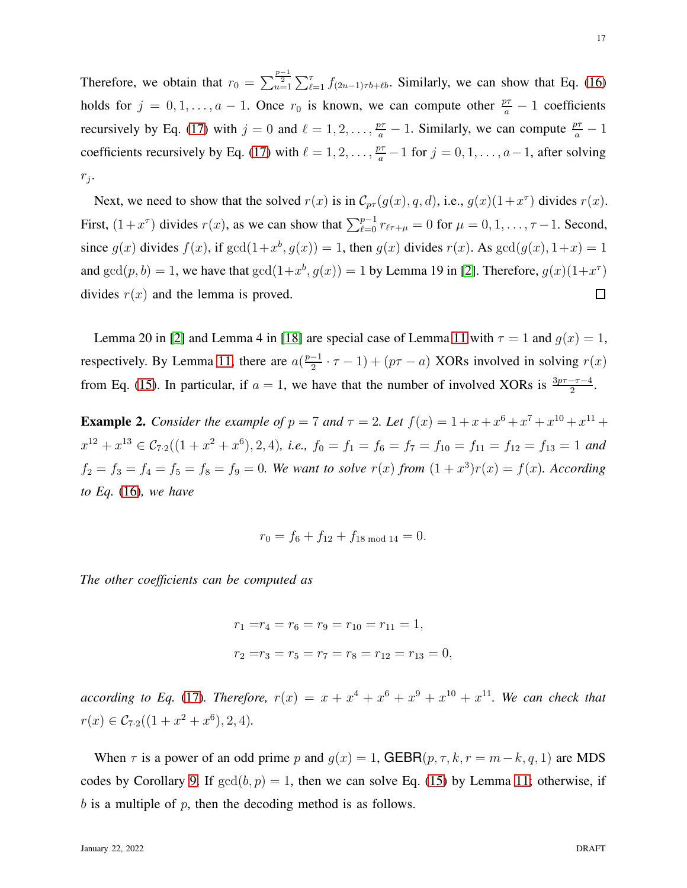Therefore, we obtain that $r_0 = \sum_{u=1}^{\frac{p-1}{2}} \sum_{\ell=1}^{\tau} f_{(2u-1)\tau b+\ell b}$. Similarly, we can show that Eq. (16) holds for $j = 0, 1, \ldots, a-1$. Once $r_0$ is known, we can compute other $\frac{p\tau}{a} - 1$ coefficients recursively by Eq. (17) with $j = 0$ and $\ell = 1, 2, \ldots, \frac{p\tau}{a} - 1$. Similarly, we can compute $\frac{p\tau}{a} - 1$ coefficients recursively by Eq. (17) with $\ell = 1, 2, \ldots, \frac{p\tau}{a} - 1$ for $j = 0, 1, \ldots, a-1$, after solving $r_j$.

Next, we need to show that the solved $r(x)$ is in $\mathcal{C}_{p\tau}(g(x), q, d)$, i.e., $g(x)(1+x^\tau)$ divides $r(x)$. First, $(1+x^\tau)$ divides $r(x)$, as we can show that $\sum_{\ell=0}^{p-1} r_{\ell\tau+\mu} = 0$ for $\mu = 0, 1, \ldots, \tau-1$. Second, since $g(x)$ divides $f(x)$, if $\gcd(1+x^b, g(x)) = 1$, then $g(x)$ divides $r(x)$. As $\gcd(g(x), 1+x) = 1$ and $\gcd(p, b) = 1$, we have that $\gcd(1+x^b, g(x)) = 1$ by Lemma 19 in [2]. Therefore, $g(x)(1+x^\tau)$ divides $r(x)$ and the lemma is proved. $\square$

Lemma 20 in [2] and Lemma 4 in [18] are special case of Lemma 11 with $\tau = 1$ and $g(x) = 1$, respectively. By Lemma 11, there are $a(\frac{p-1}{2} \cdot \tau - 1) + (p\tau - a)$ XORs involved in solving $r(x)$ from Eq. (15). In particular, if $a = 1$, we have that the number of involved XORs is $\frac{3p\tau - \tau - 4}{2}$.

**Example 2.** *Consider the example of $p = 7$ and $\tau = 2$. Let $f(x) = 1 + x + x^6 + x^7 + x^{10} + x^{11} + x^{12} + x^{13} \in \mathcal{C}_{7\cdot 2}((1 + x^2 + x^6), 2, 4)$, i.e., $f_0 = f_1 = f_6 = f_7 = f_{10} = f_{11} = f_{12} = f_{13} = 1$ and $f_2 = f_3 = f_4 = f_5 = f_8 = f_9 = 0$. We want to solve $r(x)$ from $(1 + x^3)r(x) = f(x)$. According to Eq. (16), we have*

$$r_0 = f_6 + f_{12} + f_{18 \bmod 14} = 0.$$

*The other coefficients can be computed as*

$$\begin{aligned}
r_1 =& r_4 = r_6 = r_9 = r_{10} = r_{11} = 1, \\
r_2 =& r_3 = r_5 = r_7 = r_8 = r_{12} = r_{13} = 0,
\end{aligned}$$

*according to Eq. (17). Therefore, $r(x) = x + x^4 + x^6 + x^9 + x^{10} + x^{11}$. We can check that $r(x) \in \mathcal{C}_{7\cdot 2}((1 + x^2 + x^6), 2, 4)$.*

When $\tau$ is a power of an odd prime $p$ and $g(x) = 1$, $\mathsf{GEBR}(p, \tau, k, r = m - k, q, 1)$ are MDS codes by Corollary 9. If $\gcd(b, p) = 1$, then we can solve Eq. (15) by Lemma 11; otherwise, if $b$ is a multiple of $p$, then the decoding method is as follows.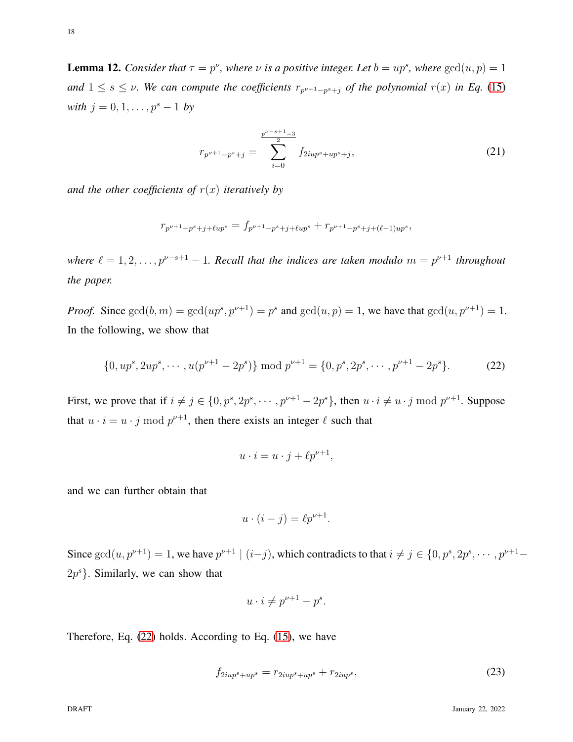**Lemma 12.** *Consider that $\tau = p^\nu$, where $\nu$ is a positive integer. Let $b = up^s$, where $\gcd(u, p) = 1$ and $1 \le s \le \nu$. We can compute the coefficients $r_{p^{\nu+1}-p^s+j}$ of the polynomial $r(x)$ in Eq. (15) with $j = 0, 1, \ldots, p^s - 1$ by*

$$r_{p^{\nu+1}-p^s+j} = \sum_{i=0}^{\frac{p^{\nu-s+1}-3}{2}} f_{2iup^s+up^s+j}, \tag{21}$$

*and the other coefficients of $r(x)$ iteratively by*

$$r_{p^{\nu+1}-p^s+j+\ell up^s} = f_{p^{\nu+1}-p^s+j+\ell up^s} + r_{p^{\nu+1}-p^s+j+(\ell-1)up^s},$$

*where $\ell = 1, 2, \ldots, p^{\nu-s+1} - 1$. Recall that the indices are taken modulo $m = p^{\nu+1}$ throughout the paper.*

*Proof.* Since $\gcd(b, m) = \gcd(up^s, p^{\nu+1}) = p^s$ and $\gcd(u, p) = 1$, we have that $\gcd(u, p^{\nu+1}) = 1$. In the following, we show that

$$\{0, up^s, 2up^s, \cdots, u(p^{\nu+1} - 2p^s)\} \bmod p^{\nu+1} = \{0, p^s, 2p^s, \cdots, p^{\nu+1} - 2p^s\}. \tag{22}$$

First, we prove that if $i \neq j \in \{0, p^s, 2p^s, \cdots, p^{\nu+1} - 2p^s\}$, then $u \cdot i \neq u \cdot j \bmod p^{\nu+1}$. Suppose that $u \cdot i = u \cdot j \bmod p^{\nu+1}$, then there exists an integer $\ell$ such that

$$u \cdot i = u \cdot j + \ell p^{\nu+1},$$

and we can further obtain that

$$u \cdot (i - j) = \ell p^{\nu+1}.$$

Since $\gcd(u, p^{\nu+1}) = 1$, we have $p^{\nu+1} \mid (i-j)$, which contradicts to that $i \neq j \in \{0, p^s, 2p^s, \cdots, p^{\nu+1} - 2p^s\}$. Similarly, we can show that

$$u \cdot i \neq p^{\nu+1} - p^s.$$

Therefore, Eq. (22) holds. According to Eq. (15), we have

$$f_{2iup^s+up^s} = r_{2iup^s+up^s} + r_{2iup^s}, \tag{23}$$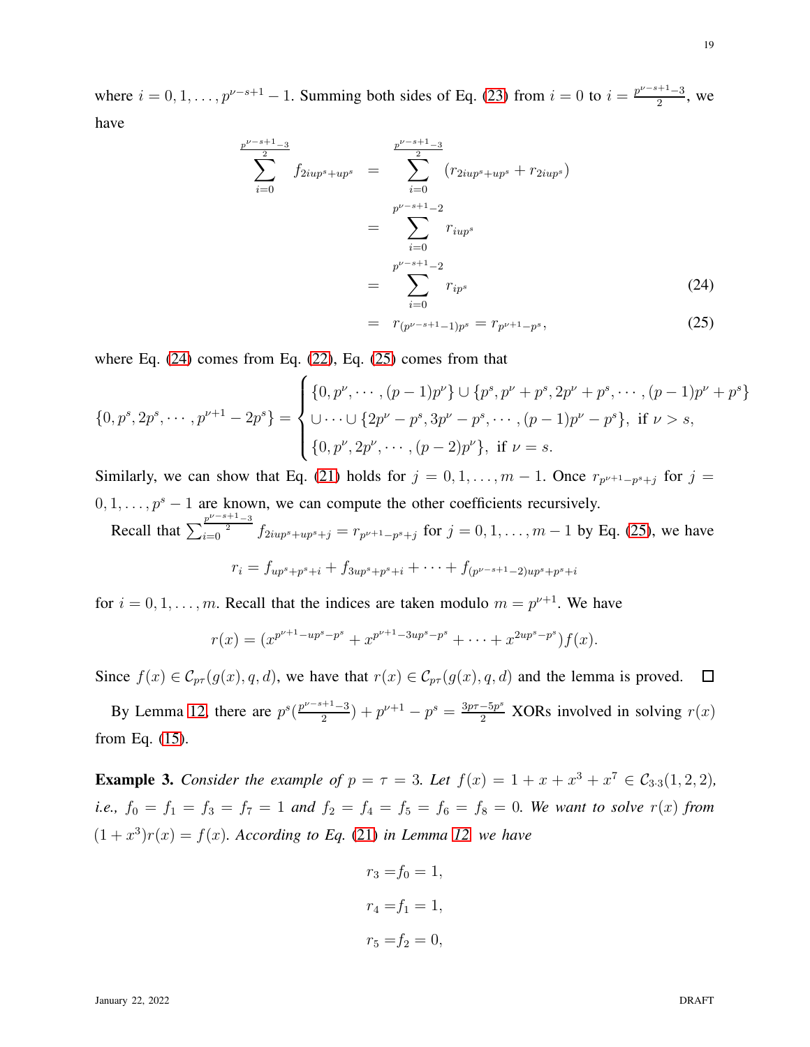where $i = 0, 1, \ldots, p^{\nu-s+1} - 1$. Summing both sides of Eq. (23) from $i = 0$ to $i = \frac{p^{\nu-s+1}-3}{2}$, we have

$$
\begin{aligned}
\sum_{i=0}^{\frac{p^{\nu-s+1}-3}{2}} f_{2iup^s+up^s} &= \sum_{i=0}^{\frac{p^{\nu-s+1}-3}{2}} (r_{2iup^s+up^s} + r_{2iup^s}) \\
&= \sum_{i=0}^{p^{\nu-s+1}-2} r_{iup^s} \\
&= \sum_{i=0}^{p^{\nu-s+1}-2} r_{ip^s} \qquad (24) \\
&= r_{(p^{\nu-s+1}-1)p^s} = r_{p^{\nu+1}-p^s}, \qquad (25)
\end{aligned}
$$

where Eq. (24) comes from Eq. (22), Eq. (25) comes from that

$$
\{0, p^s, 2p^s, \cdots, p^{\nu+1} - 2p^s\} = \begin{cases} \{0, p^\nu, \cdots, (p-1)p^\nu\} \cup \{p^s, p^\nu + p^s, 2p^\nu + p^s, \cdots, (p-1)p^\nu + p^s\} \\ \cup \cdots \cup \{2p^\nu - p^s, 3p^\nu - p^s, \cdots, (p-1)p^\nu - p^s\}, \text{ if } \nu > s, \\ \{0, p^\nu, 2p^\nu, \cdots, (p-2)p^\nu\}, \text{ if } \nu = s. \end{cases}
$$

Similarly, we can show that Eq. (21) holds for $j = 0, 1, \ldots, m-1$. Once $r_{p^{\nu+1}-p^s+j}$ for $j = 0, 1, \ldots, p^s - 1$ are known, we can compute the other coefficients recursively.

Recall that $\sum_{i=0}^{\frac{p^{\nu-s+1}-3}{2}} f_{2iup^s+up^s+j} = r_{p^{\nu+1}-p^s+j}$ for $j = 0, 1, \ldots, m-1$ by Eq. (25), we have

$$
r_i = f_{up^s+p^s+i} + f_{3up^s+p^s+i} + \cdots + f_{(p^{\nu-s+1}-2)up^s+p^s+i}
$$

for $i = 0, 1, \ldots, m$. Recall that the indices are taken modulo $m = p^{\nu+1}$. We have

$$
r(x) = (x^{p^{\nu+1}-up^s-p^s} + x^{p^{\nu+1}-3up^s-p^s} + \cdots + x^{2up^s-p^s}) f(x).
$$

Since $f(x) \in \mathcal{C}_{p\tau}(g(x), q, d)$, we have that $r(x) \in \mathcal{C}_{p\tau}(g(x), q, d)$ and the lemma is proved. $\square$

By Lemma 12, there are $p^s(\frac{p^{\nu-s+1}-3}{2}) + p^{\nu+1} - p^s = \frac{3p\tau - 5p^s}{2}$ XORs involved in solving $r(x)$ from Eq. (15).

**Example 3.** *Consider the example of $p = \tau = 3$. Let $f(x) = 1 + x + x^3 + x^7 \in \mathcal{C}_{3\cdot 3}(1, 2, 2)$, i.e., $f_0 = f_1 = f_3 = f_7 = 1$ and $f_2 = f_4 = f_5 = f_6 = f_8 = 0$. We want to solve $r(x)$ from $(1 + x^3)r(x) = f(x)$. According to Eq. (21) in Lemma 12, we have*

$$
\begin{aligned}
r_3 &= f_0 = 1, \\
r_4 &= f_1 = 1, \\
r_5 &= f_2 = 0,
\end{aligned}
$$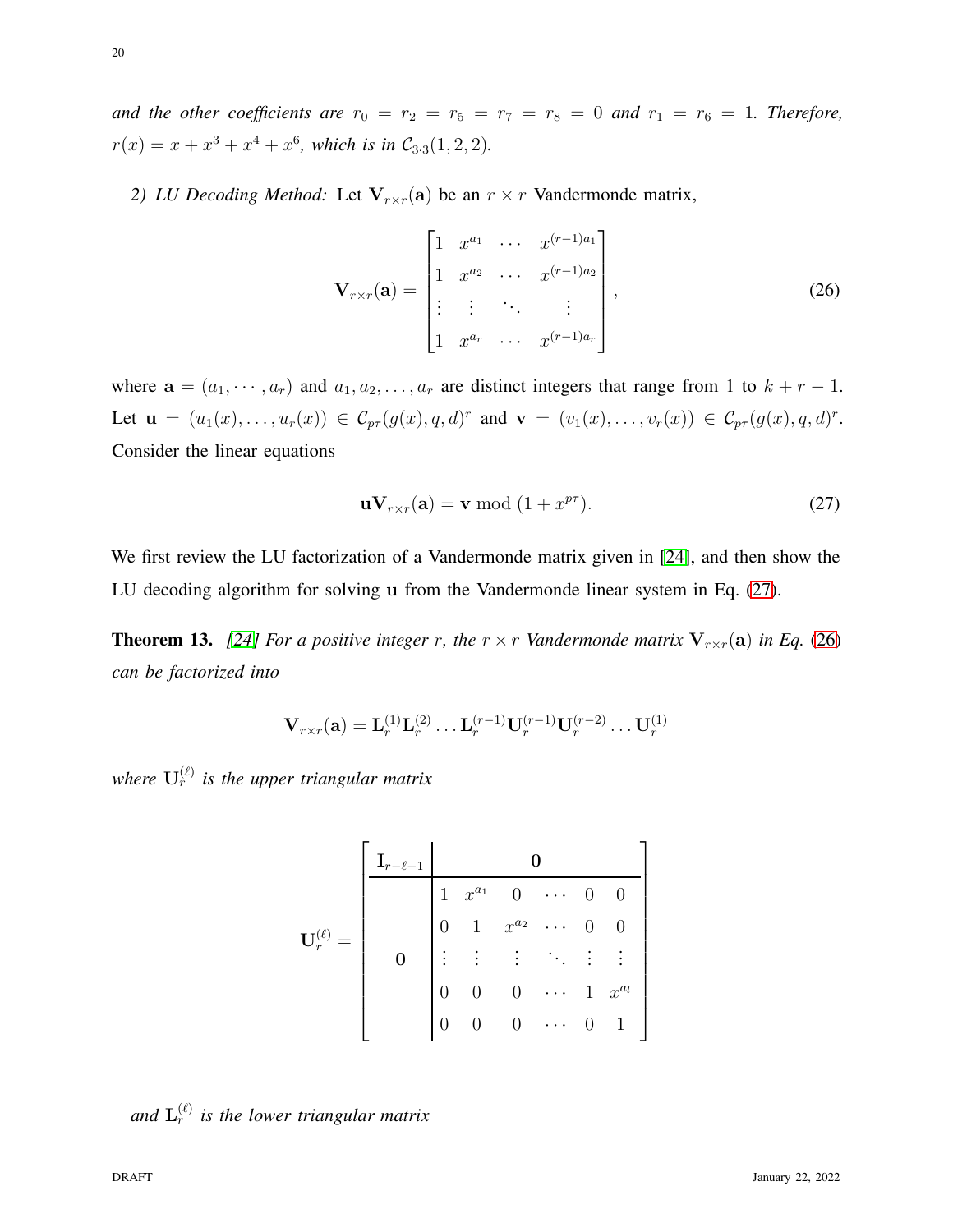*and the other coefficients are* $r_0 = r_2 = r_5 = r_7 = r_8 = 0$ *and* $r_1 = r_6 = 1$*. Therefore,* $r(x) = x + x^3 + x^4 + x^6$*, which is in* $\mathcal{C}_{3\cdot 3}(1, 2, 2)$*.*

*2) LU Decoding Method:* Let $\mathbf{V}_{r\times r}(\mathbf{a})$ be an $r \times r$ Vandermonde matrix,

$$\mathbf{V}_{r\times r}(\mathbf{a}) = \begin{bmatrix} 1 & x^{a_1} & \cdots & x^{(r-1)a_1} \\ 1 & x^{a_2} & \cdots & x^{(r-1)a_2} \\ \vdots & \vdots & \ddots & \vdots \\ 1 & x^{a_r} & \cdots & x^{(r-1)a_r} \end{bmatrix}, \tag{26}$$

where $\mathbf{a} = (a_1, \cdots, a_r)$ and $a_1, a_2, \ldots, a_r$ are distinct integers that range from 1 to $k + r - 1$. Let $\mathbf{u} = (u_1(x), \ldots, u_r(x)) \in \mathcal{C}_{p\tau}(g(x), q, d)^r$ and $\mathbf{v} = (v_1(x), \ldots, v_r(x)) \in \mathcal{C}_{p\tau}(g(x), q, d)^r$. Consider the linear equations

$$\mathbf{u}\mathbf{V}_{r\times r}(\mathbf{a}) = \mathbf{v} \bmod (1 + x^{p\tau}). \tag{27}$$

We first review the LU factorization of a Vandermonde matrix given in [24], and then show the LU decoding algorithm for solving $\mathbf{u}$ from the Vandermonde linear system in Eq. (27).

**Theorem 13.** *[24] For a positive integer* $r$*, the* $r \times r$ *Vandermonde matrix* $\mathbf{V}_{r\times r}(\mathbf{a})$ *in Eq.* (26) *can be factorized into*

$$\mathbf{V}_{r\times r}(\mathbf{a}) = \mathbf{L}_r^{(1)}\mathbf{L}_r^{(2)} \ldots \mathbf{L}_r^{(r-1)}\mathbf{U}_r^{(r-1)}\mathbf{U}_r^{(r-2)} \ldots \mathbf{U}_r^{(1)}$$

*where* $\mathbf{U}_r^{(\ell)}$ *is the upper triangular matrix*

$$\mathbf{U}_r^{(\ell)} = \left[\begin{array}{c|cccccc} \mathbf{I}_{r-\ell-1} & & & \mathbf{0} & & & \\ \hline & 1 & x^{a_1} & 0 & \cdots & 0 & 0 \\ & 0 & 1 & x^{a_2} & \cdots & 0 & 0 \\ \mathbf{0} & \vdots & \vdots & \vdots & \ddots & \vdots & \vdots \\ & 0 & 0 & 0 & \cdots & 1 & x^{a_l} \\ & 0 & 0 & 0 & \cdots & 0 & 1 \end{array}\right]$$

*and* $\mathbf{L}_r^{(\ell)}$ *is the lower triangular matrix*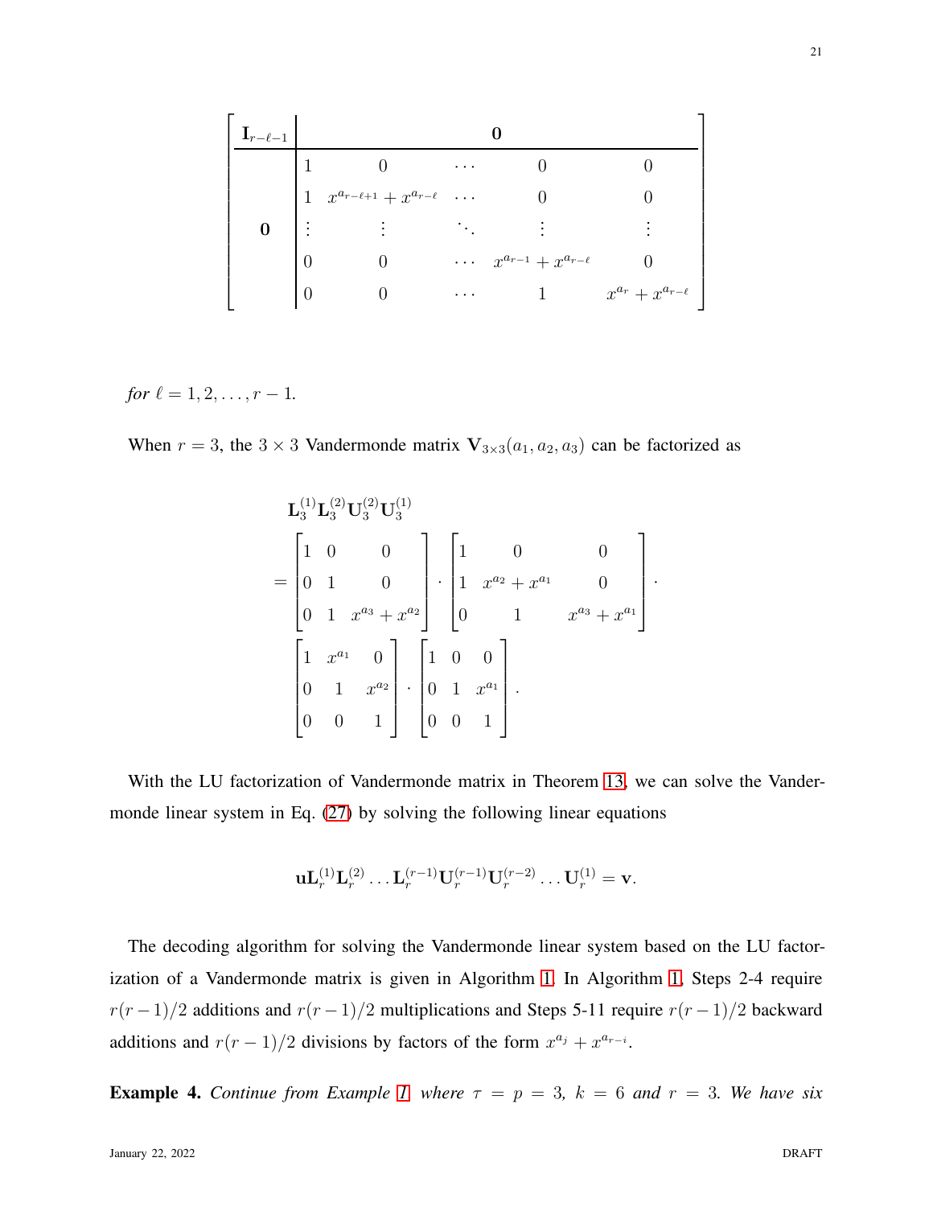$$
\left[\begin{array}{c|ccccc}
\mathbf{I}_{r-\ell-1} & & & \mathbf{0} & & \\
\hline
 & 1 & 0 & \cdots & 0 & 0 \\
 & 1 & x^{a_{r-\ell+1}} + x^{a_{r-\ell}} & \cdots & 0 & 0 \\
\mathbf{0} & \vdots & \vdots & \ddots & \vdots & \vdots \\
 & 0 & 0 & \cdots & x^{a_{r-1}} + x^{a_{r-\ell}} & 0 \\
 & 0 & 0 & \cdots & 1 & x^{a_r} + x^{a_{r-\ell}}
\end{array}\right]
$$

*for* $\ell = 1, 2, \ldots, r-1$.

When $r = 3$, the $3 \times 3$ Vandermonde matrix $\mathbf{V}_{3\times 3}(a_1, a_2, a_3)$ can be factorized as

$$
\begin{aligned}
&\mathbf{L}_3^{(1)}\mathbf{L}_3^{(2)}\mathbf{U}_3^{(2)}\mathbf{U}_3^{(1)} \\
&= \begin{bmatrix} 1 & 0 & 0 \\ 0 & 1 & 0 \\ 0 & 1 & x^{a_3} + x^{a_2} \end{bmatrix} \cdot \begin{bmatrix} 1 & 0 & 0 \\ 1 & x^{a_2} + x^{a_1} & 0 \\ 0 & 1 & x^{a_3} + x^{a_1} \end{bmatrix} \cdot \\
&\quad \begin{bmatrix} 1 & x^{a_1} & 0 \\ 0 & 1 & x^{a_2} \\ 0 & 0 & 1 \end{bmatrix} \cdot \begin{bmatrix} 1 & 0 & 0 \\ 0 & 1 & x^{a_1} \\ 0 & 0 & 1 \end{bmatrix}.
\end{aligned}
$$

With the LU factorization of Vandermonde matrix in Theorem 13, we can solve the Vandermonde linear system in Eq. (27) by solving the following linear equations

$$
\mathbf{u}\mathbf{L}_r^{(1)}\mathbf{L}_r^{(2)}\ldots\mathbf{L}_r^{(r-1)}\mathbf{U}_r^{(r-1)}\mathbf{U}_r^{(r-2)}\ldots\mathbf{U}_r^{(1)} = \mathbf{v}.
$$

The decoding algorithm for solving the Vandermonde linear system based on the LU factorization of a Vandermonde matrix is given in Algorithm 1. In Algorithm 1, Steps 2-4 require $r(r-1)/2$ additions and $r(r-1)/2$ multiplications and Steps 5-11 require $r(r-1)/2$ backward additions and $r(r-1)/2$ divisions by factors of the form $x^{a_j} + x^{a_{r-i}}$.

**Example 4.** *Continue from Example 1 where* $\tau = p = 3$, $k = 6$ *and* $r = 3$. *We have six*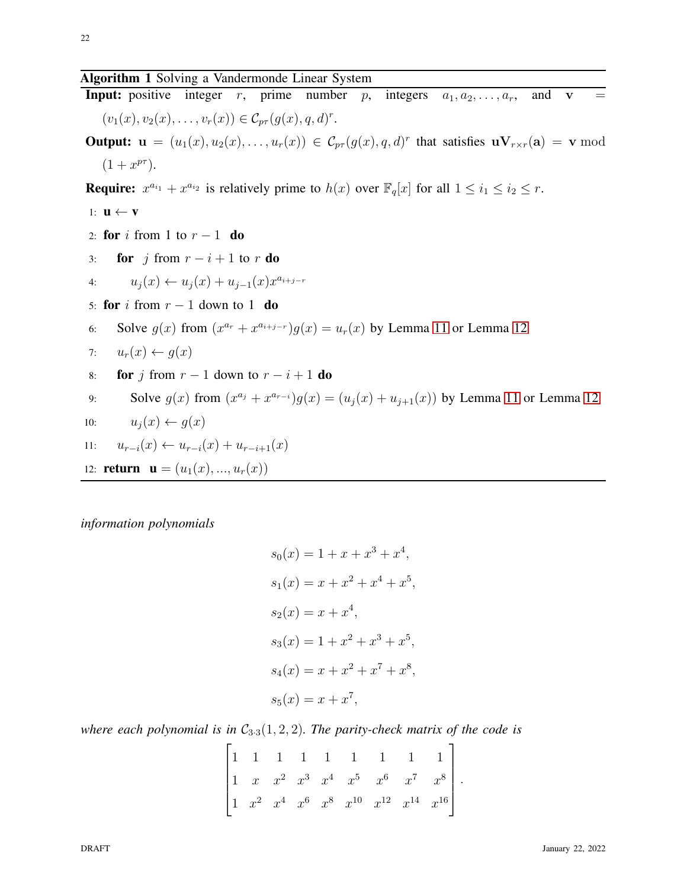**Algorithm 1** Solving a Vandermonde Linear System

**Input:** positive integer $r$, prime number $p$, integers $a_1, a_2, \ldots, a_r$, and $\mathbf{v} = (v_1(x), v_2(x), \ldots, v_r(x)) \in \mathcal{C}_{p\tau}(g(x), q, d)^r$.

**Output:** $\mathbf{u} = (u_1(x), u_2(x), \ldots, u_r(x)) \in \mathcal{C}_{p\tau}(g(x), q, d)^r$ that satisfies $\mathbf{u}\mathbf{V}_{r\times r}(\mathbf{a}) = \mathbf{v} \bmod (1 + x^{p\tau})$.

**Require:** $x^{a_{i_1}} + x^{a_{i_2}}$ is relatively prime to $h(x)$ over $\mathbb{F}_q[x]$ for all $1 \le i_1 \le i_2 \le r$.

1: $\mathbf{u} \leftarrow \mathbf{v}$
2: **for** $i$ from 1 to $r-1$ **do**
3: &nbsp;&nbsp;&nbsp;&nbsp;**for** $j$ from $r-i+1$ to $r$ **do**
4: &nbsp;&nbsp;&nbsp;&nbsp;&nbsp;&nbsp;&nbsp;&nbsp;$u_j(x) \leftarrow u_j(x) + u_{j-1}(x)x^{a_{i+j-r}}$
5: **for** $i$ from $r-1$ down to 1 **do**
6: &nbsp;&nbsp;&nbsp;&nbsp;Solve $g(x)$ from $(x^{a_r} + x^{a_{i+j-r}})g(x) = u_r(x)$ by Lemma 11 or Lemma 12
7: &nbsp;&nbsp;&nbsp;&nbsp;$u_r(x) \leftarrow g(x)$
8: &nbsp;&nbsp;&nbsp;&nbsp;**for** $j$ from $r-1$ down to $r-i+1$ **do**
9: &nbsp;&nbsp;&nbsp;&nbsp;&nbsp;&nbsp;&nbsp;&nbsp;Solve $g(x)$ from $(x^{a_j} + x^{a_{r-i}})g(x) = (u_j(x) + u_{j+1}(x))$ by Lemma 11 or Lemma 12
10: &nbsp;&nbsp;&nbsp;&nbsp;&nbsp;&nbsp;&nbsp;&nbsp;$u_j(x) \leftarrow g(x)$
11: &nbsp;&nbsp;&nbsp;&nbsp;$u_{r-i}(x) \leftarrow u_{r-i}(x) + u_{r-i+1}(x)$
12: **return** $\mathbf{u} = (u_1(x), ..., u_r(x))$

*information polynomials*

$$s_0(x) = 1 + x + x^3 + x^4,$$

$$s_1(x) = x + x^2 + x^4 + x^5,$$

$$s_2(x) = x + x^4,$$

$$s_3(x) = 1 + x^2 + x^3 + x^5,$$

$$s_4(x) = x + x^2 + x^7 + x^8,$$

$$s_5(x) = x + x^7,$$

*where each polynomial is in $\mathcal{C}_{3\cdot 3}(1, 2, 2)$. The parity-check matrix of the code is*

$$\begin{bmatrix} 1 & 1 & 1 & 1 & 1 & 1 & 1 & 1 & 1 \\ 1 & x & x^2 & x^3 & x^4 & x^5 & x^6 & x^7 & x^8 \\ 1 & x^2 & x^4 & x^6 & x^8 & x^{10} & x^{12} & x^{14} & x^{16} \end{bmatrix}.$$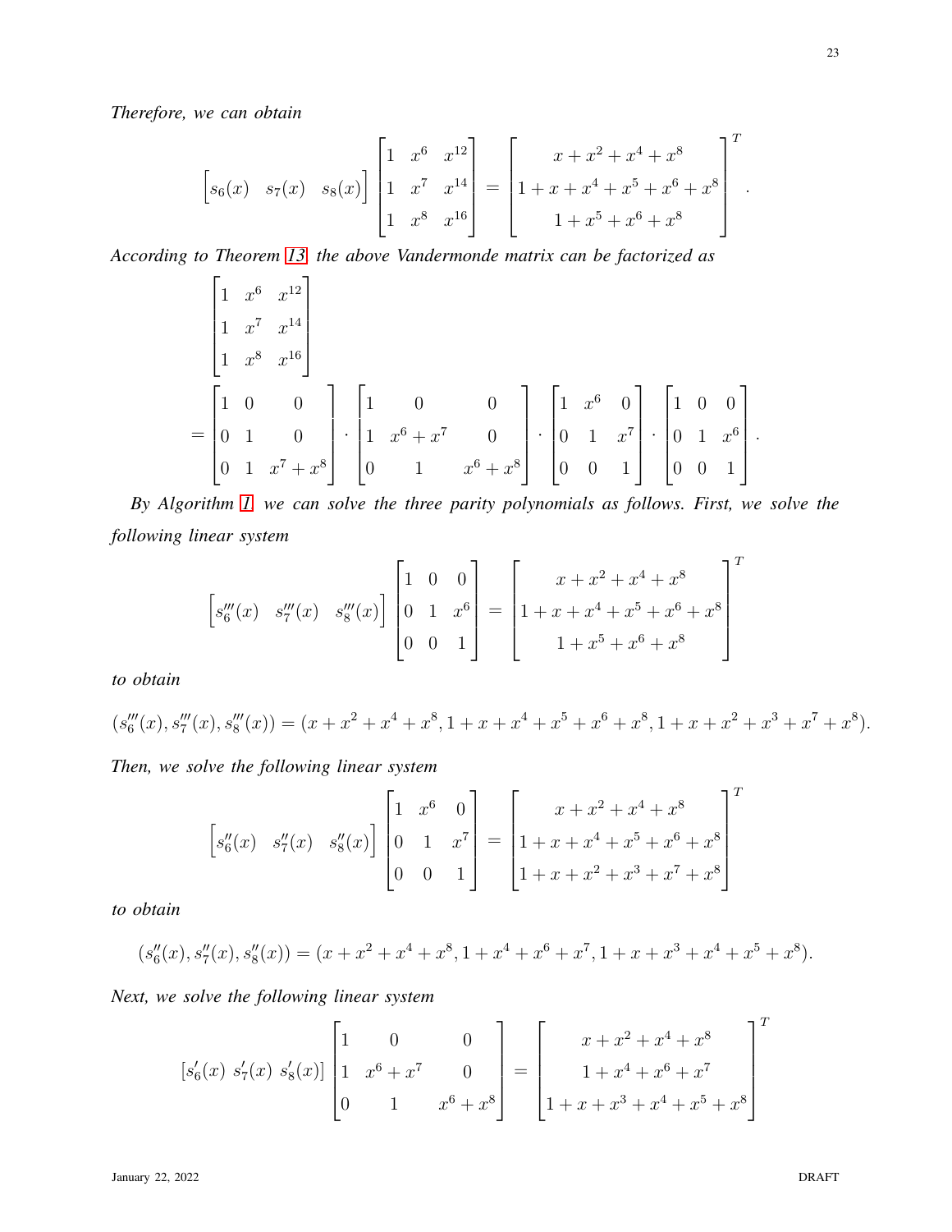*Therefore, we can obtain*

$$\begin{bmatrix} s_6(x) & s_7(x) & s_8(x) \end{bmatrix} \begin{bmatrix} 1 & x^6 & x^{12} \\ 1 & x^7 & x^{14} \\ 1 & x^8 & x^{16} \end{bmatrix} = \begin{bmatrix} x+x^2+x^4+x^8 \\ 1+x+x^4+x^5+x^6+x^8 \\ 1+x^5+x^6+x^8 \end{bmatrix}^T.$$

*According to Theorem 13, the above Vandermonde matrix can be factorized as*

$$\begin{aligned} &\begin{bmatrix} 1 & x^6 & x^{12} \\ 1 & x^7 & x^{14} \\ 1 & x^8 & x^{16} \end{bmatrix} \\ =& \begin{bmatrix} 1 & 0 & 0 \\ 0 & 1 & 0 \\ 0 & 1 & x^7+x^8 \end{bmatrix} \cdot \begin{bmatrix} 1 & 0 & 0 \\ 1 & x^6+x^7 & 0 \\ 0 & 1 & x^6+x^8 \end{bmatrix} \cdot \begin{bmatrix} 1 & x^6 & 0 \\ 0 & 1 & x^7 \\ 0 & 0 & 1 \end{bmatrix} \cdot \begin{bmatrix} 1 & 0 & 0 \\ 0 & 1 & x^6 \\ 0 & 0 & 1 \end{bmatrix}. \end{aligned}$$

*By Algorithm 1, we can solve the three parity polynomials as follows. First, we solve the following linear system*

$$\begin{bmatrix} s_6'''(x) & s_7'''(x) & s_8'''(x) \end{bmatrix} \begin{bmatrix} 1 & 0 & 0 \\ 0 & 1 & x^6 \\ 0 & 0 & 1 \end{bmatrix} = \begin{bmatrix} x+x^2+x^4+x^8 \\ 1+x+x^4+x^5+x^6+x^8 \\ 1+x^5+x^6+x^8 \end{bmatrix}^T$$

*to obtain*

$$(s_6'''(x), s_7'''(x), s_8'''(x)) = (x+x^2+x^4+x^8, 1+x+x^4+x^5+x^6+x^8, 1+x+x^2+x^3+x^7+x^8).$$

*Then, we solve the following linear system*

$$\begin{bmatrix} s_6''(x) & s_7''(x) & s_8''(x) \end{bmatrix} \begin{bmatrix} 1 & x^6 & 0 \\ 0 & 1 & x^7 \\ 0 & 0 & 1 \end{bmatrix} = \begin{bmatrix} x+x^2+x^4+x^8 \\ 1+x+x^4+x^5+x^6+x^8 \\ 1+x+x^2+x^3+x^7+x^8 \end{bmatrix}^T$$

*to obtain*

$$(s_6''(x), s_7''(x), s_8''(x)) = (x+x^2+x^4+x^8, 1+x^4+x^6+x^7, 1+x+x^3+x^4+x^5+x^8).$$

*Next, we solve the following linear system*

$$[s_6'(x)\ s_7'(x)\ s_8'(x)] \begin{bmatrix} 1 & 0 & 0 \\ 1 & x^6+x^7 & 0 \\ 0 & 1 & x^6+x^8 \end{bmatrix} = \begin{bmatrix} x+x^2+x^4+x^8 \\ 1+x^4+x^6+x^7 \\ 1+x+x^3+x^4+x^5+x^8 \end{bmatrix}^T$$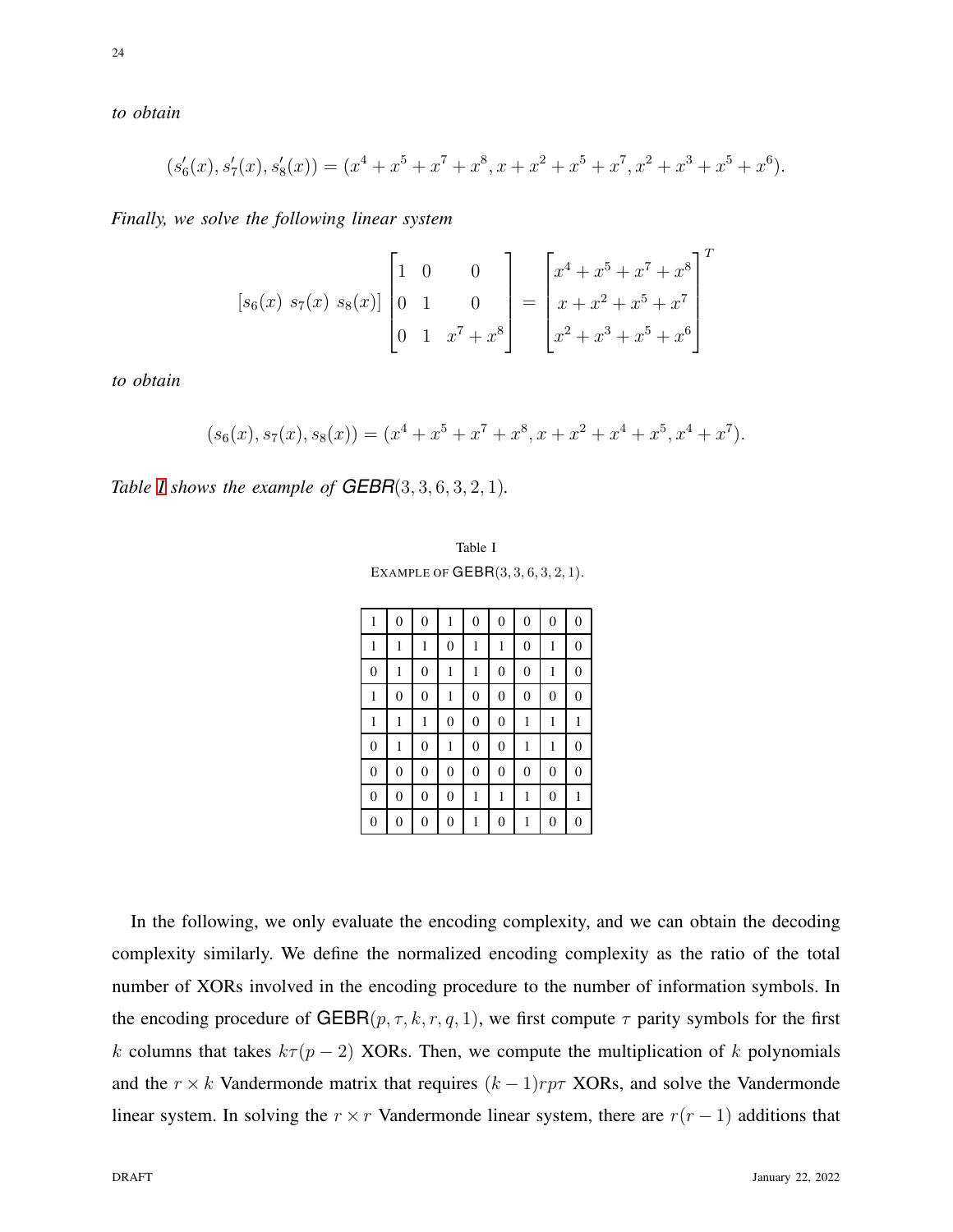*to obtain*

$$(s'_6(x), s'_7(x), s'_8(x)) = (x^4 + x^5 + x^7 + x^8, x + x^2 + x^5 + x^7, x^2 + x^3 + x^5 + x^6).$$

*Finally, we solve the following linear system*

$$[s_6(x)\ s_7(x)\ s_8(x)] \begin{bmatrix} 1 & 0 & 0 \\ 0 & 1 & 0 \\ 0 & 1 & x^7 + x^8 \end{bmatrix} = \begin{bmatrix} x^4 + x^5 + x^7 + x^8 \\ x + x^2 + x^5 + x^7 \\ x^2 + x^3 + x^5 + x^6 \end{bmatrix}^T$$

*to obtain*

$$(s_6(x), s_7(x), s_8(x)) = (x^4 + x^5 + x^7 + x^8, x + x^2 + x^4 + x^5, x^4 + x^7).$$

*Table I shows the example of* ***GEBR***$(3, 3, 6, 3, 2, 1)$.

Table I
EXAMPLE OF GEBR$(3, 3, 6, 3, 2, 1)$.

| | | | | | | | | |
|---|---|---|---|---|---|---|---|---|
| 1 | 0 | 0 | 1 | 0 | 0 | 0 | 0 | 0 |
| 1 | 1 | 1 | 0 | 1 | 1 | 0 | 1 | 0 |
| 0 | 1 | 0 | 1 | 1 | 0 | 0 | 1 | 0 |
| 1 | 0 | 0 | 1 | 0 | 0 | 0 | 0 | 0 |
| 1 | 1 | 1 | 0 | 0 | 0 | 1 | 1 | 1 |
| 0 | 1 | 0 | 1 | 0 | 0 | 1 | 1 | 0 |
| 0 | 0 | 0 | 0 | 0 | 0 | 0 | 0 | 0 |
| 0 | 0 | 0 | 0 | 1 | 1 | 1 | 0 | 1 |
| 0 | 0 | 0 | 0 | 1 | 0 | 1 | 0 | 0 |

In the following, we only evaluate the encoding complexity, and we can obtain the decoding complexity similarly. We define the normalized encoding complexity as the ratio of the total number of XORs involved in the encoding procedure to the number of information symbols. In the encoding procedure of GEBR$(p, \tau, k, r, q, 1)$, we first compute $\tau$ parity symbols for the first $k$ columns that takes $k\tau(p-2)$ XORs. Then, we compute the multiplication of $k$ polynomials and the $r \times k$ Vandermonde matrix that requires $(k-1)rp\tau$ XORs, and solve the Vandermonde linear system. In solving the $r \times r$ Vandermonde linear system, there are $r(r-1)$ additions that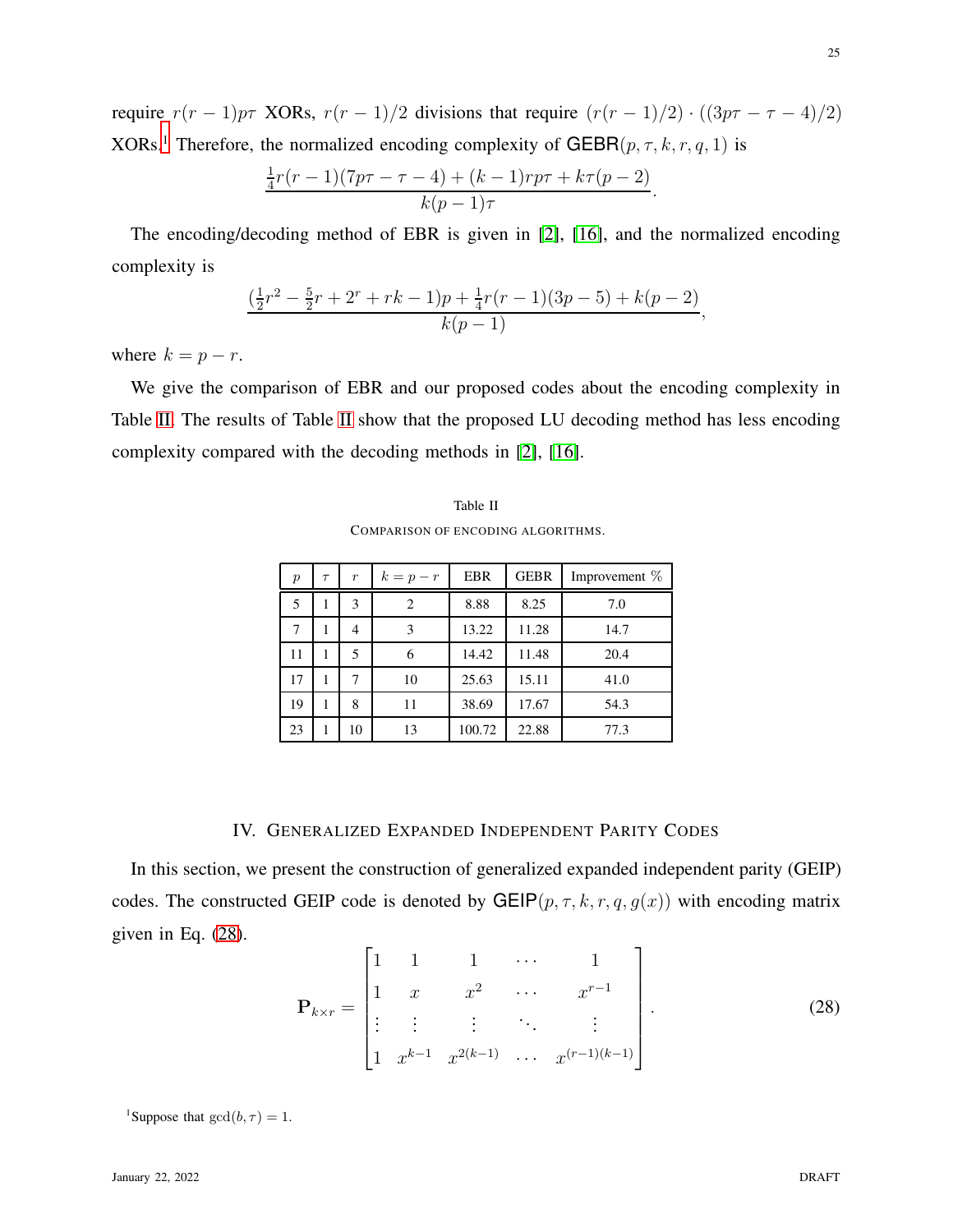require $r(r-1)p\tau$ XORs, $r(r-1)/2$ divisions that require $(r(r-1)/2)\cdot((3p\tau-\tau-4)/2)$ XORs.[1] Therefore, the normalized encoding complexity of $\mathsf{GEBR}(p,\tau,k,r,q,1)$ is

$$\frac{\frac{1}{4}r(r-1)(7p\tau-\tau-4)+(k-1)rp\tau+k\tau(p-2)}{k(p-1)\tau}.$$

The encoding/decoding method of EBR is given in [2], [16], and the normalized encoding complexity is

$$\frac{(\frac{1}{2}r^2-\frac{5}{2}r+2^r+rk-1)p+\frac{1}{4}r(r-1)(3p-5)+k(p-2)}{k(p-1)},$$

where $k=p-r$.

We give the comparison of EBR and our proposed codes about the encoding complexity in Table II. The results of Table II show that the proposed LU decoding method has less encoding complexity compared with the decoding methods in [2], [16].

Table II

COMPARISON OF ENCODING ALGORITHMS.

| $p$ | $\tau$ | $r$ | $k=p-r$ | EBR | GEBR | Improvement % |
|---|---|---|---|---|---|---|
| 5 | 1 | 3 | 2 | 8.88 | 8.25 | 7.0 |
| 7 | 1 | 4 | 3 | 13.22 | 11.28 | 14.7 |
| 11 | 1 | 5 | 6 | 14.42 | 11.48 | 20.4 |
| 17 | 1 | 7 | 10 | 25.63 | 15.11 | 41.0 |
| 19 | 1 | 8 | 11 | 38.69 | 17.67 | 54.3 |
| 23 | 1 | 10 | 13 | 100.72 | 22.88 | 77.3 |

## IV. Generalized Expanded Independent Parity Codes

In this section, we present the construction of generalized expanded independent parity (GEIP) codes. The constructed GEIP code is denoted by $\mathsf{GEIP}(p,\tau,k,r,q,g(x))$ with encoding matrix given in Eq. (28).

$$\mathbf{P}_{k\times r}=\begin{bmatrix}1 & 1 & 1 & \cdots & 1\\ 1 & x & x^2 & \cdots & x^{r-1}\\ \vdots & \vdots & \vdots & \ddots & \vdots\\ 1 & x^{k-1} & x^{2(k-1)} & \cdots & x^{(r-1)(k-1)}\end{bmatrix}. \tag{28}$$

[1] Suppose that $\gcd(b,\tau)=1$.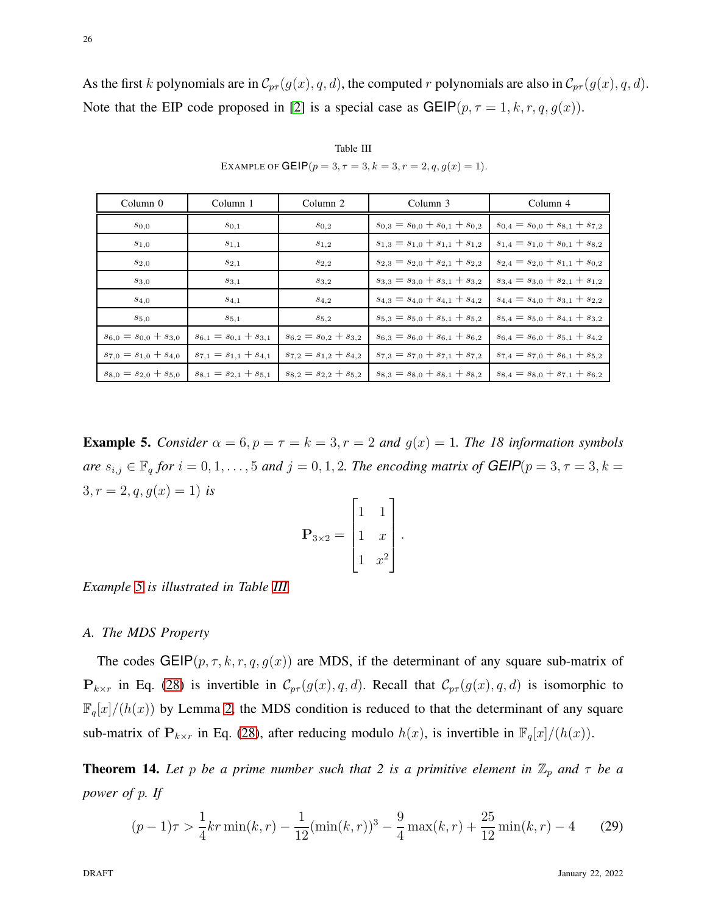As the first $k$ polynomials are in $\mathcal{C}_{p\tau}(g(x), q, d)$, the computed $r$ polynomials are also in $\mathcal{C}_{p\tau}(g(x), q, d)$. Note that the EIP code proposed in [2] is a special case as $\mathsf{GEIP}(p, \tau = 1, k, r, q, g(x))$.

Table III
EXAMPLE OF $\mathsf{GEIP}(p = 3, \tau = 3, k = 3, r = 2, q, g(x) = 1)$.

| Column 0 | Column 1 | Column 2 | Column 3 | Column 4 |
|---|---|---|---|---|
| $s_{0,0}$ | $s_{0,1}$ | $s_{0,2}$ | $s_{0,3} = s_{0,0} + s_{0,1} + s_{0,2}$ | $s_{0,4} = s_{0,0} + s_{8,1} + s_{7,2}$ |
| $s_{1,0}$ | $s_{1,1}$ | $s_{1,2}$ | $s_{1,3} = s_{1,0} + s_{1,1} + s_{1,2}$ | $s_{1,4} = s_{1,0} + s_{0,1} + s_{8,2}$ |
| $s_{2,0}$ | $s_{2,1}$ | $s_{2,2}$ | $s_{2,3} = s_{2,0} + s_{2,1} + s_{2,2}$ | $s_{2,4} = s_{2,0} + s_{1,1} + s_{0,2}$ |
| $s_{3,0}$ | $s_{3,1}$ | $s_{3,2}$ | $s_{3,3} = s_{3,0} + s_{3,1} + s_{3,2}$ | $s_{3,4} = s_{3,0} + s_{2,1} + s_{1,2}$ |
| $s_{4,0}$ | $s_{4,1}$ | $s_{4,2}$ | $s_{4,3} = s_{4,0} + s_{4,1} + s_{4,2}$ | $s_{4,4} = s_{4,0} + s_{3,1} + s_{2,2}$ |
| $s_{5,0}$ | $s_{5,1}$ | $s_{5,2}$ | $s_{5,3} = s_{5,0} + s_{5,1} + s_{5,2}$ | $s_{5,4} = s_{5,0} + s_{4,1} + s_{3,2}$ |
| $s_{6,0} = s_{0,0} + s_{3,0}$ | $s_{6,1} = s_{0,1} + s_{3,1}$ | $s_{6,2} = s_{0,2} + s_{3,2}$ | $s_{6,3} = s_{6,0} + s_{6,1} + s_{6,2}$ | $s_{6,4} = s_{6,0} + s_{5,1} + s_{4,2}$ |
| $s_{7,0} = s_{1,0} + s_{4,0}$ | $s_{7,1} = s_{1,1} + s_{4,1}$ | $s_{7,2} = s_{1,2} + s_{4,2}$ | $s_{7,3} = s_{7,0} + s_{7,1} + s_{7,2}$ | $s_{7,4} = s_{7,0} + s_{6,1} + s_{5,2}$ |
| $s_{8,0} = s_{2,0} + s_{5,0}$ | $s_{8,1} = s_{2,1} + s_{5,1}$ | $s_{8,2} = s_{2,2} + s_{5,2}$ | $s_{8,3} = s_{8,0} + s_{8,1} + s_{8,2}$ | $s_{8,4} = s_{8,0} + s_{7,1} + s_{6,2}$ |

**Example 5.** *Consider $\alpha = 6, p = \tau = k = 3, r = 2$ and $g(x) = 1$. The 18 information symbols are $s_{i,j} \in \mathbb{F}_q$ for $i = 0, 1, \ldots, 5$ and $j = 0, 1, 2$. The encoding matrix of $\mathsf{GEIP}(p = 3, \tau = 3, k = 3, r = 2, q, g(x) = 1)$ is*

$$\mathbf{P}_{3\times 2} = \begin{bmatrix} 1 & 1 \\ 1 & x \\ 1 & x^2 \end{bmatrix}.$$

*Example 5 is illustrated in Table III.*

### A. The MDS Property

The codes $\mathsf{GEIP}(p, \tau, k, r, q, g(x))$ are MDS, if the determinant of any square sub-matrix of $\mathbf{P}_{k\times r}$ in Eq. (28) is invertible in $\mathcal{C}_{p\tau}(g(x), q, d)$. Recall that $\mathcal{C}_{p\tau}(g(x), q, d)$ is isomorphic to $\mathbb{F}_q[x]/(h(x))$ by Lemma 2, the MDS condition is reduced to that the determinant of any square sub-matrix of $\mathbf{P}_{k\times r}$ in Eq. (28), after reducing modulo $h(x)$, is invertible in $\mathbb{F}_q[x]/(h(x))$.

**Theorem 14.** *Let $p$ be a prime number such that 2 is a primitive element in $\mathbb{Z}_p$ and $\tau$ be a power of $p$. If*

$$(p-1)\tau > \frac{1}{4}kr\min(k,r) - \frac{1}{12}(\min(k,r))^3 - \frac{9}{4}\max(k,r) + \frac{25}{12}\min(k,r) - 4 \qquad (29)$$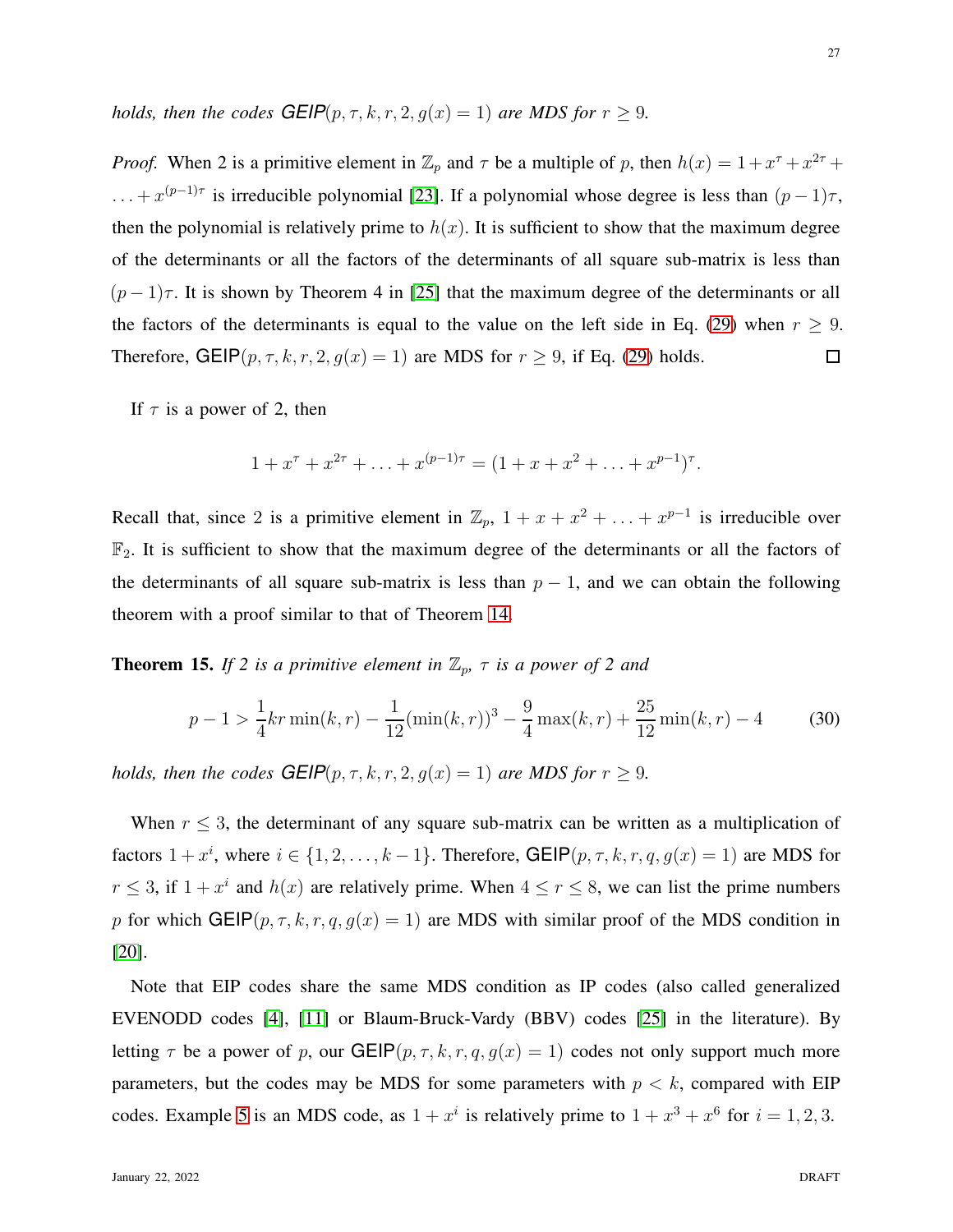*holds, then the codes GEIP$(p,\tau,k,r,2,g(x)=1)$ are MDS for $r\geq 9$.*

*Proof.* When 2 is a primitive element in $\mathbb{Z}_p$ and $\tau$ be a multiple of $p$, then $h(x)=1+x^{\tau}+x^{2\tau}+\ldots+x^{(p-1)\tau}$ is irreducible polynomial [23]. If a polynomial whose degree is less than $(p-1)\tau$, then the polynomial is relatively prime to $h(x)$. It is sufficient to show that the maximum degree of the determinants or all the factors of the determinants of all square sub-matrix is less than $(p-1)\tau$. It is shown by Theorem 4 in [25] that the maximum degree of the determinants or all the factors of the determinants is equal to the value on the left side in Eq. (29) when $r\geq 9$. Therefore, GEIP$(p,\tau,k,r,2,g(x)=1)$ are MDS for $r\geq 9$, if Eq. (29) holds. $\square$

If $\tau$ is a power of 2, then

$$1+x^{\tau}+x^{2\tau}+\ldots+x^{(p-1)\tau}=(1+x+x^2+\ldots+x^{p-1})^{\tau}.$$

Recall that, since 2 is a primitive element in $\mathbb{Z}_p$, $1+x+x^2+\ldots+x^{p-1}$ is irreducible over $\mathbb{F}_2$. It is sufficient to show that the maximum degree of the determinants or all the factors of the determinants of all square sub-matrix is less than $p-1$, and we can obtain the following theorem with a proof similar to that of Theorem 14.

**Theorem 15.** *If 2 is a primitive element in $\mathbb{Z}_p$, $\tau$ is a power of 2 and*

$$p-1>\frac{1}{4}kr\min(k,r)-\frac{1}{12}(\min(k,r))^3-\frac{9}{4}\max(k,r)+\frac{25}{12}\min(k,r)-4 \tag{30}$$

*holds, then the codes GEIP$(p,\tau,k,r,2,g(x)=1)$ are MDS for $r\geq 9$.*

When $r\leq 3$, the determinant of any square sub-matrix can be written as a multiplication of factors $1+x^i$, where $i\in\{1,2,\ldots,k-1\}$. Therefore, GEIP$(p,\tau,k,r,q,g(x)=1)$ are MDS for $r\leq 3$, if $1+x^i$ and $h(x)$ are relatively prime. When $4\leq r\leq 8$, we can list the prime numbers $p$ for which GEIP$(p,\tau,k,r,q,g(x)=1)$ are MDS with similar proof of the MDS condition in [20].

Note that EIP codes share the same MDS condition as IP codes (also called generalized EVENODD codes [4], [11] or Blaum-Bruck-Vardy (BBV) codes [25] in the literature). By letting $\tau$ be a power of $p$, our GEIP$(p,\tau,k,r,q,g(x)=1)$ codes not only support much more parameters, but the codes may be MDS for some parameters with $p<k$, compared with EIP codes. Example 5 is an MDS code, as $1+x^i$ is relatively prime to $1+x^3+x^6$ for $i=1,2,3$.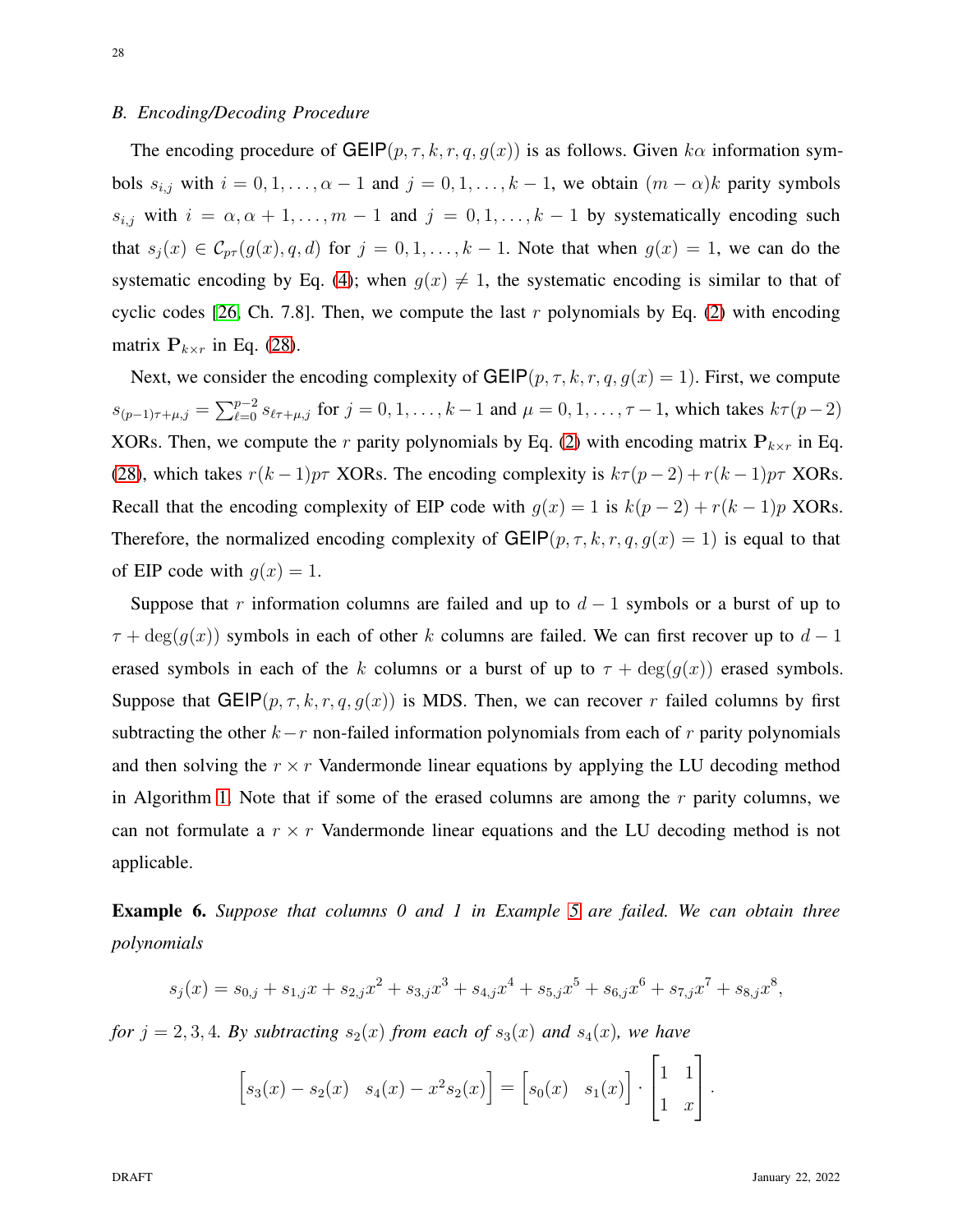### B. Encoding/Decoding Procedure

The encoding procedure of $\mathsf{GEIP}(p,\tau,k,r,q,g(x))$ is as follows. Given $k\alpha$ information symbols $s_{i,j}$ with $i=0,1,\ldots,\alpha-1$ and $j=0,1,\ldots,k-1$, we obtain $(m-\alpha)k$ parity symbols $s_{i,j}$ with $i=\alpha,\alpha+1,\ldots,m-1$ and $j=0,1,\ldots,k-1$ by systematically encoding such that $s_j(x)\in\mathcal{C}_{p\tau}(g(x),q,d)$ for $j=0,1,\ldots,k-1$. Note that when $g(x)=1$, we can do the systematic encoding by Eq. (4); when $g(x)\neq 1$, the systematic encoding is similar to that of cyclic codes [26, Ch. 7.8]. Then, we compute the last $r$ polynomials by Eq. (2) with encoding matrix $\mathbf{P}_{k\times r}$ in Eq. (28).

Next, we consider the encoding complexity of $\mathsf{GEIP}(p,\tau,k,r,q,g(x)=1)$. First, we compute $s_{(p-1)\tau+\mu,j}=\sum_{\ell=0}^{p-2}s_{\ell\tau+\mu,j}$ for $j=0,1,\ldots,k-1$ and $\mu=0,1,\ldots,\tau-1$, which takes $k\tau(p-2)$ XORs. Then, we compute the $r$ parity polynomials by Eq. (2) with encoding matrix $\mathbf{P}_{k\times r}$ in Eq. (28), which takes $r(k-1)p\tau$ XORs. The encoding complexity is $k\tau(p-2)+r(k-1)p\tau$ XORs. Recall that the encoding complexity of EIP code with $g(x)=1$ is $k(p-2)+r(k-1)p$ XORs. Therefore, the normalized encoding complexity of $\mathsf{GEIP}(p,\tau,k,r,q,g(x)=1)$ is equal to that of EIP code with $g(x)=1$.

Suppose that $r$ information columns are failed and up to $d-1$ symbols or a burst of up to $\tau+\deg(g(x))$ symbols in each of other $k$ columns are failed. We can first recover up to $d-1$ erased symbols in each of the $k$ columns or a burst of up to $\tau+\deg(g(x))$ erased symbols. Suppose that $\mathsf{GEIP}(p,\tau,k,r,q,g(x))$ is MDS. Then, we can recover $r$ failed columns by first subtracting the other $k-r$ non-failed information polynomials from each of $r$ parity polynomials and then solving the $r\times r$ Vandermonde linear equations by applying the LU decoding method in Algorithm 1. Note that if some of the erased columns are among the $r$ parity columns, we can not formulate a $r\times r$ Vandermonde linear equations and the LU decoding method is not applicable.

**Example 6.** *Suppose that columns 0 and 1 in Example 5 are failed. We can obtain three polynomials*

$$s_j(x)=s_{0,j}+s_{1,j}x+s_{2,j}x^2+s_{3,j}x^3+s_{4,j}x^4+s_{5,j}x^5+s_{6,j}x^6+s_{7,j}x^7+s_{8,j}x^8,$$

*for $j=2,3,4$. By subtracting $s_2(x)$ from each of $s_3(x)$ and $s_4(x)$, we have*

$$\begin{bmatrix}s_3(x)-s_2(x) & s_4(x)-x^2s_2(x)\end{bmatrix}=\begin{bmatrix}s_0(x) & s_1(x)\end{bmatrix}\cdot\begin{bmatrix}1 & 1\\ 1 & x\end{bmatrix}.$$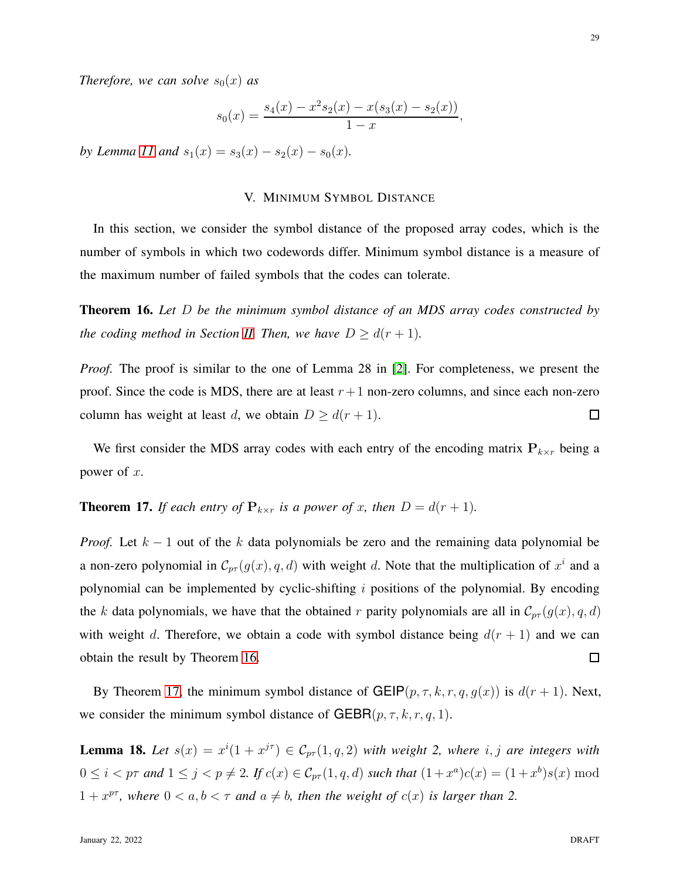*Therefore, we can solve $s_0(x)$ as*

$$s_0(x) = \frac{s_4(x) - x^2 s_2(x) - x(s_3(x) - s_2(x))}{1 - x},$$

*by Lemma 11 and $s_1(x) = s_3(x) - s_2(x) - s_0(x)$.*

## V. Minimum Symbol Distance

In this section, we consider the symbol distance of the proposed array codes, which is the number of symbols in which two codewords differ. Minimum symbol distance is a measure of the maximum number of failed symbols that the codes can tolerate.

**Theorem 16.** *Let $D$ be the minimum symbol distance of an MDS array codes constructed by the coding method in Section II. Then, we have $D \geq d(r+1)$.*

*Proof.* The proof is similar to the one of Lemma 28 in [2]. For completeness, we present the proof. Since the code is MDS, there are at least $r+1$ non-zero columns, and since each non-zero column has weight at least $d$, we obtain $D \geq d(r+1)$. □

We first consider the MDS array codes with each entry of the encoding matrix $\mathbf{P}_{k\times r}$ being a power of $x$.

**Theorem 17.** *If each entry of $\mathbf{P}_{k\times r}$ is a power of $x$, then $D = d(r+1)$.*

*Proof.* Let $k-1$ out of the $k$ data polynomials be zero and the remaining data polynomial be a non-zero polynomial in $\mathcal{C}_{p\tau}(g(x), q, d)$ with weight $d$. Note that the multiplication of $x^i$ and a polynomial can be implemented by cyclic-shifting $i$ positions of the polynomial. By encoding the $k$ data polynomials, we have that the obtained $r$ parity polynomials are all in $\mathcal{C}_{p\tau}(g(x), q, d)$ with weight $d$. Therefore, we obtain a code with symbol distance being $d(r+1)$ and we can obtain the result by Theorem 16. □

By Theorem 17, the minimum symbol distance of $\mathsf{GEIP}(p, \tau, k, r, q, g(x))$ is $d(r+1)$. Next, we consider the minimum symbol distance of $\mathsf{GEBR}(p, \tau, k, r, q, 1)$.

**Lemma 18.** *Let $s(x) = x^i(1 + x^{j\tau}) \in \mathcal{C}_{p\tau}(1, q, 2)$ with weight 2, where $i, j$ are integers with $0 \leq i < p\tau$ and $1 \leq j < p \neq 2$. If $c(x) \in \mathcal{C}_{p\tau}(1, q, d)$ such that $(1+x^a)c(x) = (1+x^b)s(x) \bmod 1 + x^{p\tau}$, where $0 < a, b < \tau$ and $a \neq b$, then the weight of $c(x)$ is larger than 2.*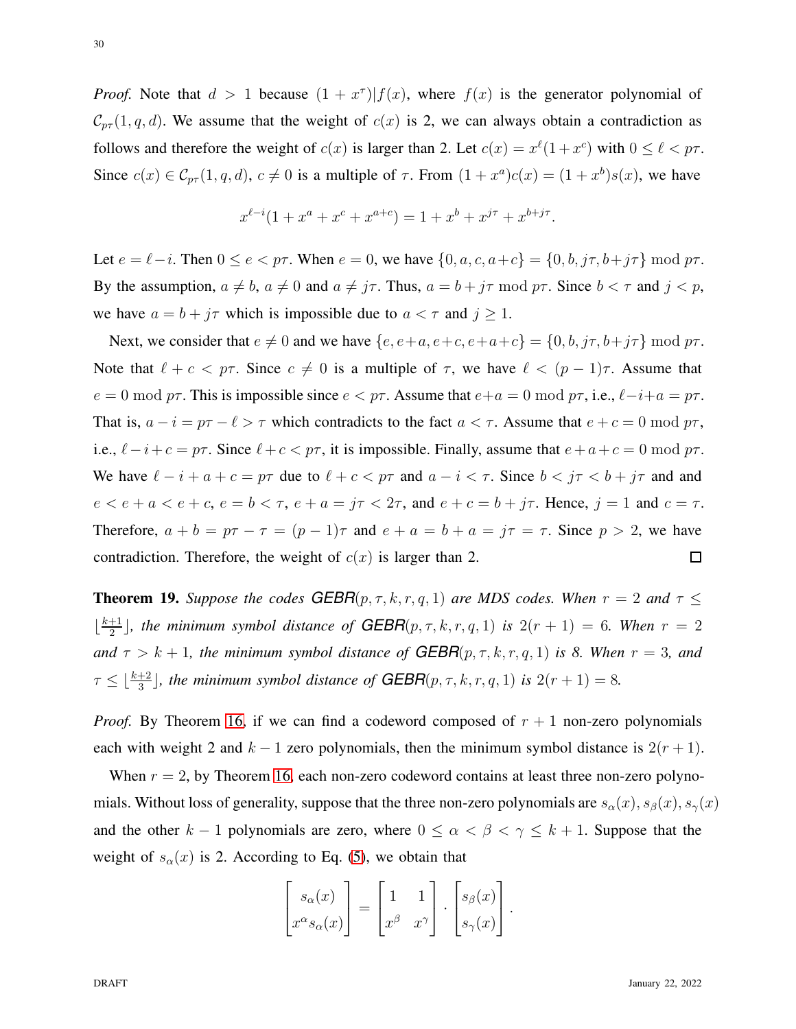*Proof.* Note that $d > 1$ because $(1 + x^{\tau})|f(x)$, where $f(x)$ is the generator polynomial of $\mathcal{C}_{p\tau}(1, q, d)$. We assume that the weight of $c(x)$ is 2, we can always obtain a contradiction as follows and therefore the weight of $c(x)$ is larger than 2. Let $c(x) = x^{\ell}(1+x^c)$ with $0 \le \ell < p\tau$. Since $c(x) \in \mathcal{C}_{p\tau}(1, q, d)$, $c \ne 0$ is a multiple of $\tau$. From $(1 + x^a)c(x) = (1 + x^b)s(x)$, we have

$$x^{\ell-i}(1 + x^a + x^c + x^{a+c}) = 1 + x^b + x^{j\tau} + x^{b+j\tau}.$$

Let $e = \ell - i$. Then $0 \le e < p\tau$. When $e = 0$, we have $\{0, a, c, a+c\} = \{0, b, j\tau, b+j\tau\} \bmod p\tau$. By the assumption, $a \ne b$, $a \ne 0$ and $a \ne j\tau$. Thus, $a = b + j\tau \bmod p\tau$. Since $b < \tau$ and $j < p$, we have $a = b + j\tau$ which is impossible due to $a < \tau$ and $j \ge 1$.

Next, we consider that $e \ne 0$ and we have $\{e, e+a, e+c, e+a+c\} = \{0, b, j\tau, b+j\tau\} \bmod p\tau$. Note that $\ell + c < p\tau$. Since $c \ne 0$ is a multiple of $\tau$, we have $\ell < (p-1)\tau$. Assume that $e = 0 \bmod p\tau$. This is impossible since $e < p\tau$. Assume that $e+a = 0 \bmod p\tau$, i.e., $\ell - i + a = p\tau$. That is, $a - i = p\tau - \ell > \tau$ which contradicts to the fact $a < \tau$. Assume that $e + c = 0 \bmod p\tau$, i.e., $\ell - i + c = p\tau$. Since $\ell + c < p\tau$, it is impossible. Finally, assume that $e + a + c = 0 \bmod p\tau$. We have $\ell - i + a + c = p\tau$ due to $\ell + c < p\tau$ and $a - i < \tau$. Since $b < j\tau < b + j\tau$ and and $e < e + a < e + c$, $e = b < \tau$, $e + a = j\tau < 2\tau$, and $e + c = b + j\tau$. Hence, $j = 1$ and $c = \tau$. Therefore, $a + b = p\tau - \tau = (p-1)\tau$ and $e + a = b + a = j\tau = \tau$. Since $p > 2$, we have contradiction. Therefore, the weight of $c(x)$ is larger than 2. $\square$

**Theorem 19.** *Suppose the codes* **GEBR**$(p, \tau, k, r, q, 1)$ *are MDS codes. When* $r = 2$ *and* $\tau \le \lfloor \frac{k+1}{2} \rfloor$*, the minimum symbol distance of* **GEBR**$(p, \tau, k, r, q, 1)$ *is* $2(r + 1) = 6$*. When* $r = 2$ *and* $\tau > k + 1$*, the minimum symbol distance of* **GEBR**$(p, \tau, k, r, q, 1)$ *is 8. When* $r = 3$*, and* $\tau \le \lfloor \frac{k+2}{3} \rfloor$*, the minimum symbol distance of* **GEBR**$(p, \tau, k, r, q, 1)$ *is* $2(r + 1) = 8$*.*

*Proof.* By Theorem 16, if we can find a codeword composed of $r + 1$ non-zero polynomials each with weight 2 and $k - 1$ zero polynomials, then the minimum symbol distance is $2(r + 1)$.

When $r = 2$, by Theorem 16, each non-zero codeword contains at least three non-zero polynomials. Without loss of generality, suppose that the three non-zero polynomials are $s_{\alpha}(x), s_{\beta}(x), s_{\gamma}(x)$ and the other $k - 1$ polynomials are zero, where $0 \le \alpha < \beta < \gamma \le k + 1$. Suppose that the weight of $s_{\alpha}(x)$ is 2. According to Eq. (5), we obtain that

$$\begin{bmatrix} s_{\alpha}(x) \\ x^{\alpha} s_{\alpha}(x) \end{bmatrix} = \begin{bmatrix} 1 & 1 \\ x^{\beta} & x^{\gamma} \end{bmatrix} \cdot \begin{bmatrix} s_{\beta}(x) \\ s_{\gamma}(x) \end{bmatrix}.$$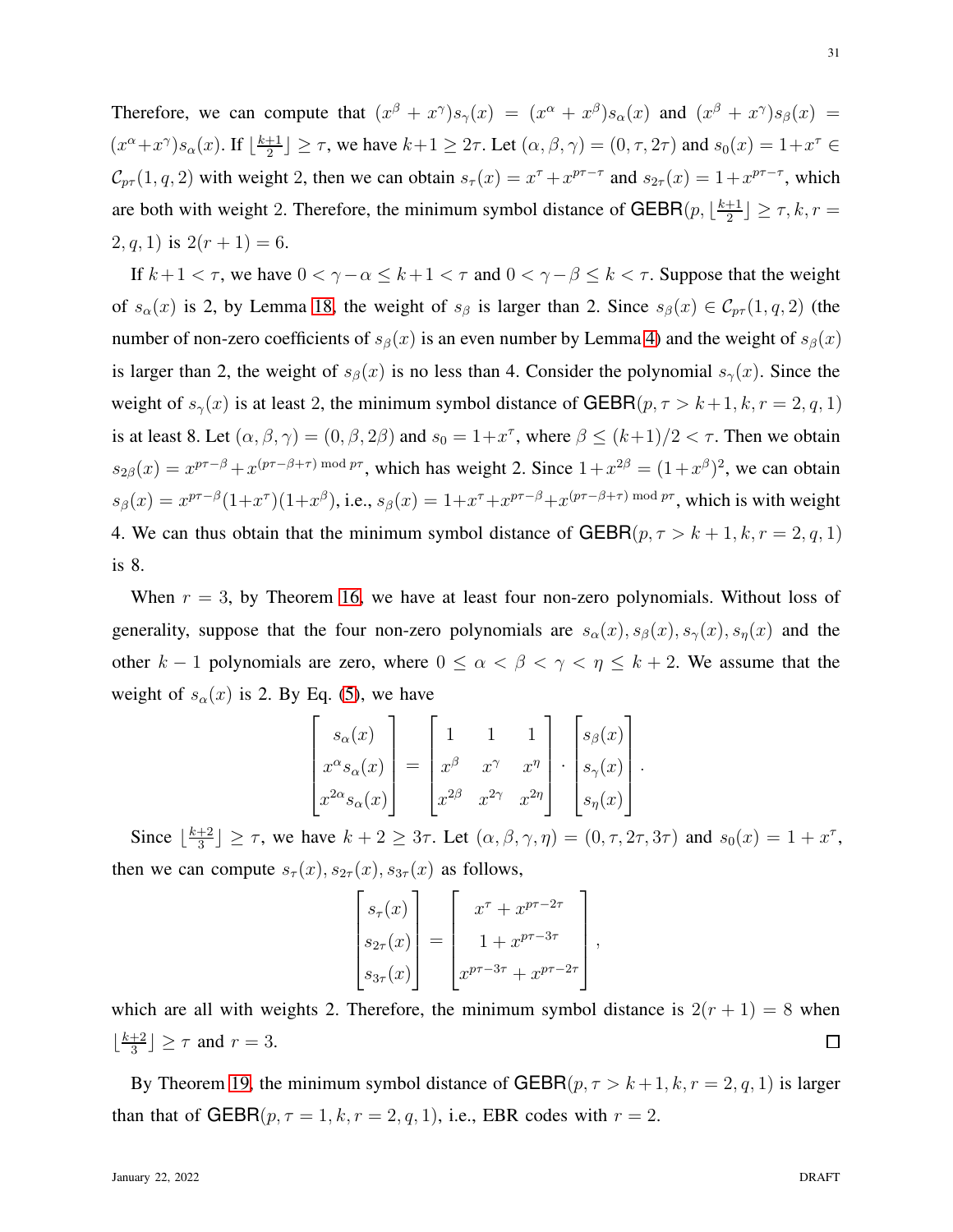Therefore, we can compute that $(x^{\beta}+x^{\gamma})s_{\gamma}(x)=(x^{\alpha}+x^{\beta})s_{\alpha}(x)$ and $(x^{\beta}+x^{\gamma})s_{\beta}(x)=(x^{\alpha}+x^{\gamma})s_{\alpha}(x)$. If $\lfloor\frac{k+1}{2}\rfloor\geq\tau$, we have $k+1\geq 2\tau$. Let $(\alpha,\beta,\gamma)=(0,\tau,2\tau)$ and $s_0(x)=1+x^{\tau}\in\mathcal{C}_{p\tau}(1,q,2)$ with weight 2, then we can obtain $s_{\tau}(x)=x^{\tau}+x^{p\tau-\tau}$ and $s_{2\tau}(x)=1+x^{p\tau-\tau}$, which are both with weight 2. Therefore, the minimum symbol distance of $\mathsf{GEBR}(p,\lfloor\frac{k+1}{2}\rfloor\geq\tau,k,r=2,q,1)$ is $2(r+1)=6$.

If $k+1<\tau$, we have $0<\gamma-\alpha\leq k+1<\tau$ and $0<\gamma-\beta\leq k<\tau$. Suppose that the weight of $s_{\alpha}(x)$ is 2, by Lemma 18, the weight of $s_{\beta}$ is larger than 2. Since $s_{\beta}(x)\in\mathcal{C}_{p\tau}(1,q,2)$ (the number of non-zero coefficients of $s_{\beta}(x)$ is an even number by Lemma 4) and the weight of $s_{\beta}(x)$ is larger than 2, the weight of $s_{\beta}(x)$ is no less than 4. Consider the polynomial $s_{\gamma}(x)$. Since the weight of $s_{\gamma}(x)$ is at least 2, the minimum symbol distance of $\mathsf{GEBR}(p,\tau>k+1,k,r=2,q,1)$ is at least 8. Let $(\alpha,\beta,\gamma)=(0,\beta,2\beta)$ and $s_0=1+x^{\tau}$, where $\beta\leq(k+1)/2<\tau$. Then we obtain $s_{2\beta}(x)=x^{p\tau-\beta}+x^{(p\tau-\beta+\tau)\bmod p\tau}$, which has weight 2. Since $1+x^{2\beta}=(1+x^{\beta})^2$, we can obtain $s_{\beta}(x)=x^{p\tau-\beta}(1+x^{\tau})(1+x^{\beta})$, i.e., $s_{\beta}(x)=1+x^{\tau}+x^{p\tau-\beta}+x^{(p\tau-\beta+\tau)\bmod p\tau}$, which is with weight 4. We can thus obtain that the minimum symbol distance of $\mathsf{GEBR}(p,\tau>k+1,k,r=2,q,1)$ is 8.

When $r=3$, by Theorem 16, we have at least four non-zero polynomials. Without loss of generality, suppose that the four non-zero polynomials are $s_{\alpha}(x),s_{\beta}(x),s_{\gamma}(x),s_{\eta}(x)$ and the other $k-1$ polynomials are zero, where $0\leq\alpha<\beta<\gamma<\eta\leq k+2$. We assume that the weight of $s_{\alpha}(x)$ is 2. By Eq. (5), we have

$$
\begin{bmatrix} s_{\alpha}(x)\\ x^{\alpha}s_{\alpha}(x)\\ x^{2\alpha}s_{\alpha}(x)\end{bmatrix}=\begin{bmatrix}1 & 1 & 1\\ x^{\beta} & x^{\gamma} & x^{\eta}\\ x^{2\beta} & x^{2\gamma} & x^{2\eta}\end{bmatrix}\cdot\begin{bmatrix}s_{\beta}(x)\\ s_{\gamma}(x)\\ s_{\eta}(x)\end{bmatrix}.
$$

Since $\lfloor\frac{k+2}{3}\rfloor\geq\tau$, we have $k+2\geq 3\tau$. Let $(\alpha,\beta,\gamma,\eta)=(0,\tau,2\tau,3\tau)$ and $s_0(x)=1+x^{\tau}$, then we can compute $s_{\tau}(x),s_{2\tau}(x),s_{3\tau}(x)$ as follows,

$$
\begin{bmatrix}s_{\tau}(x)\\ s_{2\tau}(x)\\ s_{3\tau}(x)\end{bmatrix}=\begin{bmatrix}x^{\tau}+x^{p\tau-2\tau}\\ 1+x^{p\tau-3\tau}\\ x^{p\tau-3\tau}+x^{p\tau-2\tau}\end{bmatrix},
$$

which are all with weights 2. Therefore, the minimum symbol distance is $2(r+1)=8$ when $\lfloor\frac{k+2}{3}\rfloor\geq\tau$ and $r=3$. $\square$

By Theorem 19, the minimum symbol distance of $\mathsf{GEBR}(p,\tau>k+1,k,r=2,q,1)$ is larger than that of $\mathsf{GEBR}(p,\tau=1,k,r=2,q,1)$, i.e., EBR codes with $r=2$.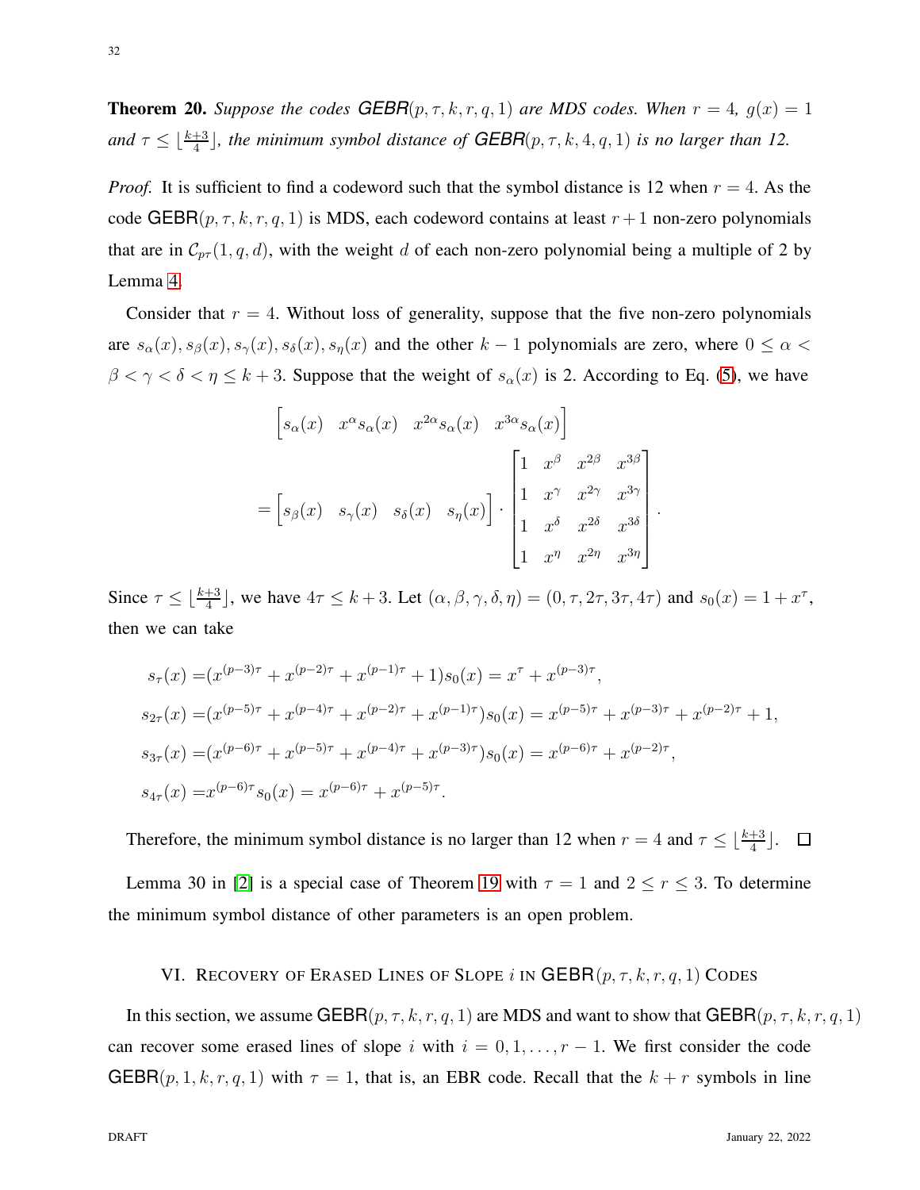**Theorem 20.** *Suppose the codes $\mathsf{GEBR}(p,\tau,k,r,q,1)$ are MDS codes. When $r=4$, $g(x)=1$ and $\tau \leq \lfloor \frac{k+3}{4} \rfloor$, the minimum symbol distance of $\mathsf{GEBR}(p,\tau,k,4,q,1)$ is no larger than 12.*

*Proof.* It is sufficient to find a codeword such that the symbol distance is 12 when $r=4$. As the code $\mathsf{GEBR}(p,\tau,k,r,q,1)$ is MDS, each codeword contains at least $r+1$ non-zero polynomials that are in $\mathcal{C}_{p\tau}(1,q,d)$, with the weight $d$ of each non-zero polynomial being a multiple of 2 by Lemma 4.

Consider that $r=4$. Without loss of generality, suppose that the five non-zero polynomials are $s_\alpha(x), s_\beta(x), s_\gamma(x), s_\delta(x), s_\eta(x)$ and the other $k-1$ polynomials are zero, where $0 \leq \alpha < \beta < \gamma < \delta < \eta \leq k+3$. Suppose that the weight of $s_\alpha(x)$ is 2. According to Eq. (5), we have

$$
\begin{bmatrix} s_\alpha(x) & x^\alpha s_\alpha(x) & x^{2\alpha} s_\alpha(x) & x^{3\alpha} s_\alpha(x) \end{bmatrix}
= \begin{bmatrix} s_\beta(x) & s_\gamma(x) & s_\delta(x) & s_\eta(x) \end{bmatrix} \cdot \begin{bmatrix} 1 & x^\beta & x^{2\beta} & x^{3\beta} \\ 1 & x^\gamma & x^{2\gamma} & x^{3\gamma} \\ 1 & x^\delta & x^{2\delta} & x^{3\delta} \\ 1 & x^\eta & x^{2\eta} & x^{3\eta} \end{bmatrix}.
$$

Since $\tau \leq \lfloor \frac{k+3}{4} \rfloor$, we have $4\tau \leq k+3$. Let $(\alpha,\beta,\gamma,\delta,\eta) = (0,\tau,2\tau,3\tau,4\tau)$ and $s_0(x) = 1 + x^\tau$, then we can take

$$
\begin{aligned}
s_\tau(x) &= (x^{(p-3)\tau} + x^{(p-2)\tau} + x^{(p-1)\tau} + 1)s_0(x) = x^\tau + x^{(p-3)\tau}, \\
s_{2\tau}(x) &= (x^{(p-5)\tau} + x^{(p-4)\tau} + x^{(p-2)\tau} + x^{(p-1)\tau})s_0(x) = x^{(p-5)\tau} + x^{(p-3)\tau} + x^{(p-2)\tau} + 1, \\
s_{3\tau}(x) &= (x^{(p-6)\tau} + x^{(p-5)\tau} + x^{(p-4)\tau} + x^{(p-3)\tau})s_0(x) = x^{(p-6)\tau} + x^{(p-2)\tau}, \\
s_{4\tau}(x) &= x^{(p-6)\tau} s_0(x) = x^{(p-6)\tau} + x^{(p-5)\tau}.
\end{aligned}
$$

Therefore, the minimum symbol distance is no larger than 12 when $r=4$ and $\tau \leq \lfloor \frac{k+3}{4} \rfloor$. $\square$

Lemma 30 in [2] is a special case of Theorem 19 with $\tau = 1$ and $2 \leq r \leq 3$. To determine the minimum symbol distance of other parameters is an open problem.

## VI. Recovery of Erased Lines of Slope $i$ in $\mathsf{GEBR}(p,\tau,k,r,q,1)$ Codes

In this section, we assume $\mathsf{GEBR}(p,\tau,k,r,q,1)$ are MDS and want to show that $\mathsf{GEBR}(p,\tau,k,r,q,1)$ can recover some erased lines of slope $i$ with $i = 0,1,\ldots,r-1$. We first consider the code $\mathsf{GEBR}(p,1,k,r,q,1)$ with $\tau = 1$, that is, an EBR code. Recall that the $k+r$ symbols in line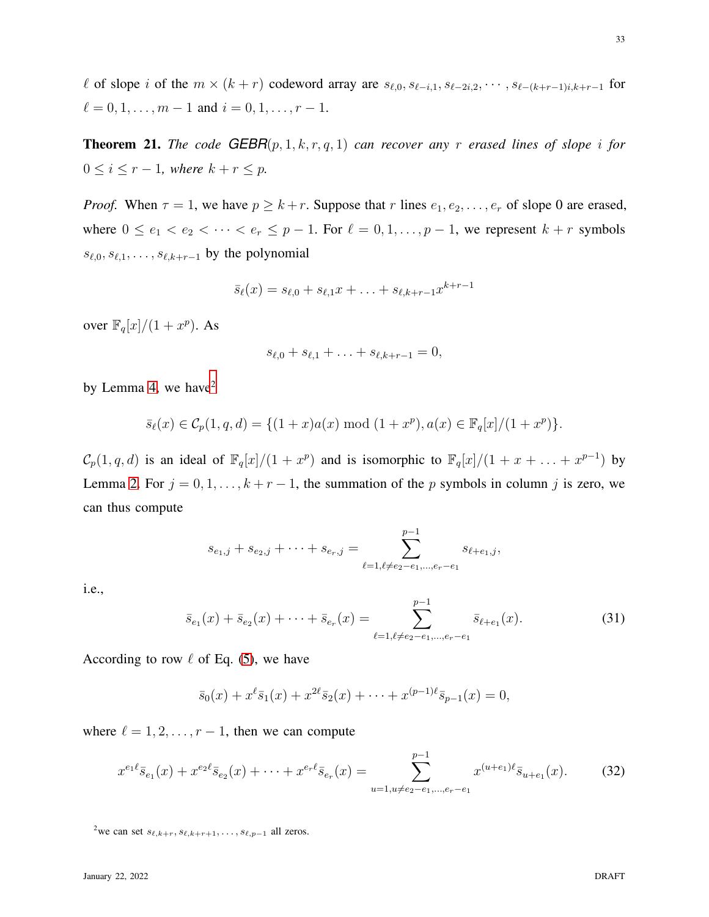$\ell$ of slope $i$ of the $m \times (k+r)$ codeword array are $s_{\ell,0}, s_{\ell-i,1}, s_{\ell-2i,2}, \cdots, s_{\ell-(k+r-1)i,k+r-1}$ for $\ell = 0, 1, \ldots, m-1$ and $i = 0, 1, \ldots, r-1$.

**Theorem 21.** *The code GEBR$(p, 1, k, r, q, 1)$ can recover any $r$ erased lines of slope $i$ for $0 \leq i \leq r-1$, where $k + r \leq p$.*

*Proof.* When $\tau = 1$, we have $p \geq k + r$. Suppose that $r$ lines $e_1, e_2, \ldots, e_r$ of slope 0 are erased, where $0 \leq e_1 < e_2 < \cdots < e_r \leq p-1$. For $\ell = 0, 1, \ldots, p-1$, we represent $k + r$ symbols $s_{\ell,0}, s_{\ell,1}, \ldots, s_{\ell,k+r-1}$ by the polynomial

$$\bar{s}_\ell(x) = s_{\ell,0} + s_{\ell,1}x + \ldots + s_{\ell,k+r-1}x^{k+r-1}$$

over $\mathbb{F}_q[x]/(1+x^p)$. As

$$s_{\ell,0} + s_{\ell,1} + \ldots + s_{\ell,k+r-1} = 0,$$

by Lemma 4, we have[2]

$$\bar{s}_\ell(x) \in \mathcal{C}_p(1, q, d) = \{(1+x)a(x) \bmod (1+x^p), a(x) \in \mathbb{F}_q[x]/(1+x^p)\}.$$

$\mathcal{C}_p(1, q, d)$ is an ideal of $\mathbb{F}_q[x]/(1+x^p)$ and is isomorphic to $\mathbb{F}_q[x]/(1+x+\ldots+x^{p-1})$ by Lemma 2. For $j = 0, 1, \ldots, k+r-1$, the summation of the $p$ symbols in column $j$ is zero, we can thus compute

$$s_{e_1,j} + s_{e_2,j} + \cdots + s_{e_r,j} = \sum_{\ell=1, \ell \neq e_2-e_1, \ldots, e_r-e_1}^{p-1} s_{\ell+e_1,j},$$

i.e.,

$$\bar{s}_{e_1}(x) + \bar{s}_{e_2}(x) + \cdots + \bar{s}_{e_r}(x) = \sum_{\ell=1, \ell \neq e_2-e_1, \ldots, e_r-e_1}^{p-1} \bar{s}_{\ell+e_1}(x). \tag{31}$$

According to row $\ell$ of Eq. (5), we have

$$\bar{s}_0(x) + x^\ell \bar{s}_1(x) + x^{2\ell}\bar{s}_2(x) + \cdots + x^{(p-1)\ell}\bar{s}_{p-1}(x) = 0,$$

where $\ell = 1, 2, \ldots, r-1$, then we can compute

$$x^{e_1\ell}\bar{s}_{e_1}(x) + x^{e_2\ell}\bar{s}_{e_2}(x) + \cdots + x^{e_r\ell}\bar{s}_{e_r}(x) = \sum_{u=1, u \neq e_2-e_1, \ldots, e_r-e_1}^{p-1} x^{(u+e_1)\ell}\bar{s}_{u+e_1}(x). \tag{32}$$

[2] we can set $s_{\ell,k+r}, s_{\ell,k+r+1}, \ldots, s_{\ell,p-1}$ all zeros.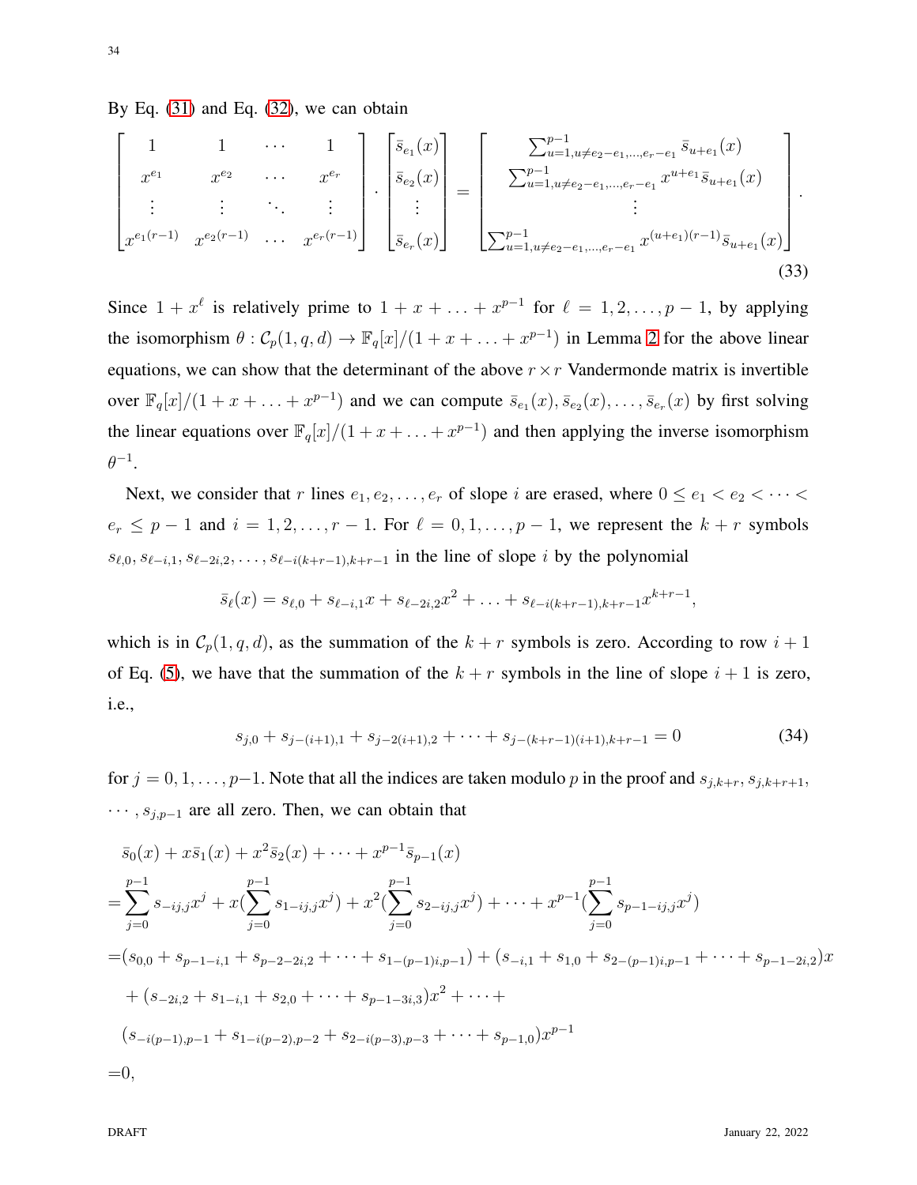By Eq. (31) and Eq. (32), we can obtain

$$
\begin{bmatrix}
1 & 1 & \cdots & 1 \\
x^{e_1} & x^{e_2} & \cdots & x^{e_r} \\
\vdots & \vdots & \ddots & \vdots \\
x^{e_1(r-1)} & x^{e_2(r-1)} & \cdots & x^{e_r(r-1)}
\end{bmatrix}
\cdot
\begin{bmatrix}
\bar{s}_{e_1}(x) \\
\bar{s}_{e_2}(x) \\
\vdots \\
\bar{s}_{e_r}(x)
\end{bmatrix}
=
\begin{bmatrix}
\sum_{u=1,u\neq e_2-e_1,\ldots,e_r-e_1}^{p-1} \bar{s}_{u+e_1}(x) \\
\sum_{u=1,u\neq e_2-e_1,\ldots,e_r-e_1}^{p-1} x^{u+e_1}\bar{s}_{u+e_1}(x) \\
\vdots \\
\sum_{u=1,u\neq e_2-e_1,\ldots,e_r-e_1}^{p-1} x^{(u+e_1)(r-1)}\bar{s}_{u+e_1}(x)
\end{bmatrix}.
\tag{33}
$$

Since $1+x^{\ell}$ is relatively prime to $1+x+\ldots+x^{p-1}$ for $\ell=1,2,\ldots,p-1$, by applying the isomorphism $\theta:\mathcal{C}_p(1,q,d)\rightarrow\mathbb{F}_q[x]/(1+x+\ldots+x^{p-1})$ in Lemma 2 for the above linear equations, we can show that the determinant of the above $r\times r$ Vandermonde matrix is invertible over $\mathbb{F}_q[x]/(1+x+\ldots+x^{p-1})$ and we can compute $\bar{s}_{e_1}(x),\bar{s}_{e_2}(x),\ldots,\bar{s}_{e_r}(x)$ by first solving the linear equations over $\mathbb{F}_q[x]/(1+x+\ldots+x^{p-1})$ and then applying the inverse isomorphism $\theta^{-1}$.

Next, we consider that $r$ lines $e_1,e_2,\ldots,e_r$ of slope $i$ are erased, where $0\leq e_1<e_2<\cdots<e_r\leq p-1$ and $i=1,2,\ldots,r-1$. For $\ell=0,1,\ldots,p-1$, we represent the $k+r$ symbols $s_{\ell,0},s_{\ell-i,1},s_{\ell-2i,2},\ldots,s_{\ell-i(k+r-1),k+r-1}$ in the line of slope $i$ by the polynomial

$$
\bar{s}_{\ell}(x)=s_{\ell,0}+s_{\ell-i,1}x+s_{\ell-2i,2}x^2+\ldots+s_{\ell-i(k+r-1),k+r-1}x^{k+r-1},
$$

which is in $\mathcal{C}_p(1,q,d)$, as the summation of the $k+r$ symbols is zero. According to row $i+1$ of Eq. (5), we have that the summation of the $k+r$ symbols in the line of slope $i+1$ is zero, i.e.,

$$
s_{j,0}+s_{j-(i+1),1}+s_{j-2(i+1),2}+\cdots+s_{j-(k+r-1)(i+1),k+r-1}=0 \tag{34}
$$

for $j=0,1,\ldots,p-1$. Note that all the indices are taken modulo $p$ in the proof and $s_{j,k+r},s_{j,k+r+1},\cdots,s_{j,p-1}$ are all zero. Then, we can obtain that

$$
\begin{aligned}
&\bar{s}_0(x)+x\bar{s}_1(x)+x^2\bar{s}_2(x)+\cdots+x^{p-1}\bar{s}_{p-1}(x)\\
=&\sum_{j=0}^{p-1}s_{-ij,j}x^j+x(\sum_{j=0}^{p-1}s_{1-ij,j}x^j)+x^2(\sum_{j=0}^{p-1}s_{2-ij,j}x^j)+\cdots+x^{p-1}(\sum_{j=0}^{p-1}s_{p-1-ij,j}x^j)\\
=&(s_{0,0}+s_{p-1-i,1}+s_{p-2-2i,2}+\cdots+s_{1-(p-1)i,p-1})+(s_{-i,1}+s_{1,0}+s_{2-(p-1)i,p-1}+\cdots+s_{p-1-2i,2})x\\
&+(s_{-2i,2}+s_{1-i,1}+s_{2,0}+\cdots+s_{p-1-3i,3})x^2+\cdots+\\
&(s_{-i(p-1),p-1}+s_{1-i(p-2),p-2}+s_{2-i(p-3),p-3}+\cdots+s_{p-1,0})x^{p-1}\\
=&0,
\end{aligned}
$$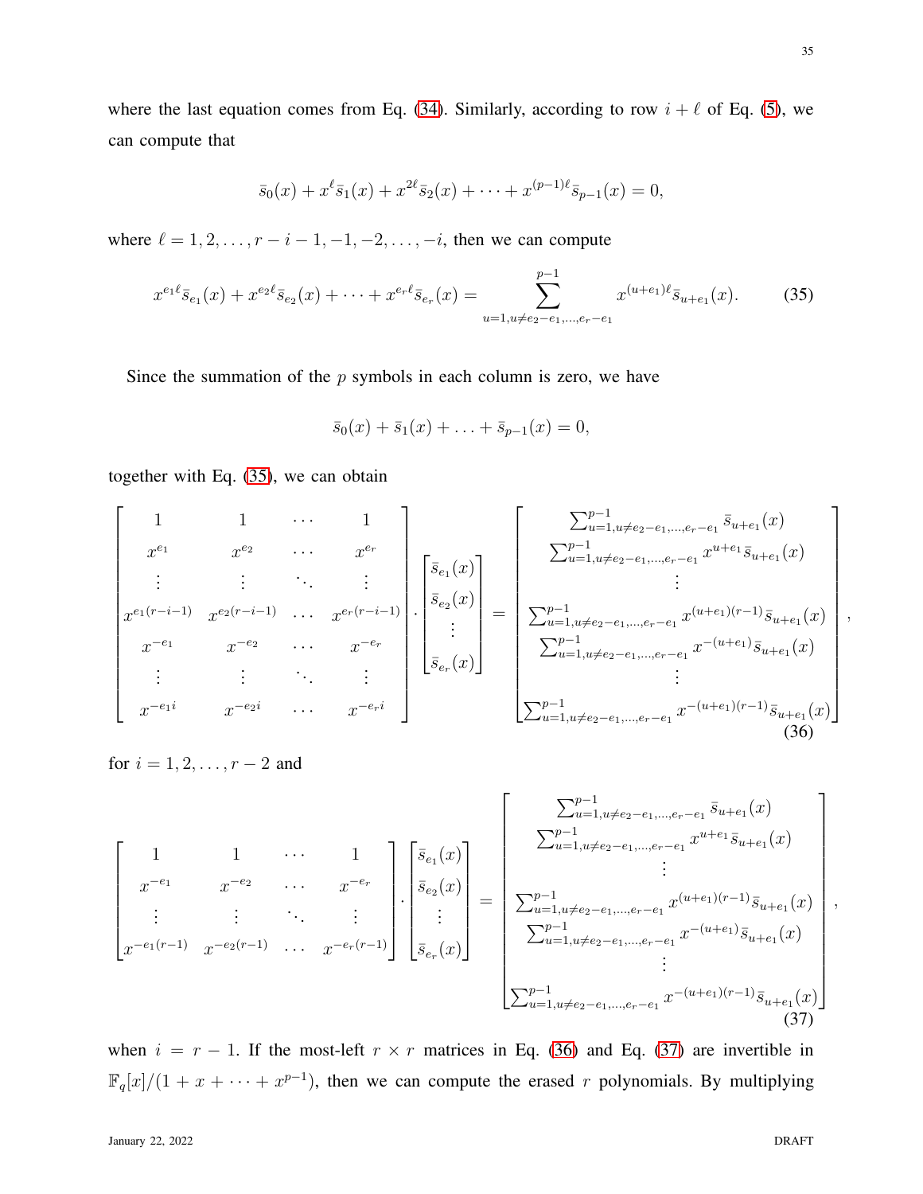where the last equation comes from Eq. (34). Similarly, according to row $i+\ell$ of Eq. (5), we can compute that

$$\bar{s}_0(x) + x^{\ell}\bar{s}_1(x) + x^{2\ell}\bar{s}_2(x) + \cdots + x^{(p-1)\ell}\bar{s}_{p-1}(x) = 0,$$

where $\ell = 1, 2, \ldots, r-i-1, -1, -2, \ldots, -i$, then we can compute

$$x^{e_1\ell}\bar{s}_{e_1}(x) + x^{e_2\ell}\bar{s}_{e_2}(x) + \cdots + x^{e_r\ell}\bar{s}_{e_r}(x) = \sum_{u=1, u\neq e_2-e_1,\ldots,e_r-e_1}^{p-1} x^{(u+e_1)\ell}\bar{s}_{u+e_1}(x). \tag{35}$$

Since the summation of the $p$ symbols in each column is zero, we have

$$\bar{s}_0(x) + \bar{s}_1(x) + \ldots + \bar{s}_{p-1}(x) = 0,$$

together with Eq. (35), we can obtain

$$\begin{bmatrix} 1 & 1 & \cdots & 1 \\ x^{e_1} & x^{e_2} & \cdots & x^{e_r} \\ \vdots & \vdots & \ddots & \vdots \\ x^{e_1(r-i-1)} & x^{e_2(r-i-1)} & \cdots & x^{e_r(r-i-1)} \\ x^{-e_1} & x^{-e_2} & \cdots & x^{-e_r} \\ \vdots & \vdots & \ddots & \vdots \\ x^{-e_1 i} & x^{-e_2 i} & \cdots & x^{-e_r i} \end{bmatrix} \cdot \begin{bmatrix} \bar{s}_{e_1}(x) \\ \bar{s}_{e_2}(x) \\ \vdots \\ \bar{s}_{e_r}(x) \end{bmatrix} = \begin{bmatrix} \sum_{u=1,u\neq e_2-e_1,\ldots,e_r-e_1}^{p-1} \bar{s}_{u+e_1}(x) \\ \sum_{u=1,u\neq e_2-e_1,\ldots,e_r-e_1}^{p-1} x^{u+e_1}\bar{s}_{u+e_1}(x) \\ \vdots \\ \sum_{u=1,u\neq e_2-e_1,\ldots,e_r-e_1}^{p-1} x^{(u+e_1)(r-1)}\bar{s}_{u+e_1}(x) \\ \sum_{u=1,u\neq e_2-e_1,\ldots,e_r-e_1}^{p-1} x^{-(u+e_1)}\bar{s}_{u+e_1}(x) \\ \vdots \\ \sum_{u=1,u\neq e_2-e_1,\ldots,e_r-e_1}^{p-1} x^{-(u+e_1)(r-1)}\bar{s}_{u+e_1}(x) \end{bmatrix}, \tag{36}$$

for $i = 1, 2, \ldots, r-2$ and

$$\begin{bmatrix} 1 & 1 & \cdots & 1 \\ x^{-e_1} & x^{-e_2} & \cdots & x^{-e_r} \\ \vdots & \vdots & \ddots & \vdots \\ x^{-e_1(r-1)} & x^{-e_2(r-1)} & \cdots & x^{-e_r(r-1)} \end{bmatrix} \cdot \begin{bmatrix} \bar{s}_{e_1}(x) \\ \bar{s}_{e_2}(x) \\ \vdots \\ \bar{s}_{e_r}(x) \end{bmatrix} = \begin{bmatrix} \sum_{u=1,u\neq e_2-e_1,\ldots,e_r-e_1}^{p-1} \bar{s}_{u+e_1}(x) \\ \sum_{u=1,u\neq e_2-e_1,\ldots,e_r-e_1}^{p-1} x^{u+e_1}\bar{s}_{u+e_1}(x) \\ \vdots \\ \sum_{u=1,u\neq e_2-e_1,\ldots,e_r-e_1}^{p-1} x^{(u+e_1)(r-1)}\bar{s}_{u+e_1}(x) \\ \sum_{u=1,u\neq e_2-e_1,\ldots,e_r-e_1}^{p-1} x^{-(u+e_1)}\bar{s}_{u+e_1}(x) \\ \vdots \\ \sum_{u=1,u\neq e_2-e_1,\ldots,e_r-e_1}^{p-1} x^{-(u+e_1)(r-1)}\bar{s}_{u+e_1}(x) \end{bmatrix}, \tag{37}$$

when $i = r-1$. If the most-left $r \times r$ matrices in Eq. (36) and Eq. (37) are invertible in $\mathbb{F}_q[x]/(1+x+\cdots+x^{p-1})$, then we can compute the erased $r$ polynomials. By multiplying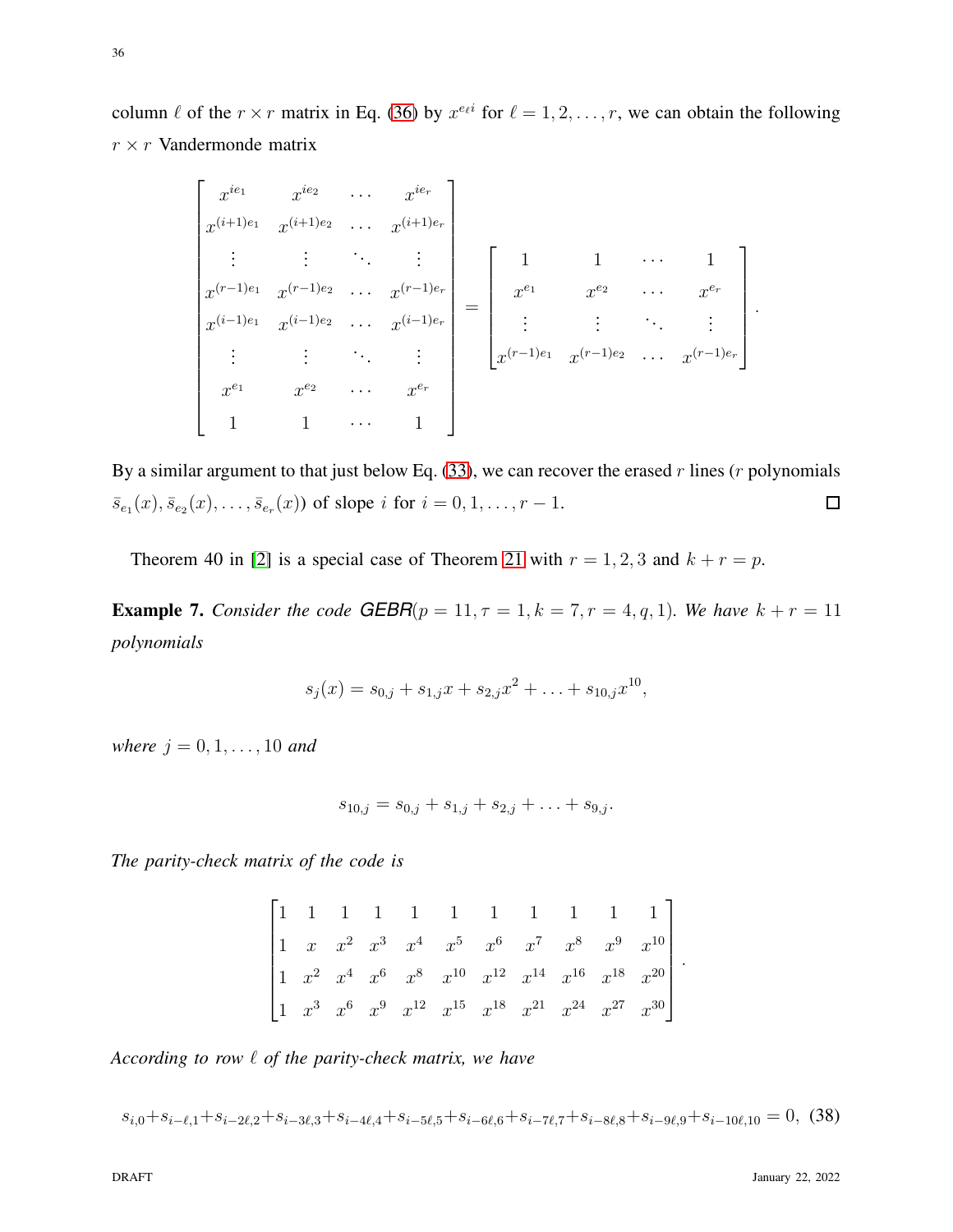column $\ell$ of the $r \times r$ matrix in Eq. (36) by $x^{e_\ell i}$ for $\ell = 1, 2, \ldots, r$, we can obtain the following $r \times r$ Vandermonde matrix

$$
\begin{bmatrix}
x^{ie_1} & x^{ie_2} & \cdots & x^{ie_r} \\
x^{(i+1)e_1} & x^{(i+1)e_2} & \cdots & x^{(i+1)e_r} \\
\vdots & \vdots & \ddots & \vdots \\
x^{(r-1)e_1} & x^{(r-1)e_2} & \cdots & x^{(r-1)e_r} \\
x^{(i-1)e_1} & x^{(i-1)e_2} & \cdots & x^{(i-1)e_r} \\
\vdots & \vdots & \ddots & \vdots \\
x^{e_1} & x^{e_2} & \cdots & x^{e_r} \\
1 & 1 & \cdots & 1
\end{bmatrix}
=
\begin{bmatrix}
1 & 1 & \cdots & 1 \\
x^{e_1} & x^{e_2} & \cdots & x^{e_r} \\
\vdots & \vdots & \ddots & \vdots \\
x^{(r-1)e_1} & x^{(r-1)e_2} & \cdots & x^{(r-1)e_r}
\end{bmatrix}.
$$

By a similar argument to that just below Eq. (33), we can recover the erased $r$ lines ($r$ polynomials $\bar{s}_{e_1}(x), \bar{s}_{e_2}(x), \ldots, \bar{s}_{e_r}(x)$) of slope $i$ for $i = 0, 1, \ldots, r-1$. ☐

Theorem 40 in [2] is a special case of Theorem 21 with $r = 1, 2, 3$ and $k + r = p$.

**Example 7.** *Consider the code* $\textsf{GEBR}(p = 11, \tau = 1, k = 7, r = 4, q, 1)$. *We have* $k + r = 11$ *polynomials*

$$s_j(x) = s_{0,j} + s_{1,j}x + s_{2,j}x^2 + \ldots + s_{10,j}x^{10},$$

*where* $j = 0, 1, \ldots, 10$ *and*

$$s_{10,j} = s_{0,j} + s_{1,j} + s_{2,j} + \ldots + s_{9,j}.$$

*The parity-check matrix of the code is*

$$
\begin{bmatrix}
1 & 1 & 1 & 1 & 1 & 1 & 1 & 1 & 1 & 1 & 1 \\
1 & x & x^2 & x^3 & x^4 & x^5 & x^6 & x^7 & x^8 & x^9 & x^{10} \\
1 & x^2 & x^4 & x^6 & x^8 & x^{10} & x^{12} & x^{14} & x^{16} & x^{18} & x^{20} \\
1 & x^3 & x^6 & x^9 & x^{12} & x^{15} & x^{18} & x^{21} & x^{24} & x^{27} & x^{30}
\end{bmatrix}.
$$

*According to row* $\ell$ *of the parity-check matrix, we have*

$$s_{i,0}+s_{i-\ell,1}+s_{i-2\ell,2}+s_{i-3\ell,3}+s_{i-4\ell,4}+s_{i-5\ell,5}+s_{i-6\ell,6}+s_{i-7\ell,7}+s_{i-8\ell,8}+s_{i-9\ell,9}+s_{i-10\ell,10} = 0, \quad (38)$$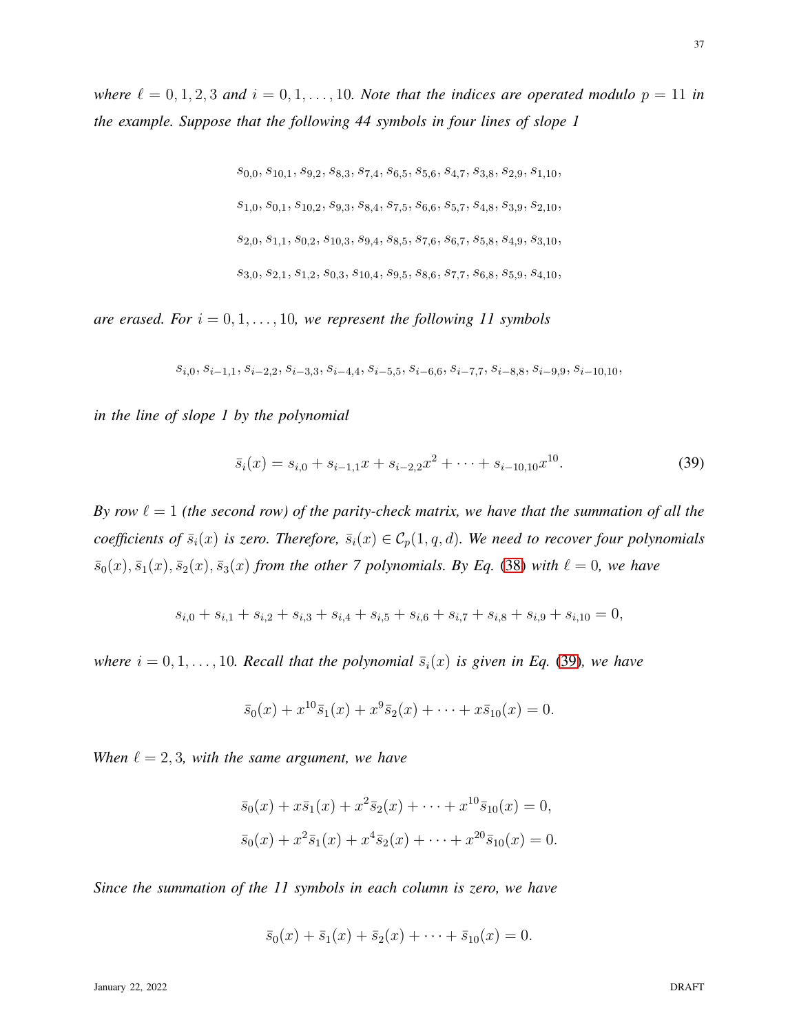*where $\ell = 0, 1, 2, 3$ and $i = 0, 1, \ldots, 10$. Note that the indices are operated modulo $p = 11$ in the example. Suppose that the following 44 symbols in four lines of slope 1*

$$s_{0,0}, s_{10,1}, s_{9,2}, s_{8,3}, s_{7,4}, s_{6,5}, s_{5,6}, s_{4,7}, s_{3,8}, s_{2,9}, s_{1,10},$$

$$s_{1,0}, s_{0,1}, s_{10,2}, s_{9,3}, s_{8,4}, s_{7,5}, s_{6,6}, s_{5,7}, s_{4,8}, s_{3,9}, s_{2,10},$$

$$s_{2,0}, s_{1,1}, s_{0,2}, s_{10,3}, s_{9,4}, s_{8,5}, s_{7,6}, s_{6,7}, s_{5,8}, s_{4,9}, s_{3,10},$$

$$s_{3,0}, s_{2,1}, s_{1,2}, s_{0,3}, s_{10,4}, s_{9,5}, s_{8,6}, s_{7,7}, s_{6,8}, s_{5,9}, s_{4,10},$$

*are erased. For $i = 0, 1, \ldots, 10$, we represent the following 11 symbols*

$$s_{i,0}, s_{i-1,1}, s_{i-2,2}, s_{i-3,3}, s_{i-4,4}, s_{i-5,5}, s_{i-6,6}, s_{i-7,7}, s_{i-8,8}, s_{i-9,9}, s_{i-10,10},$$

*in the line of slope 1 by the polynomial*

$$\bar{s}_i(x) = s_{i,0} + s_{i-1,1}x + s_{i-2,2}x^2 + \cdots + s_{i-10,10}x^{10}. \tag{39}$$

*By row $\ell = 1$ (the second row) of the parity-check matrix, we have that the summation of all the coefficients of $\bar{s}_i(x)$ is zero. Therefore, $\bar{s}_i(x) \in \mathcal{C}_p(1, q, d)$. We need to recover four polynomials $\bar{s}_0(x), \bar{s}_1(x), \bar{s}_2(x), \bar{s}_3(x)$ from the other 7 polynomials. By Eq. (38) with $\ell = 0$, we have*

$$s_{i,0} + s_{i,1} + s_{i,2} + s_{i,3} + s_{i,4} + s_{i,5} + s_{i,6} + s_{i,7} + s_{i,8} + s_{i,9} + s_{i,10} = 0,$$

*where $i = 0, 1, \ldots, 10$. Recall that the polynomial $\bar{s}_i(x)$ is given in Eq. (39), we have*

$$\bar{s}_0(x) + x^{10}\bar{s}_1(x) + x^9\bar{s}_2(x) + \cdots + x\bar{s}_{10}(x) = 0.$$

*When $\ell = 2, 3$, with the same argument, we have*

$$\bar{s}_0(x) + x\bar{s}_1(x) + x^2\bar{s}_2(x) + \cdots + x^{10}\bar{s}_{10}(x) = 0,$$

$$\bar{s}_0(x) + x^2\bar{s}_1(x) + x^4\bar{s}_2(x) + \cdots + x^{20}\bar{s}_{10}(x) = 0.$$

*Since the summation of the 11 symbols in each column is zero, we have*

$$\bar{s}_0(x) + \bar{s}_1(x) + \bar{s}_2(x) + \cdots + \bar{s}_{10}(x) = 0.$$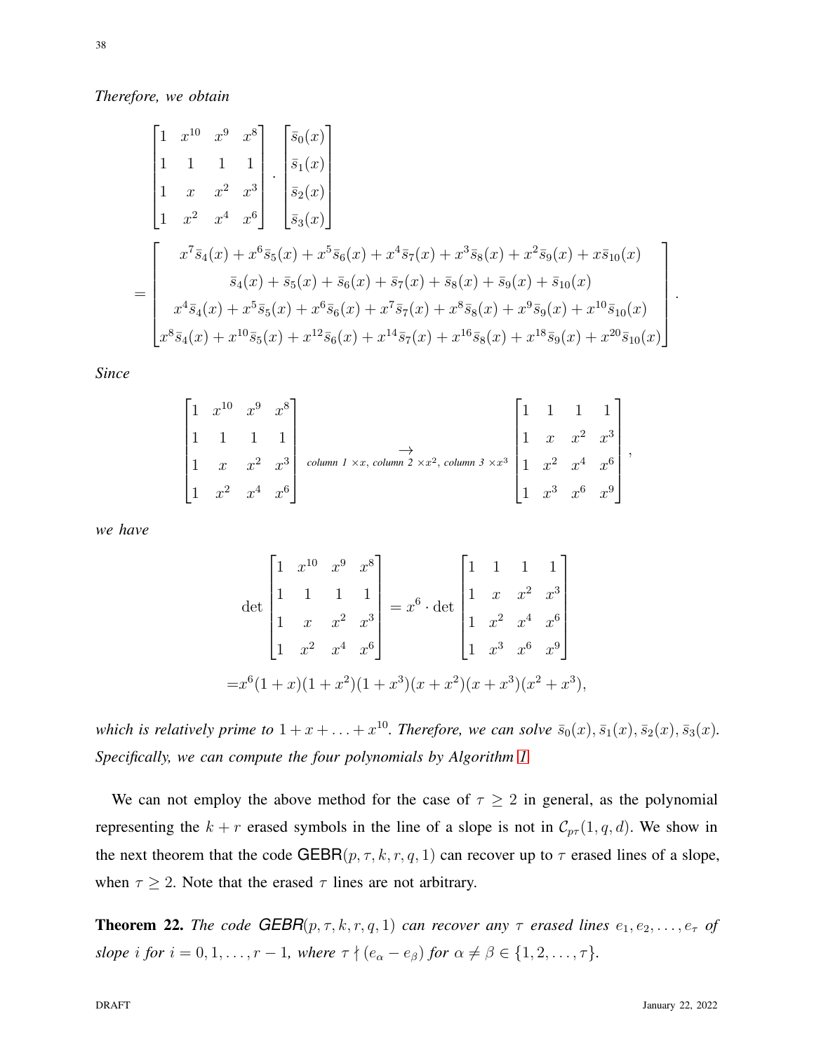*Therefore, we obtain*

$$
\begin{bmatrix}
1 & x^{10} & x^9 & x^8 \\
1 & 1 & 1 & 1 \\
1 & x & x^2 & x^3 \\
1 & x^2 & x^4 & x^6
\end{bmatrix}
\cdot
\begin{bmatrix}
\bar{s}_0(x) \\
\bar{s}_1(x) \\
\bar{s}_2(x) \\
\bar{s}_3(x)
\end{bmatrix}
$$

$$
= \begin{bmatrix}
x^7\bar{s}_4(x) + x^6\bar{s}_5(x) + x^5\bar{s}_6(x) + x^4\bar{s}_7(x) + x^3\bar{s}_8(x) + x^2\bar{s}_9(x) + x\bar{s}_{10}(x) \\
\bar{s}_4(x) + \bar{s}_5(x) + \bar{s}_6(x) + \bar{s}_7(x) + \bar{s}_8(x) + \bar{s}_9(x) + \bar{s}_{10}(x) \\
x^4\bar{s}_4(x) + x^5\bar{s}_5(x) + x^6\bar{s}_6(x) + x^7\bar{s}_7(x) + x^8\bar{s}_8(x) + x^9\bar{s}_9(x) + x^{10}\bar{s}_{10}(x) \\
x^8\bar{s}_4(x) + x^{10}\bar{s}_5(x) + x^{12}\bar{s}_6(x) + x^{14}\bar{s}_7(x) + x^{16}\bar{s}_8(x) + x^{18}\bar{s}_9(x) + x^{20}\bar{s}_{10}(x)
\end{bmatrix}.
$$

*Since*

$$
\begin{bmatrix}
1 & x^{10} & x^9 & x^8 \\
1 & 1 & 1 & 1 \\
1 & x & x^2 & x^3 \\
1 & x^2 & x^4 & x^6
\end{bmatrix}
\xrightarrow[\text{column 1 } \times x, \text{ column 2 } \times x^2, \text{ column 3 } \times x^3]{}
\begin{bmatrix}
1 & 1 & 1 & 1 \\
1 & x & x^2 & x^3 \\
1 & x^2 & x^4 & x^6 \\
1 & x^3 & x^6 & x^9
\end{bmatrix},
$$

*we have*

$$
\det \begin{bmatrix}
1 & x^{10} & x^9 & x^8 \\
1 & 1 & 1 & 1 \\
1 & x & x^2 & x^3 \\
1 & x^2 & x^4 & x^6
\end{bmatrix}
= x^6 \cdot \det \begin{bmatrix}
1 & 1 & 1 & 1 \\
1 & x & x^2 & x^3 \\
1 & x^2 & x^4 & x^6 \\
1 & x^3 & x^6 & x^9
\end{bmatrix}
$$

$$
= x^6(1+x)(1+x^2)(1+x^3)(x+x^2)(x+x^3)(x^2+x^3),
$$

*which is relatively prime to $1 + x + \ldots + x^{10}$. Therefore, we can solve $\bar{s}_0(x), \bar{s}_1(x), \bar{s}_2(x), \bar{s}_3(x)$. Specifically, we can compute the four polynomials by Algorithm 1.*

We can not employ the above method for the case of $\tau \geq 2$ in general, as the polynomial representing the $k + r$ erased symbols in the line of a slope is not in $\mathcal{C}_{p\tau}(1, q, d)$. We show in the next theorem that the code $\mathsf{GEBR}(p, \tau, k, r, q, 1)$ can recover up to $\tau$ erased lines of a slope, when $\tau \geq 2$. Note that the erased $\tau$ lines are not arbitrary.

**Theorem 22.** *The code $\mathsf{GEBR}(p, \tau, k, r, q, 1)$ can recover any $\tau$ erased lines $e_1, e_2, \ldots, e_\tau$ of slope $i$ for $i = 0, 1, \ldots, r - 1$, where $\tau \nmid (e_\alpha - e_\beta)$ for $\alpha \neq \beta \in \{1, 2, \ldots, \tau\}$.*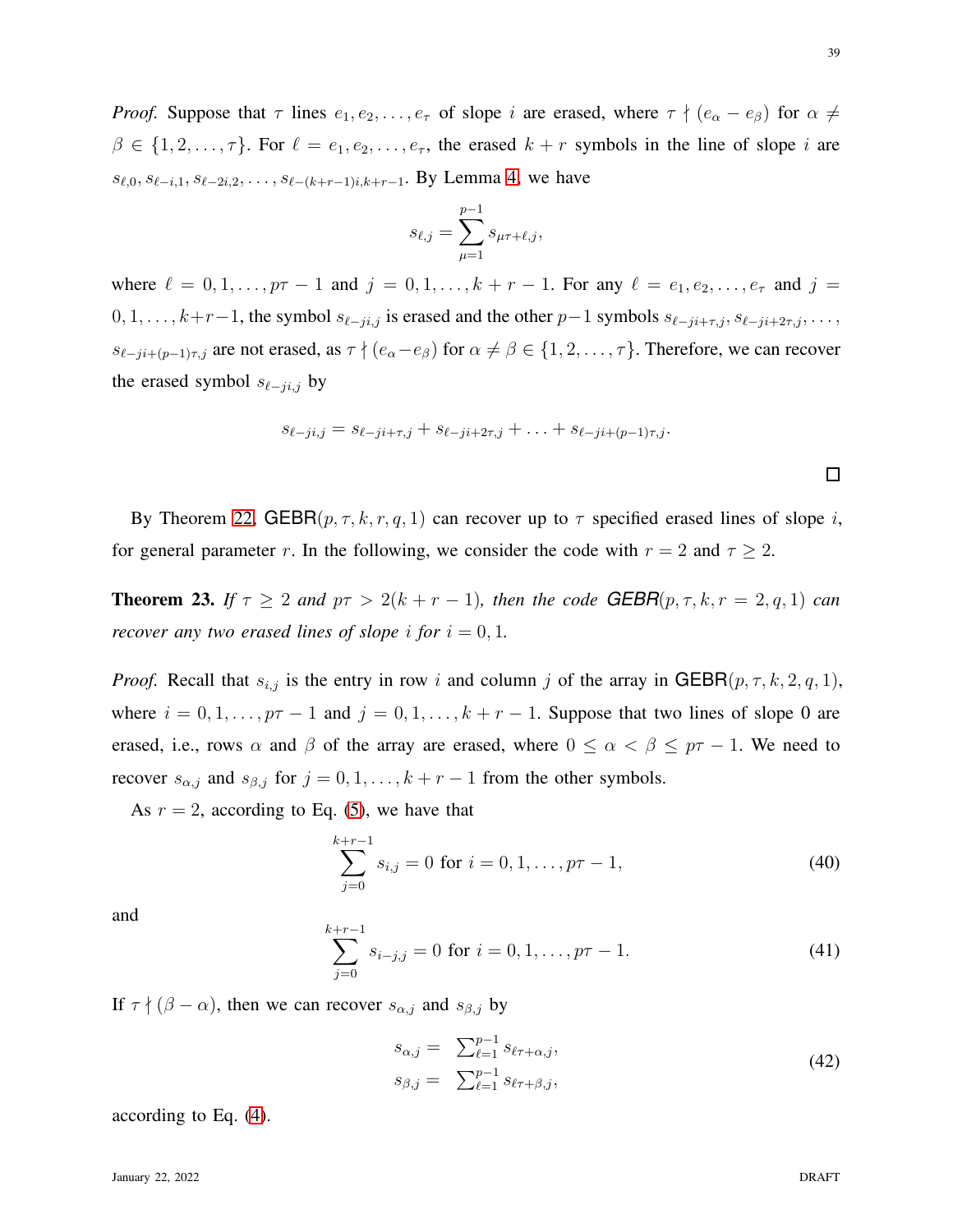*Proof.* Suppose that $\tau$ lines $e_1, e_2, \ldots, e_\tau$ of slope $i$ are erased, where $\tau \nmid (e_\alpha - e_\beta)$ for $\alpha \neq \beta \in \{1, 2, \ldots, \tau\}$. For $\ell = e_1, e_2, \ldots, e_\tau$, the erased $k+r$ symbols in the line of slope $i$ are $s_{\ell,0}, s_{\ell-i,1}, s_{\ell-2i,2}, \ldots, s_{\ell-(k+r-1)i,k+r-1}$. By Lemma 4, we have

$$s_{\ell,j} = \sum_{\mu=1}^{p-1} s_{\mu\tau+\ell,j},$$

where $\ell = 0, 1, \ldots, p\tau - 1$ and $j = 0, 1, \ldots, k+r-1$. For any $\ell = e_1, e_2, \ldots, e_\tau$ and $j = 0, 1, \ldots, k+r-1$, the symbol $s_{\ell-ji,j}$ is erased and the other $p-1$ symbols $s_{\ell-ji+\tau,j}, s_{\ell-ji+2\tau,j}, \ldots, s_{\ell-ji+(p-1)\tau,j}$ are not erased, as $\tau \nmid (e_\alpha - e_\beta)$ for $\alpha \neq \beta \in \{1, 2, \ldots, \tau\}$. Therefore, we can recover the erased symbol $s_{\ell-ji,j}$ by

$$s_{\ell-ji,j} = s_{\ell-ji+\tau,j} + s_{\ell-ji+2\tau,j} + \ldots + s_{\ell-ji+(p-1)\tau,j}.$$

□

By Theorem 22, $\mathsf{GEBR}(p, \tau, k, r, q, 1)$ can recover up to $\tau$ specified erased lines of slope $i$, for general parameter $r$. In the following, we consider the code with $r = 2$ and $\tau \geq 2$.

**Theorem 23.** *If $\tau \geq 2$ and $p\tau > 2(k+r-1)$, then the code $\mathsf{GEBR}(p, \tau, k, r = 2, q, 1)$ can recover any two erased lines of slope $i$ for $i = 0, 1$.*

*Proof.* Recall that $s_{i,j}$ is the entry in row $i$ and column $j$ of the array in $\mathsf{GEBR}(p, \tau, k, 2, q, 1)$, where $i = 0, 1, \ldots, p\tau - 1$ and $j = 0, 1, \ldots, k+r-1$. Suppose that two lines of slope 0 are erased, i.e., rows $\alpha$ and $\beta$ of the array are erased, where $0 \leq \alpha < \beta \leq p\tau - 1$. We need to recover $s_{\alpha,j}$ and $s_{\beta,j}$ for $j = 0, 1, \ldots, k+r-1$ from the other symbols.

As $r = 2$, according to Eq. (5), we have that

$$\sum_{j=0}^{k+r-1} s_{i,j} = 0 \text{ for } i = 0, 1, \ldots, p\tau - 1, \tag{40}$$

and

$$\sum_{j=0}^{k+r-1} s_{i-j,j} = 0 \text{ for } i = 0, 1, \ldots, p\tau - 1. \tag{41}$$

If $\tau \nmid (\beta - \alpha)$, then we can recover $s_{\alpha,j}$ and $s_{\beta,j}$ by

$$\begin{aligned} s_{\alpha,j} &= \textstyle\sum_{\ell=1}^{p-1} s_{\ell\tau+\alpha,j}, \\ s_{\beta,j} &= \textstyle\sum_{\ell=1}^{p-1} s_{\ell\tau+\beta,j}, \end{aligned} \tag{42}$$

according to Eq. (4).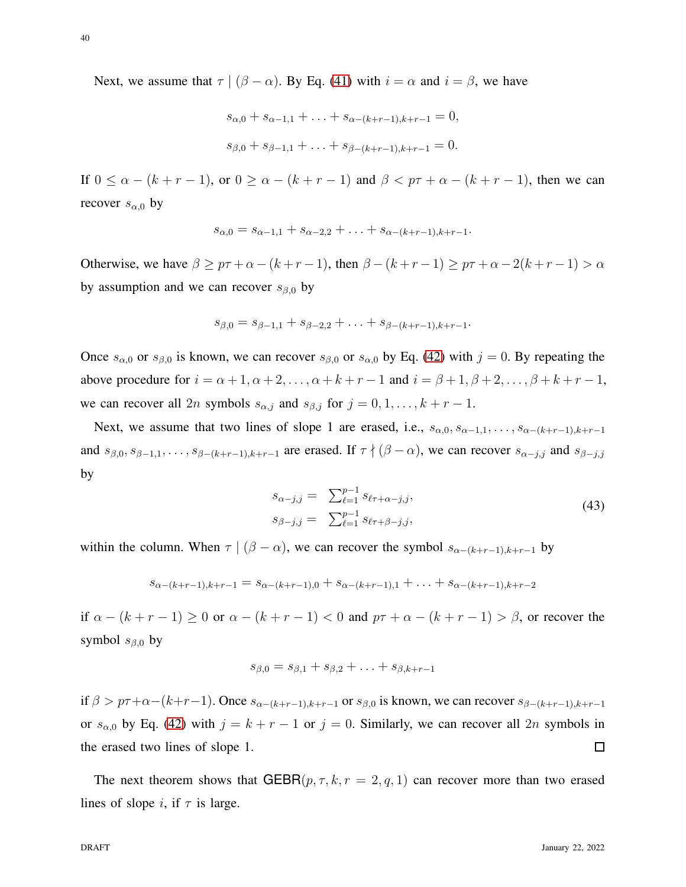Next, we assume that $\tau \mid (\beta - \alpha)$. By Eq. (41) with $i = \alpha$ and $i = \beta$, we have

$$s_{\alpha,0} + s_{\alpha-1,1} + \ldots + s_{\alpha-(k+r-1),k+r-1} = 0,$$

$$s_{\beta,0} + s_{\beta-1,1} + \ldots + s_{\beta-(k+r-1),k+r-1} = 0.$$

If $0 \leq \alpha - (k + r - 1)$, or $0 \geq \alpha - (k + r - 1)$ and $\beta < p\tau + \alpha - (k + r - 1)$, then we can recover $s_{\alpha,0}$ by

$$s_{\alpha,0} = s_{\alpha-1,1} + s_{\alpha-2,2} + \ldots + s_{\alpha-(k+r-1),k+r-1}.$$

Otherwise, we have $\beta \geq p\tau + \alpha - (k + r - 1)$, then $\beta - (k + r - 1) \geq p\tau + \alpha - 2(k + r - 1) > \alpha$ by assumption and we can recover $s_{\beta,0}$ by

$$s_{\beta,0} = s_{\beta-1,1} + s_{\beta-2,2} + \ldots + s_{\beta-(k+r-1),k+r-1}.$$

Once $s_{\alpha,0}$ or $s_{\beta,0}$ is known, we can recover $s_{\beta,0}$ or $s_{\alpha,0}$ by Eq. (42) with $j = 0$. By repeating the above procedure for $i = \alpha + 1, \alpha + 2, \ldots, \alpha + k + r - 1$ and $i = \beta + 1, \beta + 2, \ldots, \beta + k + r - 1$, we can recover all $2n$ symbols $s_{\alpha,j}$ and $s_{\beta,j}$ for $j = 0, 1, \ldots, k + r - 1$.

Next, we assume that two lines of slope 1 are erased, i.e., $s_{\alpha,0}, s_{\alpha-1,1}, \ldots, s_{\alpha-(k+r-1),k+r-1}$ and $s_{\beta,0}, s_{\beta-1,1}, \ldots, s_{\beta-(k+r-1),k+r-1}$ are erased. If $\tau \nmid (\beta - \alpha)$, we can recover $s_{\alpha-j,j}$ and $s_{\beta-j,j}$ by

$$\begin{aligned} s_{\alpha-j,j} = & \sum_{\ell=1}^{p-1} s_{\ell\tau+\alpha-j,j}, \\ s_{\beta-j,j} = & \sum_{\ell=1}^{p-1} s_{\ell\tau+\beta-j,j}, \end{aligned} \tag{43}$$

within the column. When $\tau \mid (\beta - \alpha)$, we can recover the symbol $s_{\alpha-(k+r-1),k+r-1}$ by

$$s_{\alpha-(k+r-1),k+r-1} = s_{\alpha-(k+r-1),0} + s_{\alpha-(k+r-1),1} + \ldots + s_{\alpha-(k+r-1),k+r-2}$$

if $\alpha - (k + r - 1) \geq 0$ or $\alpha - (k + r - 1) < 0$ and $p\tau + \alpha - (k + r - 1) > \beta$, or recover the symbol $s_{\beta,0}$ by

$$s_{\beta,0} = s_{\beta,1} + s_{\beta,2} + \ldots + s_{\beta,k+r-1}$$

if $\beta > p\tau + \alpha - (k + r - 1)$. Once $s_{\alpha-(k+r-1),k+r-1}$ or $s_{\beta,0}$ is known, we can recover $s_{\beta-(k+r-1),k+r-1}$ or $s_{\alpha,0}$ by Eq. (42) with $j = k + r - 1$ or $j = 0$. Similarly, we can recover all $2n$ symbols in the erased two lines of slope 1. □

The next theorem shows that $\mathsf{GEBR}(p, \tau, k, r = 2, q, 1)$ can recover more than two erased lines of slope $i$, if $\tau$ is large.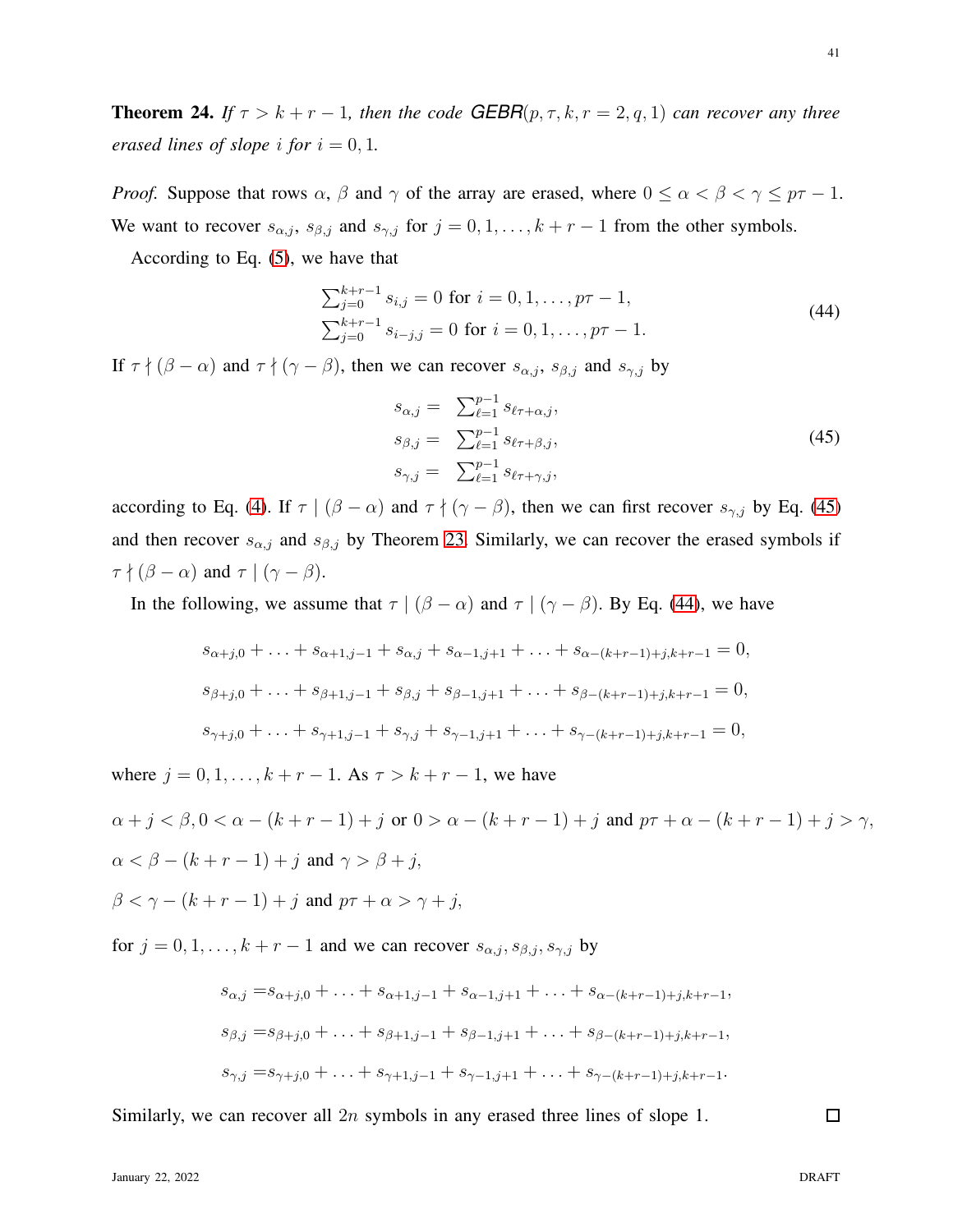**Theorem 24.** *If $\tau > k+r-1$, then the code GEBR$(p,\tau,k,r=2,q,1)$ can recover any three erased lines of slope $i$ for $i=0,1$.*

*Proof.* Suppose that rows $\alpha$, $\beta$ and $\gamma$ of the array are erased, where $0 \leq \alpha < \beta < \gamma \leq p\tau - 1$. We want to recover $s_{\alpha,j}$, $s_{\beta,j}$ and $s_{\gamma,j}$ for $j = 0,1,\ldots,k+r-1$ from the other symbols.

According to Eq. (5), we have that

$$
\begin{array}{l}
\sum_{j=0}^{k+r-1} s_{i,j} = 0 \text{ for } i = 0,1,\ldots,p\tau-1, \\
\sum_{j=0}^{k+r-1} s_{i-j,j} = 0 \text{ for } i = 0,1,\ldots,p\tau-1.
\end{array} \tag{44}
$$

If $\tau \nmid (\beta - \alpha)$ and $\tau \nmid (\gamma - \beta)$, then we can recover $s_{\alpha,j}$, $s_{\beta,j}$ and $s_{\gamma,j}$ by

$$
\begin{aligned}
s_{\alpha,j} = &\ \sum_{\ell=1}^{p-1} s_{\ell\tau+\alpha,j}, \\
s_{\beta,j} = &\ \sum_{\ell=1}^{p-1} s_{\ell\tau+\beta,j}, \\
s_{\gamma,j} = &\ \sum_{\ell=1}^{p-1} s_{\ell\tau+\gamma,j},
\end{aligned} \tag{45}
$$

according to Eq. (4). If $\tau \mid (\beta - \alpha)$ and $\tau \nmid (\gamma - \beta)$, then we can first recover $s_{\gamma,j}$ by Eq. (45) and then recover $s_{\alpha,j}$ and $s_{\beta,j}$ by Theorem 23. Similarly, we can recover the erased symbols if $\tau \nmid (\beta - \alpha)$ and $\tau \mid (\gamma - \beta)$.

In the following, we assume that $\tau \mid (\beta - \alpha)$ and $\tau \mid (\gamma - \beta)$. By Eq. (44), we have

$$
s_{\alpha+j,0} + \ldots + s_{\alpha+1,j-1} + s_{\alpha,j} + s_{\alpha-1,j+1} + \ldots + s_{\alpha-(k+r-1)+j,k+r-1} = 0,
$$

$$
s_{\beta+j,0} + \ldots + s_{\beta+1,j-1} + s_{\beta,j} + s_{\beta-1,j+1} + \ldots + s_{\beta-(k+r-1)+j,k+r-1} = 0,
$$

$$
s_{\gamma+j,0} + \ldots + s_{\gamma+1,j-1} + s_{\gamma,j} + s_{\gamma-1,j+1} + \ldots + s_{\gamma-(k+r-1)+j,k+r-1} = 0,
$$

where $j = 0,1,\ldots,k+r-1$. As $\tau > k+r-1$, we have

$\alpha + j < \beta, 0 < \alpha - (k+r-1) + j$ or $0 > \alpha - (k+r-1) + j$ and $p\tau + \alpha - (k+r-1) + j > \gamma$,

$\alpha < \beta - (k+r-1) + j$ and $\gamma > \beta + j$,

$\beta < \gamma - (k+r-1) + j$ and $p\tau + \alpha > \gamma + j$,

for $j = 0,1,\ldots,k+r-1$ and we can recover $s_{\alpha,j}, s_{\beta,j}, s_{\gamma,j}$ by

$$
s_{\alpha,j} = s_{\alpha+j,0} + \ldots + s_{\alpha+1,j-1} + s_{\alpha-1,j+1} + \ldots + s_{\alpha-(k+r-1)+j,k+r-1},
$$

$$
s_{\beta,j} = s_{\beta+j,0} + \ldots + s_{\beta+1,j-1} + s_{\beta-1,j+1} + \ldots + s_{\beta-(k+r-1)+j,k+r-1},
$$

$$
s_{\gamma,j} = s_{\gamma+j,0} + \ldots + s_{\gamma+1,j-1} + s_{\gamma-1,j+1} + \ldots + s_{\gamma-(k+r-1)+j,k+r-1}.
$$

Similarly, we can recover all $2n$ symbols in any erased three lines of slope 1. $\square$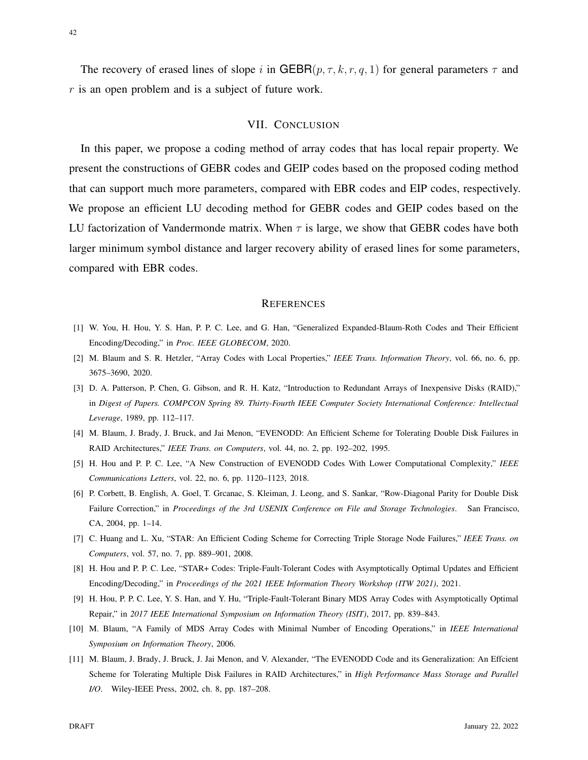The recovery of erased lines of slope $i$ in $\mathsf{GEBR}(p, \tau, k, r, q, 1)$ for general parameters $\tau$ and $r$ is an open problem and is a subject of future work.

## VII. Conclusion

In this paper, we propose a coding method of array codes that has local repair property. We present the constructions of GEBR codes and GEIP codes based on the proposed coding method that can support much more parameters, compared with EBR codes and EIP codes, respectively. We propose an efficient LU decoding method for GEBR codes and GEIP codes based on the LU factorization of Vandermonde matrix. When $\tau$ is large, we show that GEBR codes have both larger minimum symbol distance and larger recovery ability of erased lines for some parameters, compared with EBR codes.

## References

[1] W. You, H. Hou, Y. S. Han, P. P. C. Lee, and G. Han, "Generalized Expanded-Blaum-Roth Codes and Their Efficient Encoding/Decoding," in *Proc. IEEE GLOBECOM*, 2020.

[2] M. Blaum and S. R. Hetzler, "Array Codes with Local Properties," *IEEE Trans. Information Theory*, vol. 66, no. 6, pp. 3675–3690, 2020.

[3] D. A. Patterson, P. Chen, G. Gibson, and R. H. Katz, "Introduction to Redundant Arrays of Inexpensive Disks (RAID)," in *Digest of Papers. COMPCON Spring 89. Thirty-Fourth IEEE Computer Society International Conference: Intellectual Leverage*, 1989, pp. 112–117.

[4] M. Blaum, J. Brady, J. Bruck, and Jai Menon, "EVENODD: An Efficient Scheme for Tolerating Double Disk Failures in RAID Architectures," *IEEE Trans. on Computers*, vol. 44, no. 2, pp. 192–202, 1995.

[5] H. Hou and P. P. C. Lee, "A New Construction of EVENODD Codes With Lower Computational Complexity," *IEEE Communications Letters*, vol. 22, no. 6, pp. 1120–1123, 2018.

[6] P. Corbett, B. English, A. Goel, T. Grcanac, S. Kleiman, J. Leong, and S. Sankar, "Row-Diagonal Parity for Double Disk Failure Correction," in *Proceedings of the 3rd USENIX Conference on File and Storage Technologies*. San Francisco, CA, 2004, pp. 1–14.

[7] C. Huang and L. Xu, "STAR: An Efficient Coding Scheme for Correcting Triple Storage Node Failures," *IEEE Trans. on Computers*, vol. 57, no. 7, pp. 889–901, 2008.

[8] H. Hou and P. P. C. Lee, "STAR+ Codes: Triple-Fault-Tolerant Codes with Asymptotically Optimal Updates and Efficient Encoding/Decoding," in *Proceedings of the 2021 IEEE Information Theory Workshop (ITW 2021)*, 2021.

[9] H. Hou, P. P. C. Lee, Y. S. Han, and Y. Hu, "Triple-Fault-Tolerant Binary MDS Array Codes with Asymptotically Optimal Repair," in *2017 IEEE International Symposium on Information Theory (ISIT)*, 2017, pp. 839–843.

[10] M. Blaum, "A Family of MDS Array Codes with Minimal Number of Encoding Operations," in *IEEE International Symposium on Information Theory*, 2006.

[11] M. Blaum, J. Brady, J. Bruck, J. Jai Menon, and V. Alexander, "The EVENODD Code and its Generalization: An Effcient Scheme for Tolerating Multiple Disk Failures in RAID Architectures," in *High Performance Mass Storage and Parallel I/O*. Wiley-IEEE Press, 2002, ch. 8, pp. 187–208.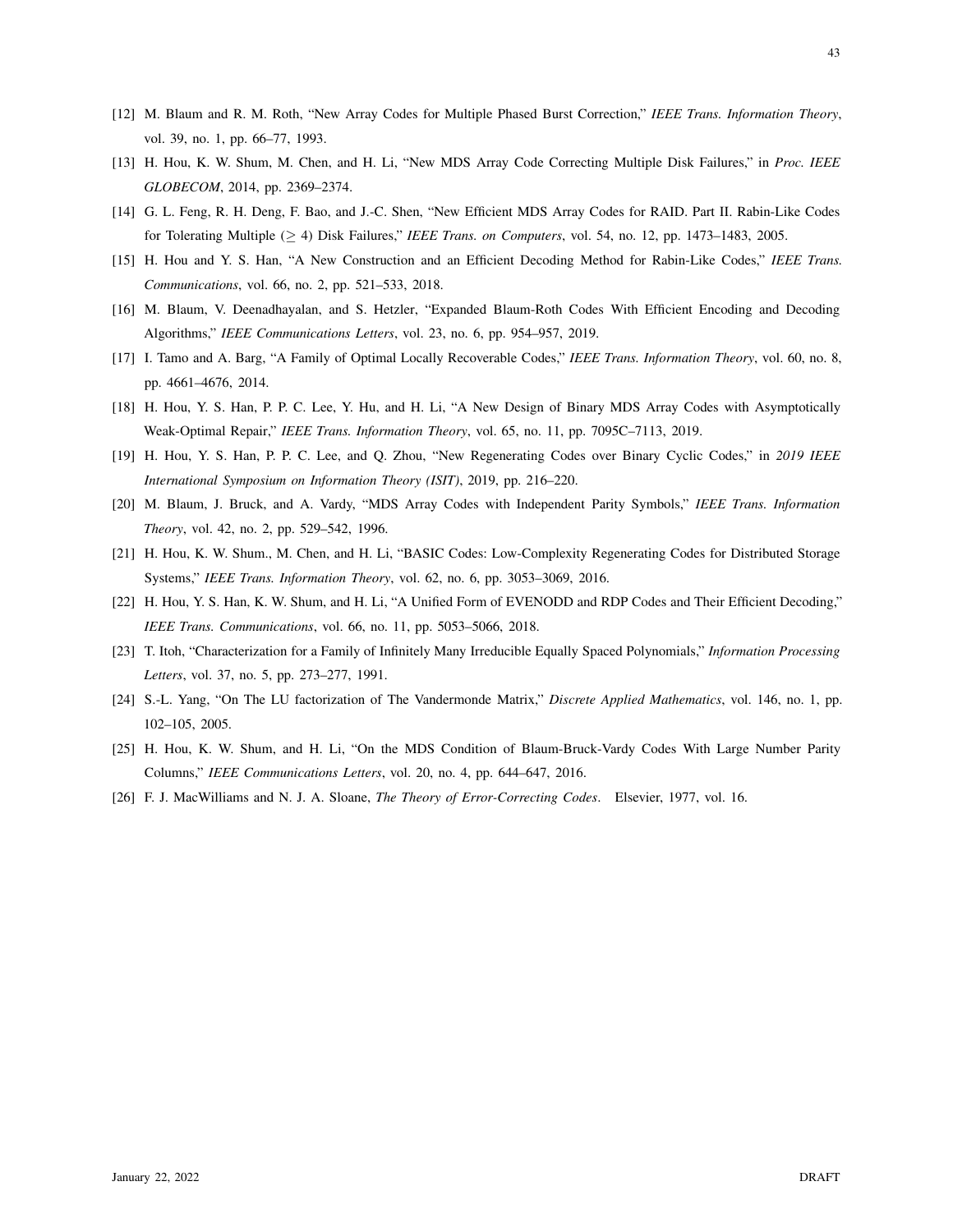[12] M. Blaum and R. M. Roth, "New Array Codes for Multiple Phased Burst Correction," *IEEE Trans. Information Theory*, vol. 39, no. 1, pp. 66–77, 1993.

[13] H. Hou, K. W. Shum, M. Chen, and H. Li, "New MDS Array Code Correcting Multiple Disk Failures," in *Proc. IEEE GLOBECOM*, 2014, pp. 2369–2374.

[14] G. L. Feng, R. H. Deng, F. Bao, and J.-C. Shen, "New Efficient MDS Array Codes for RAID. Part II. Rabin-Like Codes for Tolerating Multiple ($\geq$ 4) Disk Failures," *IEEE Trans. on Computers*, vol. 54, no. 12, pp. 1473–1483, 2005.

[15] H. Hou and Y. S. Han, "A New Construction and an Efficient Decoding Method for Rabin-Like Codes," *IEEE Trans. Communications*, vol. 66, no. 2, pp. 521–533, 2018.

[16] M. Blaum, V. Deenadhayalan, and S. Hetzler, "Expanded Blaum-Roth Codes With Efficient Encoding and Decoding Algorithms," *IEEE Communications Letters*, vol. 23, no. 6, pp. 954–957, 2019.

[17] I. Tamo and A. Barg, "A Family of Optimal Locally Recoverable Codes," *IEEE Trans. Information Theory*, vol. 60, no. 8, pp. 4661–4676, 2014.

[18] H. Hou, Y. S. Han, P. P. C. Lee, Y. Hu, and H. Li, "A New Design of Binary MDS Array Codes with Asymptotically Weak-Optimal Repair," *IEEE Trans. Information Theory*, vol. 65, no. 11, pp. 7095C–7113, 2019.

[19] H. Hou, Y. S. Han, P. P. C. Lee, and Q. Zhou, "New Regenerating Codes over Binary Cyclic Codes," in *2019 IEEE International Symposium on Information Theory (ISIT)*, 2019, pp. 216–220.

[20] M. Blaum, J. Bruck, and A. Vardy, "MDS Array Codes with Independent Parity Symbols," *IEEE Trans. Information Theory*, vol. 42, no. 2, pp. 529–542, 1996.

[21] H. Hou, K. W. Shum., M. Chen, and H. Li, "BASIC Codes: Low-Complexity Regenerating Codes for Distributed Storage Systems," *IEEE Trans. Information Theory*, vol. 62, no. 6, pp. 3053–3069, 2016.

[22] H. Hou, Y. S. Han, K. W. Shum, and H. Li, "A Unified Form of EVENODD and RDP Codes and Their Efficient Decoding," *IEEE Trans. Communications*, vol. 66, no. 11, pp. 5053–5066, 2018.

[23] T. Itoh, "Characterization for a Family of Infinitely Many Irreducible Equally Spaced Polynomials," *Information Processing Letters*, vol. 37, no. 5, pp. 273–277, 1991.

[24] S.-L. Yang, "On The LU factorization of The Vandermonde Matrix," *Discrete Applied Mathematics*, vol. 146, no. 1, pp. 102–105, 2005.

[25] H. Hou, K. W. Shum, and H. Li, "On the MDS Condition of Blaum-Bruck-Vardy Codes With Large Number Parity Columns," *IEEE Communications Letters*, vol. 20, no. 4, pp. 644–647, 2016.

[26] F. J. MacWilliams and N. J. A. Sloane, *The Theory of Error-Correcting Codes*. Elsevier, 1977, vol. 16.